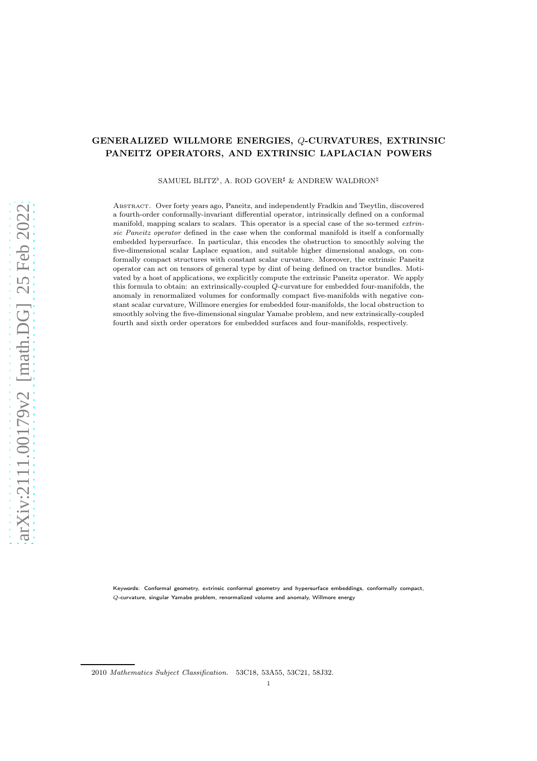# GENERALIZED WILLMORE ENERGIES, $Q$-CURVATURES, EXTRINSIC PANEITZ OPERATORS, AND EXTRINSIC LAPLACIAN POWERS

SAMUEL BLITZ[♭], A. ROD GOVER[♯] & ANDREW WALDRON[♮]

ABSTRACT. Over forty years ago, Paneitz, and independently Fradkin and Tseytlin, discovered a fourth-order conformally-invariant differential operator, intrinsically defined on a conformal manifold, mapping scalars to scalars. This operator is a special case of the so-termed *extrinsic Paneitz operator* defined in the case when the conformal manifold is itself a conformally embedded hypersurface. In particular, this encodes the obstruction to smoothly solving the five-dimensional scalar Laplace equation, and suitable higher dimensional analogs, on conformally compact structures with constant scalar curvature. Moreover, the extrinsic Paneitz operator can act on tensors of general type by dint of being defined on tractor bundles. Motivated by a host of applications, we explicitly compute the extrinsic Paneitz operator. We apply this formula to obtain: an extrinsically-coupled $Q$-curvature for embedded four-manifolds, the anomaly in renormalized volumes for conformally compact five-manifolds with negative constant scalar curvature, Willmore energies for embedded four-manifolds, the local obstruction to smoothly solving the five-dimensional singular Yamabe problem, and new extrinsically-coupled fourth and sixth order operators for embedded surfaces and four-manifolds, respectively.

Keywords: Conformal geometry, extrinsic conformal geometry and hypersurface embeddings, conformally compact, $Q$-curvature, singular Yamabe problem, renormalized volume and anomaly, Willmore energy

2010 *Mathematics Subject Classification.* 53C18, 53A55, 53C21, 58J32.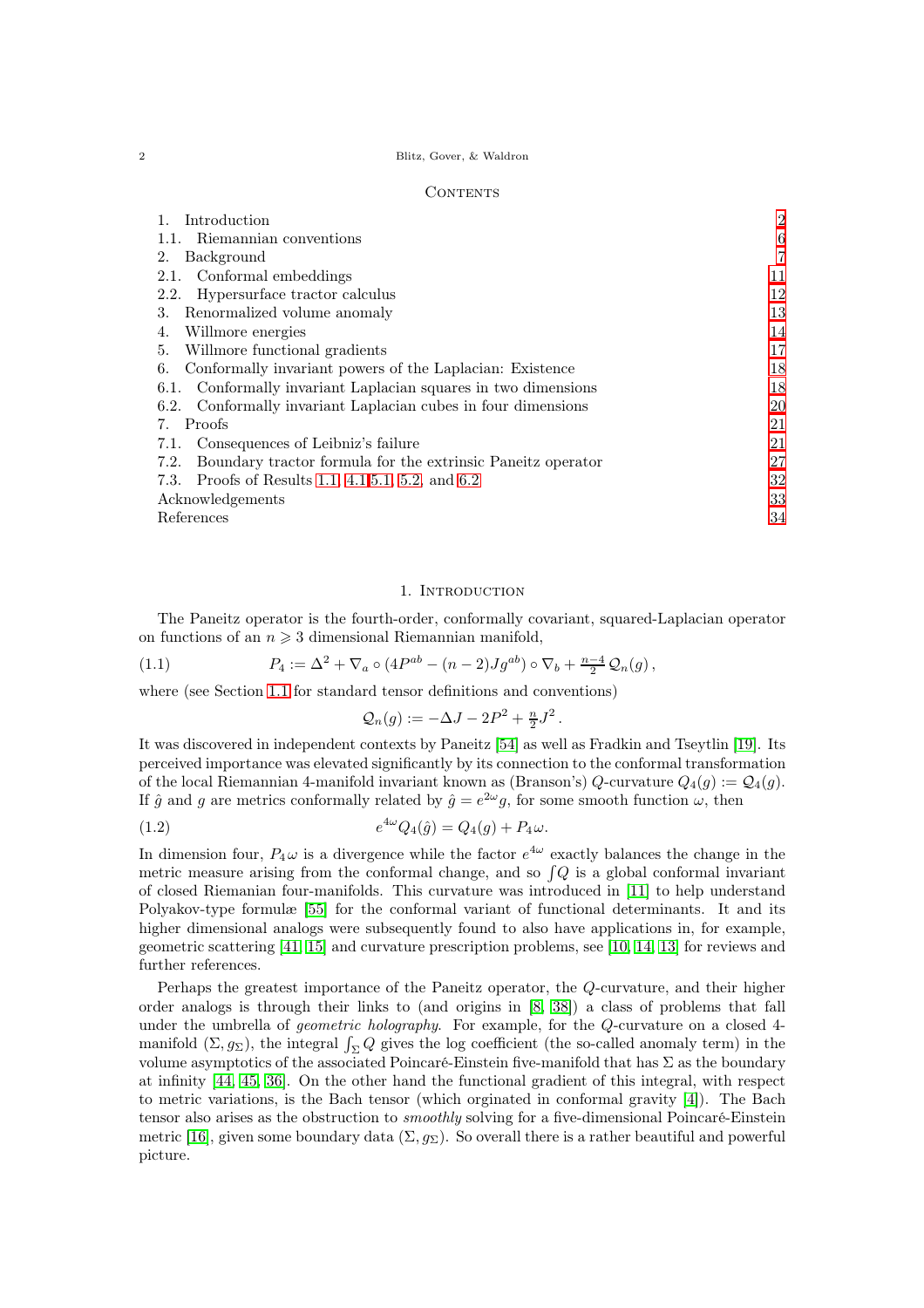## Contents

| | |
|---|---|
| 1. Introduction | 2 |
| 1.1. Riemannian conventions | 6 |
| 2. Background | 7 |
| 2.1. Conformal embeddings | 11 |
| 2.2. Hypersurface tractor calculus | 12 |
| 3. Renormalized volume anomaly | 13 |
| 4. Willmore energies | 14 |
| 5. Willmore functional gradients | 17 |
| 6. Conformally invariant powers of the Laplacian: Existence | 18 |
| 6.1. Conformally invariant Laplacian squares in two dimensions | 18 |
| 6.2. Conformally invariant Laplacian cubes in four dimensions | 20 |
| 7. Proofs | 21 |
| 7.1. Consequences of Leibniz's failure | 21 |
| 7.2. Boundary tractor formula for the extrinsic Paneitz operator | 27 |
| 7.3. Proofs of Results 1.1, 4.1 5.1, 5.2, and 6.2 | 32 |
| Acknowledgements | 33 |
| References | 34 |

## 1. Introduction

The Paneitz operator is the fourth-order, conformally covariant, squared-Laplacian operator on functions of an $n \geqslant 3$ dimensional Riemannian manifold,

$$P_4 := \Delta^2 + \nabla_a \circ (4P^{ab} - (n-2)Jg^{ab}) \circ \nabla_b + \tfrac{n-4}{2}\, \mathcal{Q}_n(g)\,, \tag{1.1}$$

where (see Section 1.1 for standard tensor definitions and conventions)

$$\mathcal{Q}_n(g) := -\Delta J - 2P^2 + \tfrac{n}{2} J^2\,.$$

It was discovered in independent contexts by Paneitz [54] as well as Fradkin and Tseytlin [19]. Its perceived importance was elevated significantly by its connection to the conformal transformation of the local Riemannian 4-manifold invariant known as (Branson's) $Q$-curvature $Q_4(g) := \mathcal{Q}_4(g)$. If $\hat{g}$ and $g$ are metrics conformally related by $\hat{g} = e^{2\omega} g$, for some smooth function $\omega$, then

$$e^{4\omega} Q_4(\hat{g}) = Q_4(g) + P_4 \omega. \tag{1.2}$$

In dimension four, $P_4\omega$ is a divergence while the factor $e^{4\omega}$ exactly balances the change in the metric measure arising from the conformal change, and so $\int Q$ is a global conformal invariant of closed Riemanian four-manifolds. This curvature was introduced in [11] to help understand Polyakov-type formulæ [55] for the conformal variant of functional determinants. It and its higher dimensional analogs were subsequently found to also have applications in, for example, geometric scattering [41, 15] and curvature prescription problems, see [10, 14, 13] for reviews and further references.

Perhaps the greatest importance of the Paneitz operator, the $Q$-curvature, and their higher order analogs is through their links to (and origins in [8, 38]) a class of problems that fall under the umbrella of *geometric holography*. For example, for the $Q$-curvature on a closed 4-manifold $(\Sigma, g_\Sigma)$, the integral $\int_\Sigma Q$ gives the log coefficient (the so-called anomaly term) in the volume asymptotics of the associated Poincaré-Einstein five-manifold that has $\Sigma$ as the boundary at infinity [44, 45, 36]. On the other hand the functional gradient of this integral, with respect to metric variations, is the Bach tensor (which orginated in conformal gravity [4]). The Bach tensor also arises as the obstruction to *smoothly* solving for a five-dimensional Poincaré-Einstein metric [16], given some boundary data $(\Sigma, g_\Sigma)$. So overall there is a rather beautiful and powerful picture.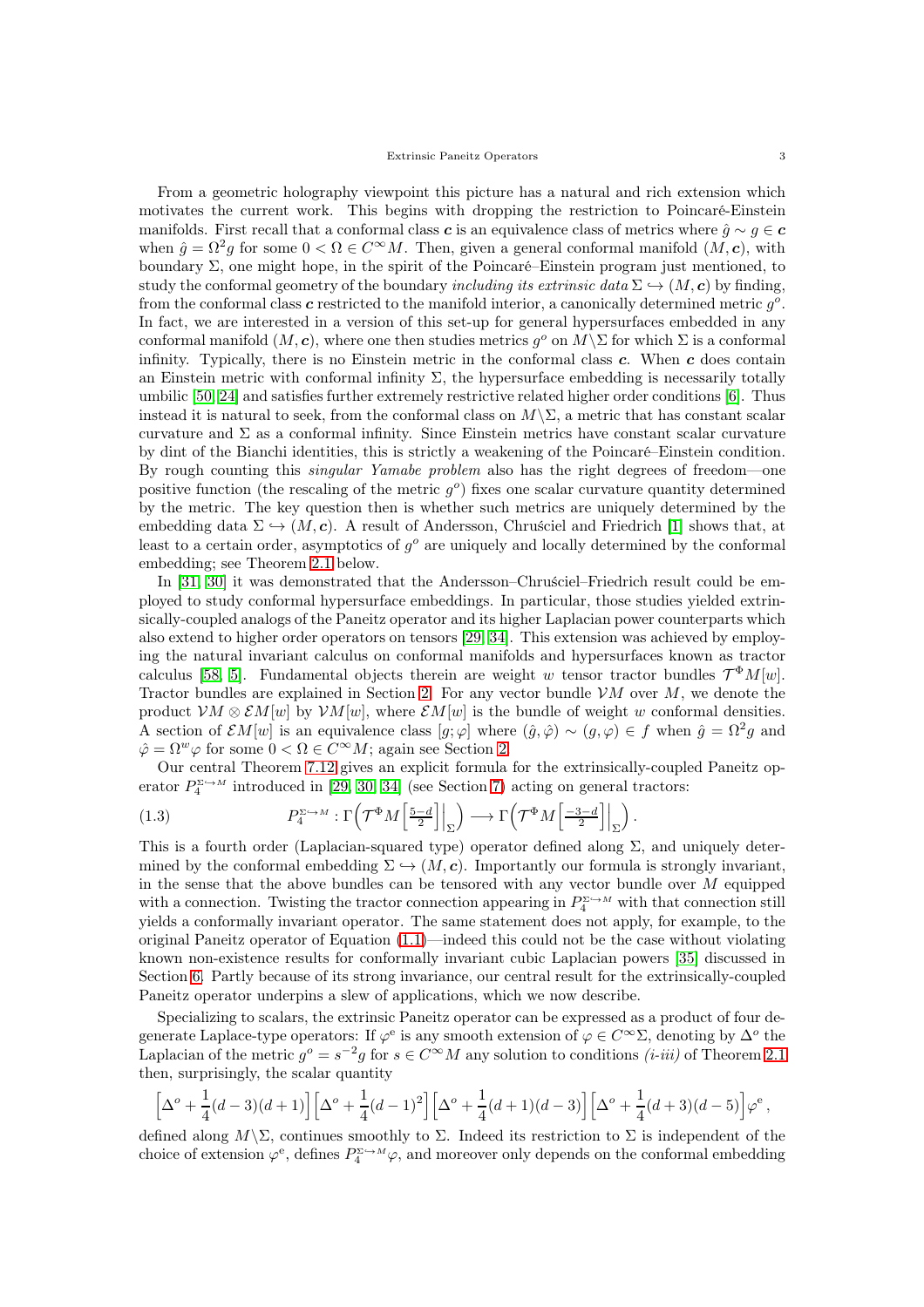From a geometric holography viewpoint this picture has a natural and rich extension which motivates the current work. This begins with dropping the restriction to Poincaré-Einstein manifolds. First recall that a conformal class $\boldsymbol{c}$ is an equivalence class of metrics where $\hat{g} \sim g \in \boldsymbol{c}$ when $\hat{g} = \Omega^2 g$ for some $0 < \Omega \in C^\infty M$. Then, given a general conformal manifold $(M, \boldsymbol{c})$, with boundary $\Sigma$, one might hope, in the spirit of the Poincaré–Einstein program just mentioned, to study the conformal geometry of the boundary *including its extrinsic data* $\Sigma \hookrightarrow (M, \boldsymbol{c})$ by finding, from the conformal class $\boldsymbol{c}$ restricted to the manifold interior, a canonically determined metric $g^o$. In fact, we are interested in a version of this set-up for general hypersurfaces embedded in any conformal manifold $(M, \boldsymbol{c})$, where one then studies metrics $g^o$ on $M \backslash \Sigma$ for which $\Sigma$ is a conformal infinity. Typically, there is no Einstein metric in the conformal class $\boldsymbol{c}$. When $\boldsymbol{c}$ does contain an Einstein metric with conformal infinity $\Sigma$, the hypersurface embedding is necessarily totally umbilic [50, 24] and satisfies further extremely restrictive related higher order conditions [6]. Thus instead it is natural to seek, from the conformal class on $M \backslash \Sigma$, a metric that has constant scalar curvature and $\Sigma$ as a conformal infinity. Since Einstein metrics have constant scalar curvature by dint of the Bianchi identities, this is strictly a weakening of the Poincaré–Einstein condition. By rough counting this *singular Yamabe problem* also has the right degrees of freedom—one positive function (the rescaling of the metric $g^o$) fixes one scalar curvature quantity determined by the metric. The key question then is whether such metrics are uniquely determined by the embedding data $\Sigma \hookrightarrow (M, \boldsymbol{c})$. A result of Andersson, Chruściel and Friedrich [1] shows that, at least to a certain order, asymptotics of $g^o$ are uniquely and locally determined by the conformal embedding; see Theorem 2.1 below.

In [31, 30] it was demonstrated that the Andersson–Chruściel–Friedrich result could be employed to study conformal hypersurface embeddings. In particular, those studies yielded extrinsically-coupled analogs of the Paneitz operator and its higher Laplacian power counterparts which also extend to higher order operators on tensors [29, 34]. This extension was achieved by employing the natural invariant calculus on conformal manifolds and hypersurfaces known as tractor calculus [58, 5]. Fundamental objects therein are weight $w$ tensor tractor bundles $\mathcal{T}^\Phi M[w]$. Tractor bundles are explained in Section 2. For any vector bundle $\mathcal{V}M$ over $M$, we denote the product $\mathcal{V}M \otimes \mathcal{E}M[w]$ by $\mathcal{V}M[w]$, where $\mathcal{E}M[w]$ is the bundle of weight $w$ conformal densities. A section of $\mathcal{E}M[w]$ is an equivalence class $[g; \varphi]$ where $(\hat{g}, \hat{\varphi}) \sim (g, \varphi) \in f$ when $\hat{g} = \Omega^2 g$ and $\hat{\varphi} = \Omega^w \varphi$ for some $0 < \Omega \in C^\infty M$; again see Section 2.

Our central Theorem 7.12 gives an explicit formula for the extrinsically-coupled Paneitz operator $P_4^{\Sigma \hookrightarrow M}$ introduced in [29, 30, 34] (see Section 7) acting on general tractors:

$$P_4^{\Sigma \hookrightarrow M} : \Gamma\Big(\mathcal{T}^\Phi M\Big[\tfrac{5-d}{2}\Big]\Big|_\Sigma\Big) \longrightarrow \Gamma\Big(\mathcal{T}^\Phi M\Big[\tfrac{-3-d}{2}\Big]\Big|_\Sigma\Big)\,. \tag{1.3}$$

This is a fourth order (Laplacian-squared type) operator defined along $\Sigma$, and uniquely determined by the conformal embedding $\Sigma \hookrightarrow (M, \boldsymbol{c})$. Importantly our formula is strongly invariant, in the sense that the above bundles can be tensored with any vector bundle over $M$ equipped with a connection. Twisting the tractor connection appearing in $P_4^{\Sigma \hookrightarrow M}$ with that connection still yields a conformally invariant operator. The same statement does not apply, for example, to the original Paneitz operator of Equation (1.1)—indeed this could not be the case without violating known non-existence results for conformally invariant cubic Laplacian powers [35] discussed in Section 6. Partly because of its strong invariance, our central result for the extrinsically-coupled Paneitz operator underpins a slew of applications, which we now describe.

Specializing to scalars, the extrinsic Paneitz operator can be expressed as a product of four degenerate Laplace-type operators: If $\varphi^{\rm e}$ is any smooth extension of $\varphi \in C^\infty \Sigma$, denoting by $\Delta^o$ the Laplacian of the metric $g^o = s^{-2} g$ for $s \in C^\infty M$ any solution to conditions *(i-iii)* of Theorem 2.1 then, surprisingly, the scalar quantity

$$\Big[\Delta^o + \frac{1}{4}(d-3)(d+1)\Big]\Big[\Delta^o + \frac{1}{4}(d-1)^2\Big]\Big[\Delta^o + \frac{1}{4}(d+1)(d-3)\Big]\Big[\Delta^o + \frac{1}{4}(d+3)(d-5)\Big]\varphi^{\rm e}\,,$$

defined along $M \backslash \Sigma$, continues smoothly to $\Sigma$. Indeed its restriction to $\Sigma$ is independent of the choice of extension $\varphi^{\rm e}$, defines $P_4^{\Sigma \hookrightarrow M} \varphi$, and moreover only depends on the conformal embedding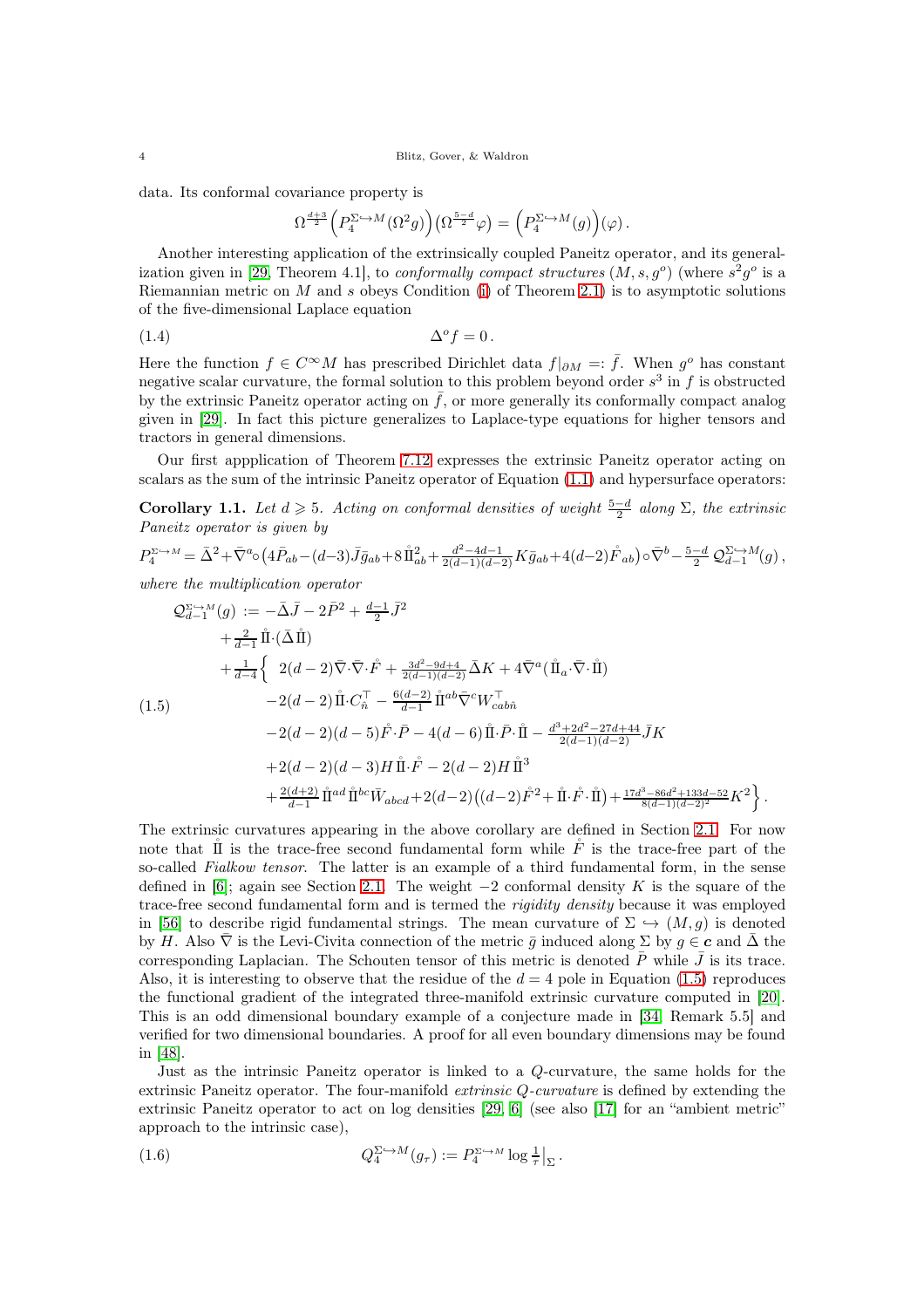data. Its conformal covariance property is

$$\Omega^{\frac{d+3}{2}}\Big(P_4^{\Sigma\hookrightarrow M}(\Omega^2 g)\Big)\big(\Omega^{\frac{5-d}{2}}\varphi\big) = \Big(P_4^{\Sigma\hookrightarrow M}(g)\Big)(\varphi)\,.$$

Another interesting application of the extrinsically coupled Paneitz operator, and its generalization given in [29, Theorem 4.1], to *conformally compact structures* $(M, s, g^o)$ (where $s^2 g^o$ is a Riemannian metric on $M$ and $s$ obeys Condition (i) of Theorem 2.1) is to asymptotic solutions of the five-dimensional Laplace equation

$$\Delta^o f = 0\,. \tag{1.4}$$

Here the function $f \in C^\infty M$ has prescribed Dirichlet data $f|_{\partial M} =: \bar f$. When $g^o$ has constant negative scalar curvature, the formal solution to this problem beyond order $s^3$ in $f$ is obstructed by the extrinsic Paneitz operator acting on $\bar f$, or more generally its conformally compact analog given in [29]. In fact this picture generalizes to Laplace-type equations for higher tensors and tractors in general dimensions.

Our first appplication of Theorem 7.12 expresses the extrinsic Paneitz operator acting on scalars as the sum of the intrinsic Paneitz operator of Equation (1.1) and hypersurface operators:

**Corollary 1.1.** *Let $d \geqslant 5$. Acting on conformal densities of weight $\frac{5-d}{2}$ along $\Sigma$, the extrinsic Paneitz operator is given by*

$$P_4^{\Sigma\hookrightarrow M} = \bar\Delta^2 + \bar\nabla^a \circ \big(4\bar P_{ab} - (d-3)\bar J \bar g_{ab} + 8\,\mathring{\rm I\!I}{}^2_{ab} + \tfrac{d^2-4d-1}{2(d-1)(d-2)} K \bar g_{ab} + 4(d-2)\mathring{F}_{ab}\big)\circ\bar\nabla^b - \tfrac{5-d}{2}\,\mathcal{Q}_{d-1}^{\Sigma\hookrightarrow M}(g)\,,$$

*where the multiplication operator*

$$\begin{aligned}
\mathcal{Q}_{d-1}^{\Sigma\hookrightarrow M}(g) :=\;& -\bar\Delta \bar J - 2\bar P^2 + \tfrac{d-1}{2}\bar J^2 \\
&+ \tfrac{2}{d-1}\,\mathring{\rm I\!I}\cdot(\bar\Delta\,\mathring{\rm I\!I}) \\
&+ \tfrac{1}{d-4}\Big\{\;\; 2(d-2)\bar\nabla\cdot\bar\nabla\cdot\mathring{F} + \tfrac{3d^2-9d+4}{2(d-1)(d-2)}\bar\Delta K + 4\bar\nabla^a(\mathring{\rm I\!I}_a\cdot\bar\nabla\cdot\mathring{\rm I\!I}) \\
&\qquad -2(d-2)\,\mathring{\rm I\!I}\cdot C_{\hat n}^{\top} - \tfrac{6(d-2)}{d-1}\,\mathring{\rm I\!I}{}^{ab}\bar\nabla^c W^{\top}_{cab\hat n} \\
&\qquad -2(d-2)(d-5)\mathring{F}\cdot\bar P - 4(d-6)\,\mathring{\rm I\!I}\cdot\bar P\cdot\mathring{\rm I\!I} - \tfrac{d^3+2d^2-27d+44}{2(d-1)(d-2)}\bar J K \\
&\qquad +2(d-2)(d-3)H\,\mathring{\rm I\!I}\cdot\mathring{F} - 2(d-2)H\,\mathring{\rm I\!I}{}^3 \\
&\qquad + \tfrac{2(d+2)}{d-1}\,\mathring{\rm I\!I}{}^{ad}\,\mathring{\rm I\!I}{}^{bc}\bar W_{abcd} + 2(d-2)\big((d-2)\mathring{F}^2 + \mathring{\rm I\!I}\cdot\mathring{F}\cdot\mathring{\rm I\!I}\big) + \tfrac{17d^3-86d^2+133d-52}{8(d-1)(d-2)^2}K^2\Big\}\,.
\end{aligned}\tag{1.5}$$

The extrinsic curvatures appearing in the above corollary are defined in Section 2.1. For now note that $\mathring{\rm I\!I}$ is the trace-free second fundamental form while $\mathring{F}$ is the trace-free part of the so-called *Fialkow tensor*. The latter is an example of a third fundamental form, in the sense defined in [6]; again see Section 2.1. The weight $-2$ conformal density $K$ is the square of the trace-free second fundamental form and is termed the *rigidity density* because it was employed in [56] to describe rigid fundamental strings. The mean curvature of $\Sigma \hookrightarrow (M, g)$ is denoted by $H$. Also $\bar\nabla$ is the Levi-Civita connection of the metric $\bar g$ induced along $\Sigma$ by $g \in \boldsymbol{c}$ and $\bar\Delta$ the corresponding Laplacian. The Schouten tensor of this metric is denoted $\bar P$ while $\bar J$ is its trace. Also, it is interesting to observe that the residue of the $d = 4$ pole in Equation (1.5) reproduces the functional gradient of the integrated three-manifold extrinsic curvature computed in [20]. This is an odd dimensional boundary example of a conjecture made in [34, Remark 5.5] and verified for two dimensional boundaries. A proof for all even boundary dimensions may be found in [48].

Just as the intrinsic Paneitz operator is linked to a $Q$-curvature, the same holds for the extrinsic Paneitz operator. The four-manifold *extrinsic $Q$-curvature* is defined by extending the extrinsic Paneitz operator to act on log densities [29, 6] (see also [17] for an "ambient metric" approach to the intrinsic case),

$$Q_4^{\Sigma\hookrightarrow M}(g_\tau) := P_4^{\Sigma\hookrightarrow M}\log\tfrac{1}{\tau}\big|_\Sigma\,. \tag{1.6}$$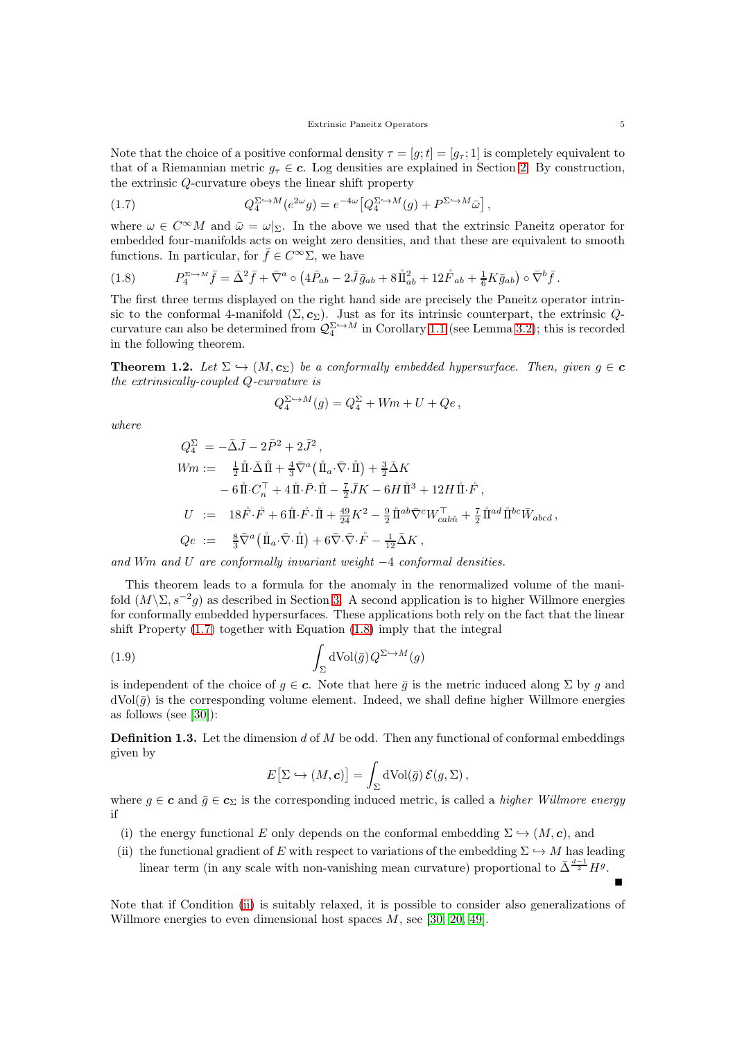Note that the choice of a positive conformal density $\tau = [g; t] = [g_\tau; 1]$ is completely equivalent to that of a Riemannian metric $g_\tau \in \boldsymbol{c}$. Log densities are explained in Section 2. By construction, the extrinsic $Q$-curvature obeys the linear shift property

$$Q_4^{\Sigma\hookrightarrow M}(e^{2\omega}g) = e^{-4\omega}\big[Q_4^{\Sigma\hookrightarrow M}(g) + P^{\Sigma\hookrightarrow M}\bar{\omega}\big]\,, \tag{1.7}$$

where $\omega \in C^\infty M$ and $\bar{\omega} = \omega|_\Sigma$. In the above we used that the extrinsic Paneitz operator for embedded four-manifolds acts on weight zero densities, and that these are equivalent to smooth functions. In particular, for $\bar{f} \in C^\infty\Sigma$, we have

$$P_4^{\Sigma\hookrightarrow M}\bar{f} = \bar{\Delta}^2\bar{f} + \bar{\nabla}^a \circ \big(4\bar{P}_{ab} - 2\bar{J}\bar{g}_{ab} + 8\mathring{\mathrm{I\!I}}^2_{ab} + 12\mathring{F}_{ab} + \tfrac{1}{6}K\bar{g}_{ab}\big)\circ\bar{\nabla}^b\bar{f}\,. \tag{1.8}$$

The first three terms displayed on the right hand side are precisely the Paneitz operator intrinsic to the conformal 4-manifold $(\Sigma, \boldsymbol{c}_\Sigma)$. Just as for its intrinsic counterpart, the extrinsic $Q$-curvature can also be determined from $\mathcal{Q}_4^{\Sigma\hookrightarrow M}$ in Corollary 1.1 (see Lemma 3.2); this is recorded in the following theorem.

**Theorem 1.2.** *Let $\Sigma \hookrightarrow (M, \boldsymbol{c}_\Sigma)$ be a conformally embedded hypersurface. Then, given $g \in \boldsymbol{c}$ the extrinsically-coupled $Q$-curvature is*

$$Q_4^{\Sigma\hookrightarrow M}(g) = Q_4^\Sigma + Wm + U + Qe\,,$$

*where*

$$\begin{aligned}
Q_4^\Sigma &= -\bar{\Delta}\bar{J} - 2\bar{P}^2 + 2\bar{J}^2\,,\\
Wm &:= \tfrac{1}{2}\mathring{\mathrm{I\!I}}\cdot\bar{\Delta}\,\mathring{\mathrm{I\!I}} + \tfrac{4}{3}\bar{\nabla}^a\big(\mathring{\mathrm{I\!I}}_a\cdot\bar{\nabla}\cdot\mathring{\mathrm{I\!I}}\big) + \tfrac{3}{2}\bar{\Delta}K\\
&\quad\; - 6\,\mathring{\mathrm{I\!I}}\cdot C_n^\top + 4\,\mathring{\mathrm{I\!I}}\cdot\bar{P}\cdot\mathring{\mathrm{I\!I}} - \tfrac{7}{2}\bar{J}K - 6H\,\mathring{\mathrm{I\!I}}^3 + 12H\,\mathring{\mathrm{I\!I}}\cdot\mathring{F}\,,\\
U &:= 18\mathring{F}\cdot\mathring{F} + 6\,\mathring{\mathrm{I\!I}}\cdot\mathring{F}\cdot\mathring{\mathrm{I\!I}} + \tfrac{49}{24}K^2 - \tfrac{9}{2}\,\mathring{\mathrm{I\!I}}^{ab}\bar{\nabla}^c W^\top_{cab\hat{n}} + \tfrac{7}{2}\,\mathring{\mathrm{I\!I}}^{ad}\,\mathring{\mathrm{I\!I}}^{bc}\bar{W}_{abcd}\,,\\
Qe &:= \tfrac{8}{3}\bar{\nabla}^a\big(\mathring{\mathrm{I\!I}}_a\cdot\bar{\nabla}\cdot\mathring{\mathrm{I\!I}}\big) + 6\bar{\nabla}\cdot\bar{\nabla}\cdot\mathring{F} - \tfrac{1}{12}\bar{\Delta}K\,,
\end{aligned}$$

*and $Wm$ and $U$ are conformally invariant weight $-4$ conformal densities.*

This theorem leads to a formula for the anomaly in the renormalized volume of the manifold $(M\backslash\Sigma, s^{-2}g)$ as described in Section 3. A second application is to higher Willmore energies for conformally embedded hypersurfaces. These applications both rely on the fact that the linear shift Property (1.7) together with Equation (1.8) imply that the integral

$$\int_\Sigma \mathrm{dVol}(\bar{g})\,Q^{\Sigma\hookrightarrow M}(g) \tag{1.9}$$

is independent of the choice of $g \in \boldsymbol{c}$. Note that here $\bar{g}$ is the metric induced along $\Sigma$ by $g$ and $\mathrm{dVol}(\bar{g})$ is the corresponding volume element. Indeed, we shall define higher Willmore energies as follows (see [30]):

**Definition 1.3.** Let the dimension $d$ of $M$ be odd. Then any functional of conformal embeddings given by

$$E\big[\Sigma \hookrightarrow (M, \boldsymbol{c})\big] = \int_\Sigma \mathrm{dVol}(\bar{g})\,\mathcal{E}(g, \Sigma)\,,$$

where $g \in \boldsymbol{c}$ and $\bar{g} \in \boldsymbol{c}_\Sigma$ is the corresponding induced metric, is called a *higher Willmore energy* if

(i) the energy functional $E$ only depends on the conformal embedding $\Sigma \hookrightarrow (M, \boldsymbol{c})$, and

(ii) the functional gradient of $E$ with respect to variations of the embedding $\Sigma \hookrightarrow M$ has leading linear term (in any scale with non-vanishing mean curvature) proportional to $\bar{\Delta}^{\frac{d-1}{2}}H^g$. ∎

Note that if Condition (ii) is suitably relaxed, it is possible to consider also generalizations of Willmore energies to even dimensional host spaces $M$, see [30, 20, 49].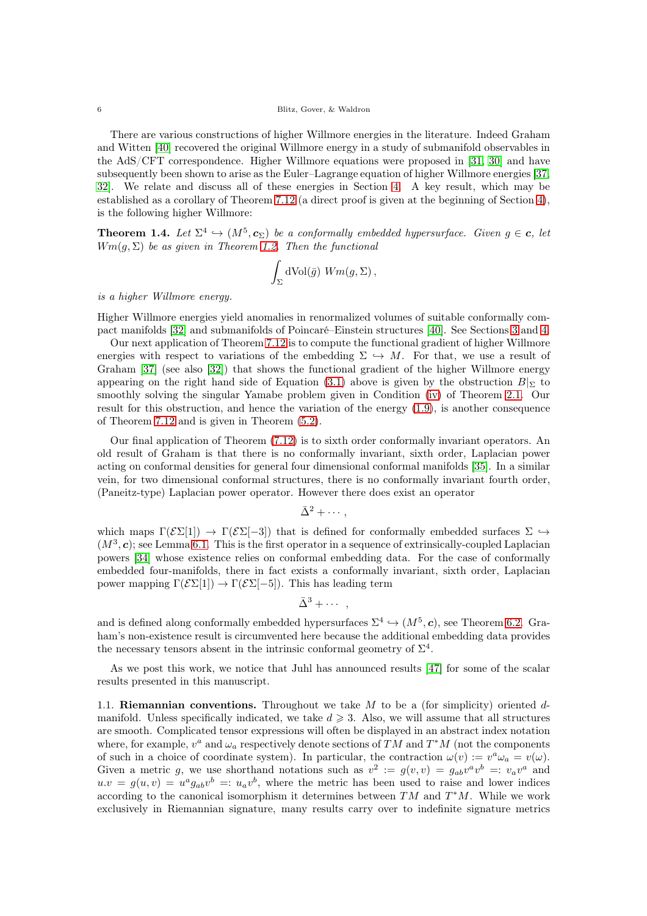There are various constructions of higher Willmore energies in the literature. Indeed Graham and Witten [40] recovered the original Willmore energy in a study of submanifold observables in the AdS/CFT correspondence. Higher Willmore equations were proposed in [31, 30] and have subsequently been shown to arise as the Euler–Lagrange equation of higher Willmore energies [37, 32]. We relate and discuss all of these energies in Section 4. A key result, which may be established as a corollary of Theorem 7.12 (a direct proof is given at the beginning of Section 4), is the following higher Willmore:

**Theorem 1.4.** *Let $\Sigma^4 \hookrightarrow (M^5, \boldsymbol{c}_\Sigma)$ be a conformally embedded hypersurface. Given $g \in \boldsymbol{c}$, let $Wm(g, \Sigma)$ be as given in Theorem 1.2. Then the functional*

$$\int_\Sigma \mathrm{dVol}(\bar{g})\ Wm(g, \Sigma)\,,$$

*is a higher Willmore energy.*

Higher Willmore energies yield anomalies in renormalized volumes of suitable conformally compact manifolds [32] and submanifolds of Poincaré–Einstein structures [40]. See Sections 3 and 4.

Our next application of Theorem 7.12 is to compute the functional gradient of higher Willmore energies with respect to variations of the embedding $\Sigma \hookrightarrow M$. For that, we use a result of Graham [37] (see also [32]) that shows the functional gradient of the higher Willmore energy appearing on the right hand side of Equation (3.1) above is given by the obstruction $B|_\Sigma$ to smoothly solving the singular Yamabe problem given in Condition (iv) of Theorem 2.1. Our result for this obstruction, and hence the variation of the energy (1.9), is another consequence of Theorem 7.12 and is given in Theorem (5.2).

Our final application of Theorem (7.12) is to sixth order conformally invariant operators. An old result of Graham is that there is no conformally invariant, sixth order, Laplacian power acting on conformal densities for general four dimensional conformal manifolds [35]. In a similar vein, for two dimensional conformal structures, there is no conformally invariant fourth order, (Paneitz-type) Laplacian power operator. However there does exist an operator

$$\bar{\Delta}^2 + \cdots,$$

which maps $\Gamma(\mathcal{E}\Sigma[1]) \to \Gamma(\mathcal{E}\Sigma[-3])$ that is defined for conformally embedded surfaces $\Sigma \hookrightarrow (M^3, \boldsymbol{c})$; see Lemma 6.1. This is the first operator in a sequence of extrinsically-coupled Laplacian powers [34] whose existence relies on conformal embedding data. For the case of conformally embedded four-manifolds, there in fact exists a conformally invariant, sixth order, Laplacian power mapping $\Gamma(\mathcal{E}\Sigma[1]) \to \Gamma(\mathcal{E}\Sigma[-5])$. This has leading term

$$\bar{\Delta}^3 + \cdots\ ,$$

and is defined along conformally embedded hypersurfaces $\Sigma^4 \hookrightarrow (M^5, \boldsymbol{c})$, see Theorem 6.2. Graham's non-existence result is circumvented here because the additional embedding data provides the necessary tensors absent in the intrinsic conformal geometry of $\Sigma^4$.

As we post this work, we notice that Juhl has announced results [47] for some of the scalar results presented in this manuscript.

1.1. **Riemannian conventions.** Throughout we take $M$ to be a (for simplicity) oriented $d$-manifold. Unless specifically indicated, we take $d \geqslant 3$. Also, we will assume that all structures are smooth. Complicated tensor expressions will often be displayed in an abstract index notation where, for example, $v^a$ and $\omega_a$ respectively denote sections of $TM$ and $T^*M$ (not the components of such in a choice of coordinate system). In particular, the contraction $\omega(v) := v^a\omega_a = v(\omega)$. Given a metric $g$, we use shorthand notations such as $v^2 := g(v, v) = g_{ab}v^a v^b =: v_a v^a$ and $u.v = g(u, v) = u^a g_{ab} v^b =: u_a v^b$, where the metric has been used to raise and lower indices according to the canonical isomorphism it determines between $TM$ and $T^*M$. While we work exclusively in Riemannian signature, many results carry over to indefinite signature metrics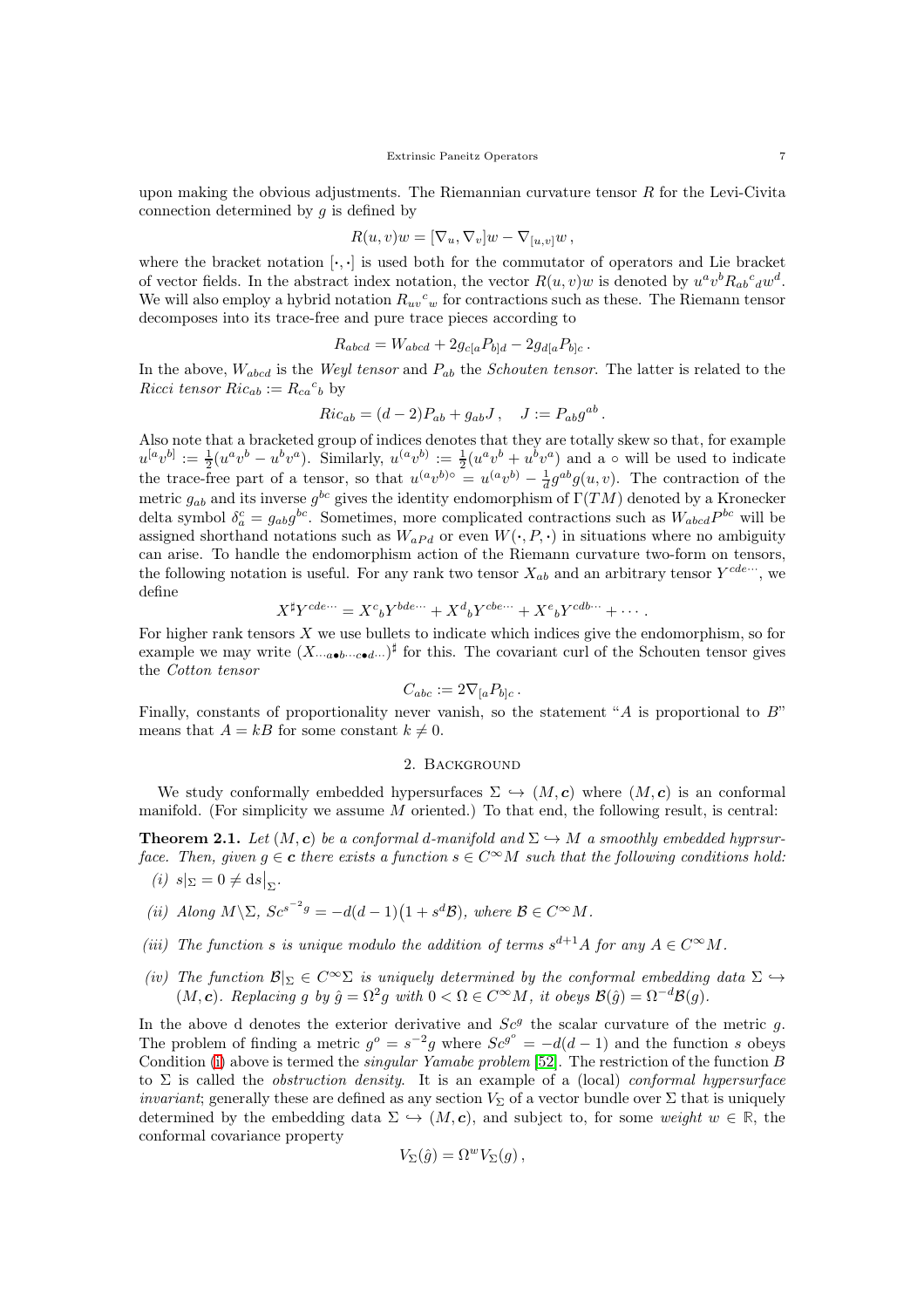upon making the obvious adjustments. The Riemannian curvature tensor $R$ for the Levi-Civita connection determined by $g$ is defined by

$$R(u,v)w = [\nabla_u, \nabla_v]w - \nabla_{[u,v]}w\,,$$

where the bracket notation $[\cdot,\cdot]$ is used both for the commutator of operators and Lie bracket of vector fields. In the abstract index notation, the vector $R(u,v)w$ is denoted by $u^a v^b R_{ab}{}^c{}_d w^d$. We will also employ a hybrid notation $R_{uv}{}^c{}_w$ for contractions such as these. The Riemann tensor decomposes into its trace-free and pure trace pieces according to

$$R_{abcd} = W_{abcd} + 2g_{c[a}P_{b]d} - 2g_{d[a}P_{b]c}\,.$$

In the above, $W_{abcd}$ is the *Weyl tensor* and $P_{ab}$ the *Schouten tensor*. The latter is related to the *Ricci tensor* $Ric_{ab} := R_{ca}{}^c{}_b$ by

$$Ric_{ab} = (d-2)P_{ab} + g_{ab}J\,, \quad J := P_{ab}g^{ab}\,.$$

Also note that a bracketed group of indices denotes that they are totally skew so that, for example $u^{[a}v^{b]} := \frac{1}{2}(u^a v^b - u^b v^a)$. Similarly, $u^{(a}v^{b)} := \frac{1}{2}(u^a v^b + u^b v^a)$ and a $\circ$ will be used to indicate the trace-free part of a tensor, so that $u^{(a}v^{b)\circ} = u^{(a}v^{b)} - \frac{1}{d}g^{ab}g(u,v)$. The contraction of the metric $g_{ab}$ and its inverse $g^{bc}$ gives the identity endomorphism of $\Gamma(TM)$ denoted by a Kronecker delta symbol $\delta_a^c = g_{ab}g^{bc}$. Sometimes, more complicated contractions such as $W_{abcd}P^{bc}$ will be assigned shorthand notations such as $W_{aPd}$ or even $W(\cdot,P,\cdot)$ in situations where no ambiguity can arise. To handle the endomorphism action of the Riemann curvature two-form on tensors, the following notation is useful. For any rank two tensor $X_{ab}$ and an arbitrary tensor $Y^{cde\cdots}$, we define

$$X^\sharp Y^{cde\cdots} = X^c{}_b Y^{bde\cdots} + X^d{}_b Y^{cbe\cdots} + X^e{}_b Y^{cdb\cdots} + \cdots\,.$$

For higher rank tensors $X$ we use bullets to indicate which indices give the endomorphism, so for example we may write $(X_{\cdots a\bullet b\cdots c\bullet d\cdots})^\sharp$ for this. The covariant curl of the Schouten tensor gives the *Cotton tensor*

$$C_{abc} := 2\nabla_{[a}P_{b]c}\,.$$

Finally, constants of proportionality never vanish, so the statement "$A$ is proportional to $B$" means that $A = kB$ for some constant $k \neq 0$.

## 2. Background

We study conformally embedded hypersurfaces $\Sigma \hookrightarrow (M, \boldsymbol{c})$ where $(M, \boldsymbol{c})$ is an conformal manifold. (For simplicity we assume $M$ oriented.) To that end, the following result, is central:

**Theorem 2.1.** *Let $(M, \boldsymbol{c})$ be a conformal $d$-manifold and $\Sigma \hookrightarrow M$ a smoothly embedded hyprsurface. Then, given $g \in \boldsymbol{c}$ there exists a function $s \in C^\infty M$ such that the following conditions hold:*

*(i) $s|_\Sigma = 0 \neq \mathrm{d}s\big|_\Sigma$.*

*(ii) Along $M\backslash\Sigma$, $Sc^{s^{-2}g} = -d(d-1)\big(1 + s^d\mathcal{B}\big)$, where $\mathcal{B} \in C^\infty M$.*

*(iii) The function $s$ is unique modulo the addition of terms $s^{d+1}A$ for any $A \in C^\infty M$.*

*(iv) The function $\mathcal{B}|_\Sigma \in C^\infty\Sigma$ is uniquely determined by the conformal embedding data $\Sigma \hookrightarrow (M, \boldsymbol{c})$. Replacing $g$ by $\hat{g} = \Omega^2 g$ with $0 < \Omega \in C^\infty M$, it obeys $\mathcal{B}(\hat{g}) = \Omega^{-d}\mathcal{B}(g)$.*

In the above d denotes the exterior derivative and $Sc^g$ the scalar curvature of the metric $g$. The problem of finding a metric $g^o = s^{-2}g$ where $Sc^{g^o} = -d(d-1)$ and the function $s$ obeys Condition (i) above is termed the *singular Yamabe problem* [52]. The restriction of the function $B$ to $\Sigma$ is called the *obstruction density*. It is an example of a (local) *conformal hypersurface invariant*; generally these are defined as any section $V_\Sigma$ of a vector bundle over $\Sigma$ that is uniquely determined by the embedding data $\Sigma \hookrightarrow (M, \boldsymbol{c})$, and subject to, for some *weight* $w \in \mathbb{R}$, the conformal covariance property

$$V_\Sigma(\hat{g}) = \Omega^w V_\Sigma(g)\,,$$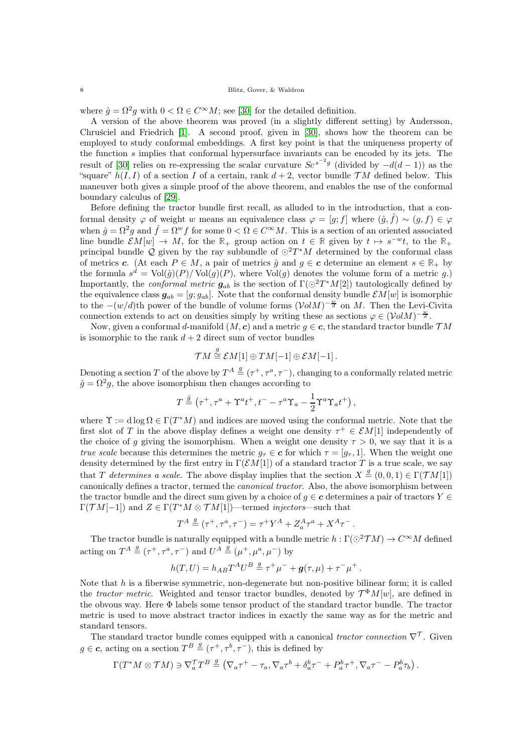where $\hat{g} = \Omega^2 g$ with $0 < \Omega \in C^\infty M$; see [30] for the detailed definition.

A version of the above theorem was proved (in a slightly different setting) by Andersson, Chruściel and Friedrich [1]. A second proof, given in [30], shows how the theorem can be employed to study conformal embeddings. A first key point is that the uniqueness property of the function $s$ implies that conformal hypersurface invariants can be encoded by its jets. The result of [30] relies on re-expressing the scalar curvature $Sc^{s^{-2}g}$ (divided by $-d(d-1)$) as the "square" $h(I, I)$ of a section $I$ of a certain, rank $d+2$, vector bundle $\mathcal{T}M$ defined below. This maneuver both gives a simple proof of the above theorem, and enables the use of the conformal boundary calculus of [29].

Before defining the tractor bundle first recall, as alluded to in the introduction, that a conformal density $\varphi$ of weight $w$ means an equivalence class $\varphi = [g; f]$ where $(\hat{g}, \hat{f}) \sim (g, f) \in \varphi$ when $\hat{g} = \Omega^2 g$ and $\hat{f} = \Omega^w f$ for some $0 < \Omega \in C^\infty M$. This is a section of an oriented associated line bundle $\mathcal{E}M[w] \to M$, for the $\mathbb{R}_+$ group action on $t \in \mathbb{R}$ given by $t \mapsto s^{-w} t$, to the $\mathbb{R}_+$ principal bundle $\mathcal{Q}$ given by the ray subbundle of $\odot^2 T^*M$ determined by the conformal class of metrics $\boldsymbol{c}$. (At each $P \in M$, a pair of metrics $\hat{g}$ and $g \in \boldsymbol{c}$ determine an element $s \in \mathbb{R}_+$ by the formula $s^d = \operatorname{Vol}(\hat{g})(P)/\operatorname{Vol}(g)(P)$, where $\operatorname{Vol}(g)$ denotes the volume form of a metric $g$.) Importantly, the *conformal metric* $\boldsymbol{g}_{ab}$ is the section of $\Gamma(\odot^2 T^*M[2])$ tautologically defined by the equivalence class $\boldsymbol{g}_{ab} = [g; g_{ab}]$. Note that the conformal density bundle $\mathcal{E}M[w]$ is isomorphic to the $-(w/d)$th power of the bundle of volume forms $(\mathcal{V}ol M)^{-\frac{w}{d}}$ on $M$. Then the Levi-Civita connection extends to act on densities simply by writing these as sections $\varphi \in (\mathcal{V}ol M)^{-\frac{w}{d}}$.

Now, given a conformal $d$-manifold $(M, \boldsymbol{c})$ and a metric $g \in \boldsymbol{c}$, the standard tractor bundle $\mathcal{T}M$ is isomorphic to the rank $d+2$ direct sum of vector bundles

$$\mathcal{T}M \stackrel{g}{\cong} \mathcal{E}M[1] \oplus TM[-1] \oplus \mathcal{E}M[-1]\,.$$

Denoting a section $T$ of the above by $T^A \stackrel{g}{=} (\tau^+, \tau^a, \tau^-)$, changing to a conformally related metric $\hat{g} = \Omega^2 g$, the above isomorphism then changes according to

$$T \stackrel{\hat{g}}{=} \left(\tau^+, \tau^a + \Upsilon^a t^+, t^- - \tau^a \Upsilon_a - \frac{1}{2}\Upsilon^a \Upsilon_a t^+\right),$$

where $\Upsilon := \mathrm{d}\log\Omega \in \Gamma(T^*M)$ and indices are moved using the conformal metric. Note that the first slot of $T$ in the above display defines a weight one density $\tau^+ \in \mathcal{E}M[1]$ independently of the choice of $g$ giving the isomorphism. When a weight one density $\tau > 0$, we say that it is a *true scale* because this determines the metric $g_\tau \in \boldsymbol{c}$ for which $\tau = [g_\tau, 1]$. When the weight one density determined by the first entry in $\Gamma(\mathcal{E}M[1])$ of a standard tractor $T$ is a true scale, we say that $T$ *determines a scale*. The above display implies that the section $X \stackrel{g}{=} (0, 0, 1) \in \Gamma(\mathcal{T}M[1])$ canonically defines a tractor, termed the *canonical tractor*. Also, the above isomorphism between the tractor bundle and the direct sum given by a choice of $g \in \boldsymbol{c}$ determines a pair of tractors $Y \in \Gamma(\mathcal{T}M[-1])$ and $Z \in \Gamma(T^*M \otimes \mathcal{T}M[1])$—termed *injectors*—such that

$$T^A \stackrel{g}{=} (\tau^+, \tau^a, \tau^-) = \tau^+ Y^A + Z^A_a \tau^a + X^A \tau^-\,.$$

The tractor bundle is naturally equipped with a bundle metric $h : \Gamma(\odot^2 \mathcal{T}M) \to C^\infty M$ defined acting on $T^A \stackrel{g}{=} (\tau^+, \tau^a, \tau^-)$ and $U^A \stackrel{g}{=} (\mu^+, \mu^a, \mu^-)$ by

$$h(T, U) = h_{AB} T^A U^B \stackrel{g}{=} \tau^+ \mu^- + \boldsymbol{g}(\tau, \mu) + \tau^- \mu^+\,.$$

Note that $h$ is a fiberwise symmetric, non-degenerate but non-positive bilinear form; it is called the *tractor metric*. Weighted and tensor tractor bundles, denoted by $\mathcal{T}^\Phi M[w]$, are defined in the obvous way. Here $\Phi$ labels some tensor product of the standard tractor bundle. The tractor metric is used to move abstract tractor indices in exactly the same way as for the metric and standard tensors.

The standard tractor bundle comes equipped with a canonical *tractor connection* $\nabla^{\mathcal{T}}$. Given $g \in \boldsymbol{c}$, acting on a section $T^B \stackrel{g}{=} (\tau^+, \tau^b, \tau^-)$, this is defined by

$$\Gamma(T^*M \otimes \mathcal{T}M) \ni \nabla^{\mathcal{T}}_a T^B \stackrel{g}{=} \left(\nabla_a \tau^+ - \tau_a, \nabla_a \tau^b + \delta^b_a \tau^- + P^b_a \tau^+, \nabla_a \tau^- - P^b_a \tau_b\right).$$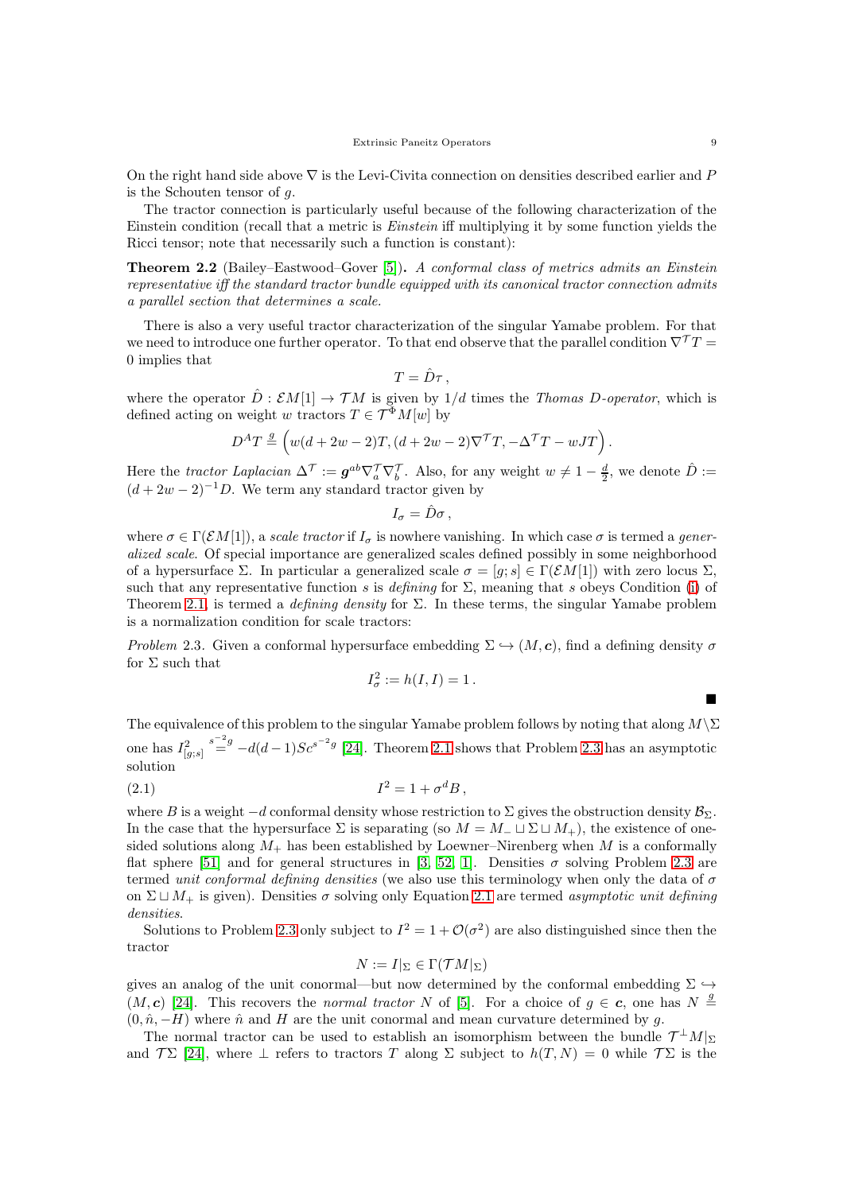On the right hand side above $\nabla$ is the Levi-Civita connection on densities described earlier and $P$ is the Schouten tensor of $g$.

The tractor connection is particularly useful because of the following characterization of the Einstein condition (recall that a metric is *Einstein* iff multiplying it by some function yields the Ricci tensor; note that necessarily such a function is constant):

**Theorem 2.2** (Bailey–Eastwood–Gover [5]). *A conformal class of metrics admits an Einstein representative iff the standard tractor bundle equipped with its canonical tractor connection admits a parallel section that determines a scale.*

There is also a very useful tractor characterization of the singular Yamabe problem. For that we need to introduce one further operator. To that end observe that the parallel condition $\nabla^{\mathcal{T}} T = 0$ implies that

$$T = \hat{D}\tau\,,$$

where the operator $\hat{D} : \mathcal{E}M[1] \to \mathcal{T}M$ is given by $1/d$ times the *Thomas D-operator*, which is defined acting on weight $w$ tractors $T \in \mathcal{T}^{\Phi}M[w]$ by

$$D^A T \stackrel{g}{=} \Big(w(d+2w-2)T, (d+2w-2)\nabla^{\mathcal{T}} T, -\Delta^{\mathcal{T}} T - wJT\Big)\,.$$

Here the *tractor Laplacian* $\Delta^{\mathcal{T}} := \boldsymbol{g}^{ab}\nabla^{\mathcal{T}}_a \nabla^{\mathcal{T}}_b$. Also, for any weight $w \neq 1 - \frac{d}{2}$, we denote $\hat{D} := (d+2w-2)^{-1}D$. We term any standard tractor given by

$$I_\sigma = \hat{D}\sigma\,,$$

where $\sigma \in \Gamma(\mathcal{E}M[1])$, a *scale tractor* if $I_\sigma$ is nowhere vanishing. In which case $\sigma$ is termed a *generalized scale*. Of special importance are generalized scales defined possibly in some neighborhood of a hypersurface $\Sigma$. In particular a generalized scale $\sigma = [g; s] \in \Gamma(\mathcal{E}M[1])$ with zero locus $\Sigma$, such that any representative function $s$ is *defining* for $\Sigma$, meaning that $s$ obeys Condition (i) of Theorem 2.1, is termed a *defining density* for $\Sigma$. In these terms, the singular Yamabe problem is a normalization condition for scale tractors:

*Problem* 2.3. Given a conformal hypersurface embedding $\Sigma \hookrightarrow (M, \boldsymbol{c})$, find a defining density $\sigma$ for $\Sigma$ such that

$$I^2_\sigma := h(I, I) = 1\,.$$

■

The equivalence of this problem to the singular Yamabe problem follows by noting that along $M \backslash \Sigma$ one has $I^2_{[g;s]} \stackrel{s^{-2}g}{=} -d(d-1)Sc^{s^{-2}g}$ [24]. Theorem 2.1 shows that Problem 2.3 has an asymptotic solution

$$I^2 = 1 + \sigma^d B\,, \tag{2.1}$$

where $B$ is a weight $-d$ conformal density whose restriction to $\Sigma$ gives the obstruction density $\mathcal{B}_\Sigma$. In the case that the hypersurface $\Sigma$ is separating (so $M = M_- \sqcup \Sigma \sqcup M_+$), the existence of one-sided solutions along $M_+$ has been established by Loewner–Nirenberg when $M$ is a conformally flat sphere [51] and for general structures in [3, 52, 1]. Densities $\sigma$ solving Problem 2.3 are termed *unit conformal defining densities* (we also use this terminology when only the data of $\sigma$ on $\Sigma \sqcup M_+$ is given). Densities $\sigma$ solving only Equation 2.1 are termed *asymptotic unit defining densities*.

Solutions to Problem 2.3 only subject to $I^2 = 1 + \mathcal{O}(\sigma^2)$ are also distinguished since then the tractor

$$N := I|_\Sigma \in \Gamma(\mathcal{T}M|_\Sigma)$$

gives an analog of the unit conormal—but now determined by the conformal embedding $\Sigma \hookrightarrow (M, \boldsymbol{c})$ [24]. This recovers the *normal tractor* $N$ of [5]. For a choice of $g \in \boldsymbol{c}$, one has $N \stackrel{g}{=} (0, \hat{n}, -H)$ where $\hat{n}$ and $H$ are the unit conormal and mean curvature determined by $g$.

The normal tractor can be used to establish an isomorphism between the bundle $\mathcal{T}^\perp M|_\Sigma$ and $\mathcal{T}\Sigma$ [24], where $\perp$ refers to tractors $T$ along $\Sigma$ subject to $h(T, N) = 0$ while $\mathcal{T}\Sigma$ is the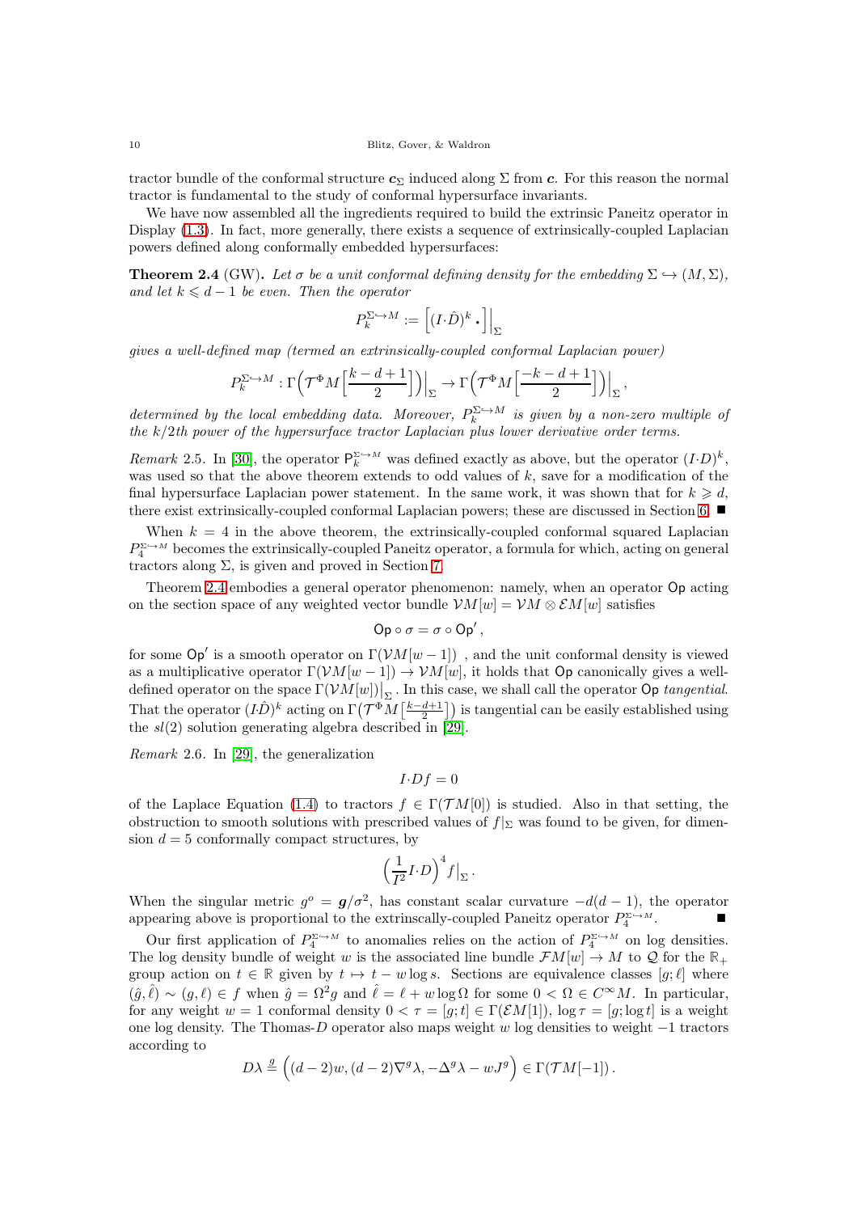tractor bundle of the conformal structure $\boldsymbol{c}_\Sigma$ induced along $\Sigma$ from $\boldsymbol{c}$. For this reason the normal tractor is fundamental to the study of conformal hypersurface invariants.

We have now assembled all the ingredients required to build the extrinsic Paneitz operator in Display (1.3). In fact, more generally, there exists a sequence of extrinsically-coupled Laplacian powers defined along conformally embedded hypersurfaces:

**Theorem 2.4** (GW)**.** *Let $\sigma$ be a unit conformal defining density for the embedding $\Sigma \hookrightarrow (M, \Sigma)$, and let $k \leqslant d-1$ be even. Then the operator*

$$P_k^{\Sigma\hookrightarrow M} := \Big[(I{\cdot}\hat{D})^k \,\bullet\Big]\Big|_\Sigma$$

*gives a well-defined map (termed an extrinsically-coupled conformal Laplacian power)*

$$P_k^{\Sigma\hookrightarrow M} : \Gamma\Big(\mathcal{T}^\Phi M\big[\tfrac{k-d+1}{2}\big]\Big)\Big|_\Sigma \to \Gamma\Big(\mathcal{T}^\Phi M\big[\tfrac{-k-d+1}{2}\big]\Big)\Big|_\Sigma\,,$$

*determined by the local embedding data. Moreover, $P_k^{\Sigma\hookrightarrow M}$ is given by a non-zero multiple of the $k/2$th power of the hypersurface tractor Laplacian plus lower derivative order terms.*

*Remark* 2.5. In [30], the operator $\mathsf{P}_k^{\Sigma\hookrightarrow M}$ was defined exactly as above, but the operator $(I{\cdot}D)^k$, was used so that the above theorem extends to odd values of $k$, save for a modification of the final hypersurface Laplacian power statement. In the same work, it was shown that for $k \geqslant d$, there exist extrinsically-coupled conformal Laplacian powers; these are discussed in Section 6. ∎

When $k = 4$ in the above theorem, the extrinsically-coupled conformal squared Laplacian $P_4^{\Sigma\hookrightarrow M}$ becomes the extrinsically-coupled Paneitz operator, a formula for which, acting on general tractors along $\Sigma$, is given and proved in Section 7.

Theorem 2.4 embodies a general operator phenomenon: namely, when an operator $\mathsf{Op}$ acting on the section space of any weighted vector bundle $\mathcal{V}M[w] = \mathcal{V}M \otimes \mathcal{E}M[w]$ satisfies

$$\mathsf{Op}\circ\sigma = \sigma\circ\mathsf{Op}'\,,$$

for some $\mathsf{Op}'$ is a smooth operator on $\Gamma(\mathcal{V}M[w-1])$ , and the unit conformal density is viewed as a multiplicative operator $\Gamma(\mathcal{V}M[w-1]) \to \mathcal{V}M[w]$, it holds that $\mathsf{Op}$ canonically gives a well-defined operator on the space $\Gamma(\mathcal{V}M[w])\big|_\Sigma$. In this case, we shall call the operator $\mathsf{Op}$ *tangential*. That the operator $(I\hat{D})^k$ acting on $\Gamma\big(\mathcal{T}^\Phi M\big[\frac{k-d+1}{2}\big]\big)$ is tangential can be easily established using the $sl(2)$ solution generating algebra described in [29].

*Remark* 2.6. In [29], the generalization

$$I{\cdot}Df = 0$$

of the Laplace Equation (1.4) to tractors $f \in \Gamma(\mathcal{T}M[0])$ is studied. Also in that setting, the obstruction to smooth solutions with prescribed values of $f|_\Sigma$ was found to be given, for dimension $d = 5$ conformally compact structures, by

$$\Big(\frac{1}{I^2}I{\cdot}D\Big)^4 f\big|_\Sigma\,.$$

When the singular metric $g^o = \boldsymbol{g}/\sigma^2$, has constant scalar curvature $-d(d-1)$, the operator appearing above is proportional to the extrinscally-coupled Paneitz operator $P_4^{\Sigma\hookrightarrow M}$. ∎

Our first application of $P_4^{\Sigma\hookrightarrow M}$ to anomalies relies on the action of $P_4^{\Sigma\hookrightarrow M}$ on log densities. The log density bundle of weight $w$ is the associated line bundle $\mathcal{F}M[w] \to M$ to $\mathcal{Q}$ for the $\mathbb{R}_+$ group action on $t \in \mathbb{R}$ given by $t \mapsto t - w\log s$. Sections are equivalence classes $[g; \ell]$ where $(\hat{g}, \hat{\ell}) \sim (g, \ell) \in f$ when $\hat{g} = \Omega^2 g$ and $\hat{\ell} = \ell + w\log\Omega$ for some $0 < \Omega \in C^\infty M$. In particular, for any weight $w = 1$ conformal density $0 < \tau = [g; t] \in \Gamma(\mathcal{E}M[1])$, $\log\tau = [g; \log t]$ is a weight one log density. The Thomas-$D$ operator also maps weight $w$ log densities to weight $-1$ tractors according to

$$D\lambda \stackrel{g}{=} \Big((d-2)w, (d-2)\nabla^g\lambda, -\Delta^g\lambda - wJ^g\Big) \in \Gamma(\mathcal{T}M[-1])\,.$$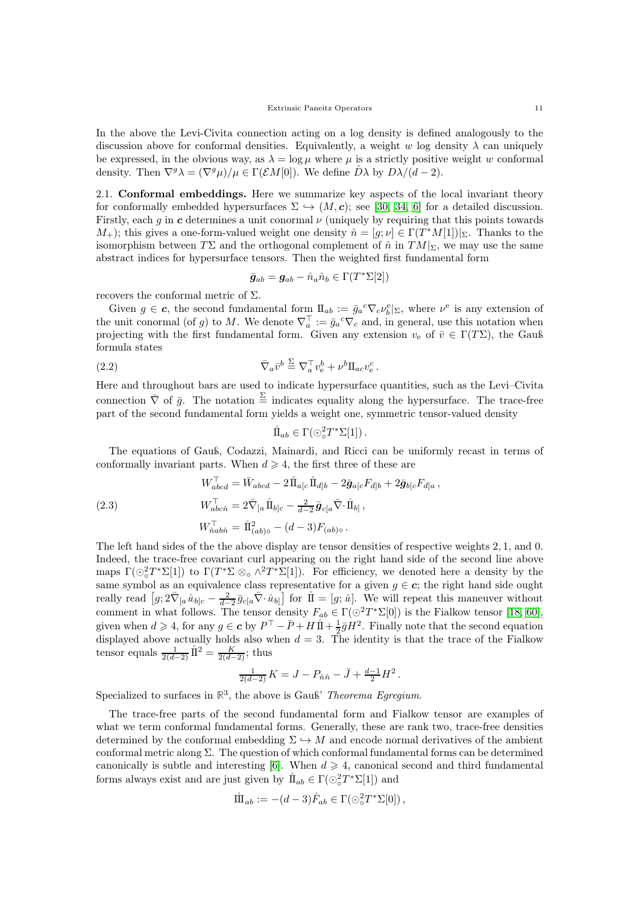In the above the Levi-Civita connection acting on a log density is defined analogously to the discussion above for conformal densities. Equivalently, a weight $w$ log density $\lambda$ can uniquely be expressed, in the obvious way, as $\lambda = \log \mu$ where $\mu$ is a strictly positive weight $w$ conformal density. Then $\nabla^g \lambda = (\nabla^g \mu)/\mu \in \Gamma(\mathcal{E}M[0])$. We define $\hat{D}\lambda$ by $D\lambda/(d-2)$.

**2.1. Conformal embeddings.** Here we summarize key aspects of the local invariant theory for conformally embedded hypersurfaces $\Sigma \hookrightarrow (M, \boldsymbol{c})$; see [30, 34, 6] for a detailed discussion. Firstly, each $g$ in $\boldsymbol{c}$ determines a unit conormal $\nu$ (uniquely by requiring that this points towards $M_+$); this gives a one-form-valued weight one density $\hat{n} = [g;\nu] \in \Gamma(T^*M[1])|_\Sigma$. Thanks to the isomorphism between $T\Sigma$ and the orthogonal complement of $\hat{n}$ in $TM|_\Sigma$, we may use the same abstract indices for hypersurface tensors. Then the weighted first fundamental form

$$\bar{\boldsymbol{g}}_{ab} = \boldsymbol{g}_{ab} - \hat{n}_a \hat{n}_b \in \Gamma(T^*\Sigma[2])$$

recovers the conformal metric of $\Sigma$.

Given $g \in \boldsymbol{c}$, the second fundamental form $\mathrm{II}_{ab} := \bar{g}_a{}^c \nabla_c \nu^{\mathrm{e}}_b|_\Sigma$, where $\nu^{\mathrm{e}}$ is any extension of the unit conormal (of $g$) to $M$. We denote $\nabla^\top_a := \bar{g}_a{}^c \nabla_c$ and, in general, use this notation when projecting with the first fundamental form. Given any extension $v_{\mathrm{e}}$ of $\bar{v} \in \Gamma(T\Sigma)$, the Gauß formula states

$$\bar{\nabla}_a \bar{v}^b \stackrel{\Sigma}{=} \nabla^\top_a v^b_{\mathrm{e}} + \nu^b \mathrm{II}_{ac} v^c_{\mathrm{e}}\,. \tag{2.2}$$

Here and throughout bars are used to indicate hypersurface quantities, such as the Levi–Civita connection $\bar{\nabla}$ of $\bar{g}$. The notation $\stackrel{\Sigma}{=}$ indicates equality along the hypersurface. The trace-free part of the second fundamental form yields a weight one, symmetric tensor-valued density

$$\mathring{\mathrm{II}}_{ab} \in \Gamma(\odot^2_\circ T^*\Sigma[1])\,.$$

The equations of Gauß, Codazzi, Mainardi, and Ricci can be uniformly recast in terms of conformally invariant parts. When $d \geqslant 4$, the first three of these are

$$\begin{aligned}
W^\top_{abcd} &= \bar{W}_{abcd} - 2\mathring{\mathrm{II}}_{a[c}\mathring{\mathrm{II}}_{d]b} - 2\bar{\boldsymbol{g}}_{a[c}F_{d]b} + 2\bar{\boldsymbol{g}}_{b[c}F_{d]a}\,,\\
W^\top_{abc\hat{n}} &= 2\bar{\nabla}_{[a}\mathring{\mathrm{II}}_{b]c} - \tfrac{2}{d-2}\bar{\boldsymbol{g}}_{c[a}\bar{\nabla}\cdot\mathring{\mathrm{II}}_{b]}\,,\\
W^\top_{\hat{n}ab\hat{n}} &= \mathring{\mathrm{II}}^2_{(ab)\circ} - (d-3)F_{(ab)\circ}\,.
\end{aligned} \tag{2.3}$$

The left hand sides of the the above display are tensor densities of respective weights 2, 1, and 0. Indeed, the trace-free covariant curl appearing on the right hand side of the second line above maps $\Gamma(\odot^2_\circ T^*\Sigma[1])$ to $\Gamma(T^*\Sigma \otimes_\circ \wedge^2 T^*\Sigma[1])$. For efficiency, we denoted here a density by the same symbol as an equivalence class representative for a given $g \in \boldsymbol{c}$; the right hand side ought really read $\big[g; 2\bar{\nabla}_{[a}\mathring{u}_{b]c} - \frac{2}{d-2}\bar{g}_{c[a}\bar{\nabla}\cdot\mathring{u}_{b]}\big]$ for $\mathring{\mathrm{II}} = [g;\mathring{u}]$. We will repeat this maneuver without comment in what follows. The tensor density $F_{ab} \in \Gamma(\odot^2 T^*\Sigma[0])$ is the Fialkow tensor [18, 60], given when $d \geqslant 4$, for any $g \in \boldsymbol{c}$ by $P^\top - \bar{P} + H\mathring{\mathrm{II}} + \frac{1}{2}\bar{g}H^2$. Finally note that the second equation displayed above actually holds also when $d = 3$. The identity is that the trace of the Fialkow tensor equals $\frac{1}{2(d-2)}\mathring{\mathrm{II}}^2 = \frac{K}{2(d-2)}$; thus

$$\tfrac{1}{2(d-2)}K = J - P_{\hat{n}\hat{n}} - \bar{J} + \tfrac{d-1}{2}H^2\,.$$

Specialized to surfaces in $\mathbb{R}^3$, the above is Gauß' *Theorema Egregium*.

The trace-free parts of the second fundamental form and Fialkow tensor are examples of what we term conformal fundamental forms. Generally, these are rank two, trace-free densities determined by the conformal embedding $\Sigma \hookrightarrow M$ and encode normal derivatives of the ambient conformal metric along $\Sigma$. The question of which conformal fundamental forms can be determined canonically is subtle and interesting [6]. When $d \geqslant 4$, canonical second and third fundamental forms always exist and are just given by $\mathring{\mathrm{II}}_{ab} \in \Gamma(\odot^2_\circ T^*\Sigma[1])$ and

$$\mathring{\mathrm{III}}_{ab} := -(d-3)\mathring{F}_{ab} \in \Gamma(\odot^2_\circ T^*\Sigma[0])\,,$$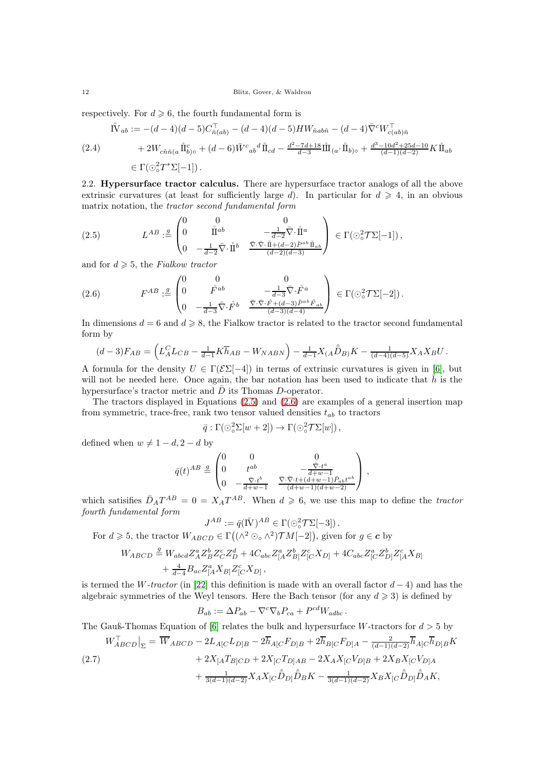respectively. For $d \geqslant 6$, the fourth fundamental form is

$$
\begin{aligned}
\mathring{\rm IV}_{ab} := & -(d-4)(d-5)C^{\top}_{\hat{n}(ab)} - (d-4)(d-5)HW_{\hat{n}ab\hat{n}} - (d-4)\bar{\nabla}^c W^{\top}_{c(ab)\hat{n}} \\
(2.4) \qquad & + 2W_{c\hat{n}\hat{n}(a}\mathring{\rm II}^c_{b)\circ} + (d-6)\bar{W}^c{}_{ab}{}^d\,\mathring{\rm II}_{cd} - \tfrac{d^2-7d+18}{d-3}\mathring{\rm III}_{(a}\cdot\mathring{\rm II}_{b)\circ} + \tfrac{d^3-10d^2+25d-10}{(d-1)(d-2)}K\,\mathring{\rm II}_{ab} \\
& \in \Gamma(\odot^2_\circ T^*\Sigma[-1])\,.
\end{aligned}
$$

2.2. **Hypersurface tractor calculus.** There are hypersurface tractor analogs of all the above extrinsic curvatures (at least for sufficiently large $d$). In particular for $d \geqslant 4$, in an obvious matrix notation, the *tractor second fundamental form*

$$
(2.5) \qquad L^{AB} :\stackrel{g}{=} \begin{pmatrix} 0 & 0 & 0 \\ 0 & \mathring{\rm II}^{ab} & -\frac{1}{d-2}\bar{\nabla}\cdot\mathring{\rm II}^a \\ 0 & -\frac{1}{d-2}\bar{\nabla}\cdot\mathring{\rm II}^b & \frac{\bar{\nabla}\cdot\bar{\nabla}\cdot\mathring{\rm II}+(d-2)\bar{P}^{ab}\mathring{\rm II}_{ab}}{(d-2)(d-3)} \end{pmatrix} \in \Gamma(\odot^2_\circ\mathcal{T}\Sigma[-1])\,,
$$

and for $d \geqslant 5$, the *Fialkow tractor*

$$
(2.6) \qquad F^{AB} :\stackrel{g}{=} \begin{pmatrix} 0 & 0 & 0 \\ 0 & \mathring{F}^{ab} & -\frac{1}{d-3}\bar{\nabla}\cdot\mathring{F}^a \\ 0 & -\frac{1}{d-3}\bar{\nabla}\cdot\mathring{F}^b & \frac{\bar{\nabla}\cdot\bar{\nabla}\cdot\mathring{F}+(d-3)\bar{P}^{ab}\mathring{F}_{ab}}{(d-3)(d-4)} \end{pmatrix} \in \Gamma(\odot^2_\circ\mathcal{T}\Sigma[-2])\,.
$$

In dimensions $d=6$ and $d \geqslant 8$, the Fialkow tractor is related to the tractor second fundamental form by

$$
(d-3)F_{AB} = \Big(L^C_A L_{CB} - \tfrac{1}{d-1}K\overline{h}_{AB} - W_{NABN}\Big) - \tfrac{1}{d-1}X_{(A}\hat{\bar{D}}_{B)}K - \tfrac{1}{(d-4)(d-5)}X_A X_B U\,.
$$

A formula for the density $U \in \Gamma(\mathcal{E}\Sigma[-4])$ in terms of extrinsic curvatures is given in [6], but will not be needed here. Once again, the bar notation has been used to indicate that $\bar{h}$ is the hypersurface's tractor metric and $\bar{D}$ its Thomas $D$-operator.

The tractors displayed in Equations (2.5) and (2.6) are examples of a general insertion map from symmetric, trace-free, rank two tensor valued densities $t_{ab}$ to tractors

$$
\bar{q}:\Gamma(\odot^2_\circ\Sigma[w+2]) \to \Gamma(\odot^2_\circ\mathcal{T}\Sigma[w])\,,
$$

defined when $w \neq 1-d, 2-d$ by

$$
\bar{q}(t)^{AB} \stackrel{g}{=} \begin{pmatrix} 0 & 0 & 0 \\ 0 & t^{ab} & -\frac{\bar{\nabla}\cdot t^a}{d+w-1} \\ 0 & -\frac{\bar{\nabla}\cdot t^b}{d+w-1} & \frac{\bar{\nabla}\cdot\bar{\nabla}\cdot t+(d+w-1)\bar{P}_{ab}t^{ab}}{(d+w-1)(d+w-2)} \end{pmatrix}\,,
$$

which satisifies $\bar{D}_A T^{AB} = 0 = X_A T^{AB}$. When $d \geqslant 6$, we use this map to define the *tractor fourth fundamental form*

$$
J^{AB} := \bar{q}(\mathring{\rm IV})^{AB} \in \Gamma(\odot^2_\circ\mathcal{T}\Sigma[-3])\,.
$$

For $d \geqslant 5$, the tractor $W_{ABCD} \in \Gamma\big((\wedge^2\odot_\circ\wedge^2)\mathcal{T}M[-2]\big)$, given for $g \in \boldsymbol{c}$ by

$$
\begin{aligned}
W_{ABCD} \stackrel{g}{=}\ & W_{abcd}Z^a_A Z^b_B Z^c_C Z^d_D + 4C_{abc}Z^a_{[A}Z^b_{B]}Z^c_{[C}X_{D]} + 4C_{abc}Z^a_{[C}Z^b_{D]}Z^c_{[A}X_{B]} \\
& + \tfrac{4}{d-4}B_{ac}Z^a_{[A}X_{B]}Z^c_{[C}X_{D]}\,,
\end{aligned}
$$

is termed the *W-tractor* (in [22] this definition is made with an overall factor $d-4$) and has the algebraic symmetries of the Weyl tensors. Here the Bach tensor (for any $d \geqslant 3$) is defined by

$$
B_{ab} := \Delta P_{ab} - \nabla^c\nabla_b P_{ca} + P^{cd}W_{adbc}\,.
$$

The Gauß-Thomas Equation of [6] relates the bulk and hypersurface $W$-tractors for $d > 5$ by

$$
\begin{aligned}
W^{\top}_{ABCD}\big|_\Sigma =\ & \overline{W}_{ABCD} - 2L_{A[C}L_{D]B} - 2\overline{h}_{A[C}F_{D]B} + 2\overline{h}_{B[C}F_{D]A} - \tfrac{2}{(d-1)(d-2)}\overline{h}_{A[C}\overline{h}_{D]B}K \\
(2.7) \qquad & + 2X_{[A}T_{B]CD} + 2X_{[C}T_{D]AB} - 2X_A X_{[C}V_{D]B} + 2X_B X_{[C}V_{D]A} \\
& + \tfrac{1}{3(d-1)(d-2)}X_A X_{[C}\hat{\bar{D}}_{D]}\hat{\bar{D}}_B K - \tfrac{1}{3(d-1)(d-2)}X_B X_{[C}\hat{\bar{D}}_{D]}\hat{\bar{D}}_A K,
\end{aligned}
$$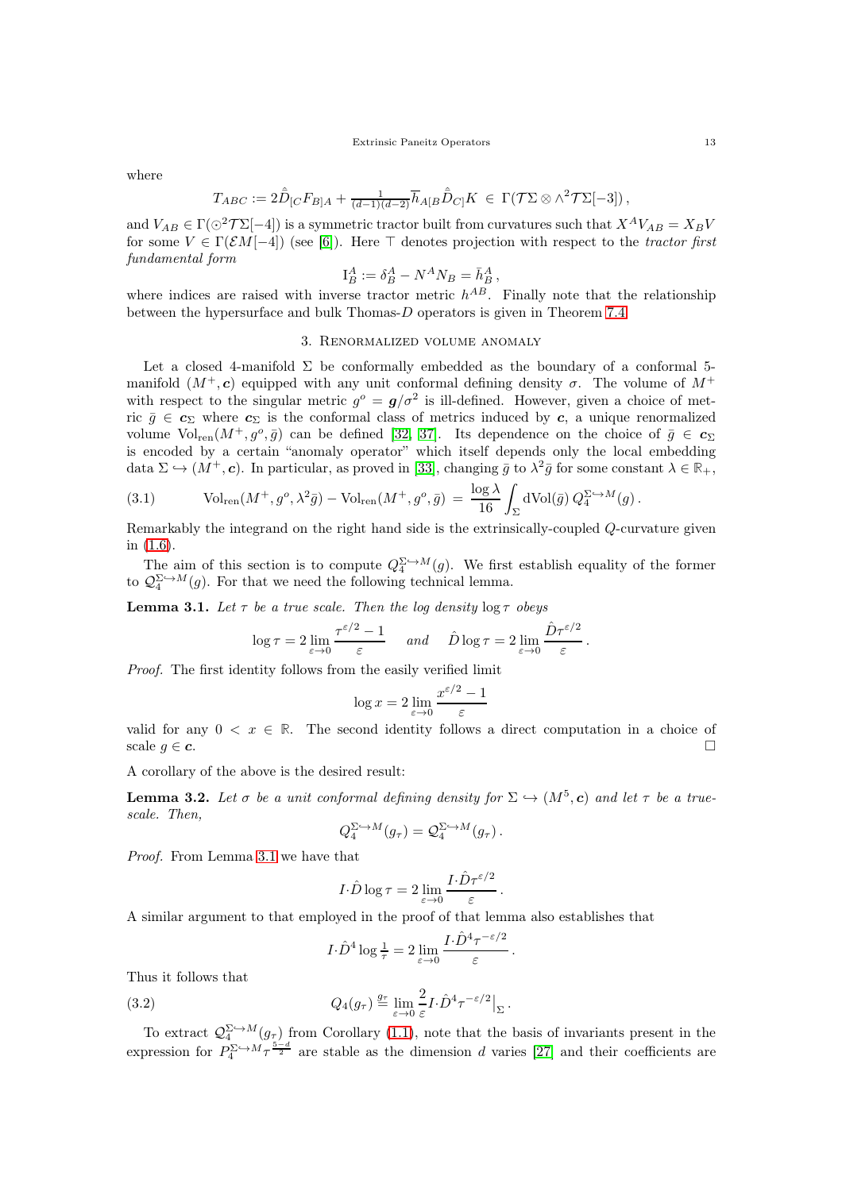where

$$T_{ABC} := 2\hat{\bar{D}}_{[C}F_{B]A} + \frac{1}{(d-1)(d-2)}\overline{h}_{A[B}\hat{\bar{D}}_{C]}K \in \Gamma(\mathcal{T}\Sigma \otimes \wedge^2\mathcal{T}\Sigma[-3])\,,$$

and $V_{AB} \in \Gamma(\odot^2\mathcal{T}\Sigma[-4])$ is a symmetric tractor built from curvatures such that $X^A V_{AB} = X_B V$ for some $V \in \Gamma(\mathcal{E}M[-4])$ (see [6]). Here $\top$ denotes projection with respect to the *tractor first fundamental form*

$$\mathrm{I}^A_B := \delta^A_B - N^A N_B = \bar{h}^A_B\,,$$

where indices are raised with inverse tractor metric $h^{AB}$. Finally note that the relationship between the hypersurface and bulk Thomas-$D$ operators is given in Theorem 7.4.

## 3. Renormalized volume anomaly

Let a closed 4-manifold $\Sigma$ be conformally embedded as the boundary of a conformal 5-manifold $(M^+, \boldsymbol{c})$ equipped with any unit conformal defining density $\sigma$. The volume of $M^+$ with respect to the singular metric $g^o = \boldsymbol{g}/\sigma^2$ is ill-defined. However, given a choice of metric $\bar{g} \in \boldsymbol{c}_\Sigma$ where $\boldsymbol{c}_\Sigma$ is the conformal class of metrics induced by $\boldsymbol{c}$, a unique renormalized volume $\mathrm{Vol}_{\mathrm{ren}}(M^+, g^o, \bar{g})$ can be defined [32, 37]. Its dependence on the choice of $\bar{g} \in \boldsymbol{c}_\Sigma$ is encoded by a certain "anomaly operator" which itself depends only the local embedding data $\Sigma \hookrightarrow (M^+, \boldsymbol{c})$. In particular, as proved in [33], changing $\bar{g}$ to $\lambda^2\bar{g}$ for some constant $\lambda \in \mathbb{R}_+$,

$$\mathrm{Vol}_{\mathrm{ren}}(M^+, g^o, \lambda^2\bar{g}) - \mathrm{Vol}_{\mathrm{ren}}(M^+, g^o, \bar{g}) \,=\, \frac{\log\lambda}{16}\int_\Sigma \mathrm{dVol}(\bar{g})\, Q_4^{\Sigma\hookrightarrow M}(g)\,. \tag{3.1}$$

Remarkably the integrand on the right hand side is the extrinsically-coupled $Q$-curvature given in (1.6).

The aim of this section is to compute $Q_4^{\Sigma\hookrightarrow M}(g)$. We first establish equality of the former to $\mathcal{Q}_4^{\Sigma\hookrightarrow M}(g)$. For that we need the following technical lemma.

**Lemma 3.1.** *Let $\tau$ be a true scale. Then the log density $\log\tau$ obeys*

$$\log\tau = 2\lim_{\varepsilon\to 0}\frac{\tau^{\varepsilon/2}-1}{\varepsilon} \quad \textit{and} \quad \hat{D}\log\tau = 2\lim_{\varepsilon\to 0}\frac{\hat{D}\tau^{\varepsilon/2}}{\varepsilon}\,.$$

*Proof.* The first identity follows from the easily verified limit

$$\log x = 2\lim_{\varepsilon\to 0}\frac{x^{\varepsilon/2}-1}{\varepsilon}$$

valid for any $0 < x \in \mathbb{R}$. The second identity follows a direct computation in a choice of scale $g \in \boldsymbol{c}$. $\square$

A corollary of the above is the desired result:

**Lemma 3.2.** *Let $\sigma$ be a unit conformal defining density for $\Sigma \hookrightarrow (M^5, \boldsymbol{c})$ and let $\tau$ be a true-scale. Then,*

$$Q_4^{\Sigma\hookrightarrow M}(g_\tau) = \mathcal{Q}_4^{\Sigma\hookrightarrow M}(g_\tau)\,.$$

*Proof.* From Lemma 3.1 we have that

$$I\cdot\hat{D}\log\tau = 2\lim_{\varepsilon\to 0}\frac{I\cdot\hat{D}\tau^{\varepsilon/2}}{\varepsilon}\,.$$

A similar argument to that employed in the proof of that lemma also establishes that

$$I\cdot\hat{D}^4\log\tfrac{1}{\tau} = 2\lim_{\varepsilon\to 0}\frac{I\cdot\hat{D}^4\tau^{-\varepsilon/2}}{\varepsilon}\,.$$

Thus it follows that

$$Q_4(g_\tau) \stackrel{g_\tau}{=} \lim_{\varepsilon\to 0}\frac{2}{\varepsilon}I\cdot\hat{D}^4\tau^{-\varepsilon/2}\big|_\Sigma\,. \tag{3.2}$$

To extract $\mathcal{Q}_4^{\Sigma\hookrightarrow M}(g_\tau)$ from Corollary (1.1), note that the basis of invariants present in the expression for $P_4^{\Sigma\hookrightarrow M}\tau^{\frac{5-d}{2}}$ are stable as the dimension $d$ varies [27] and their coefficients are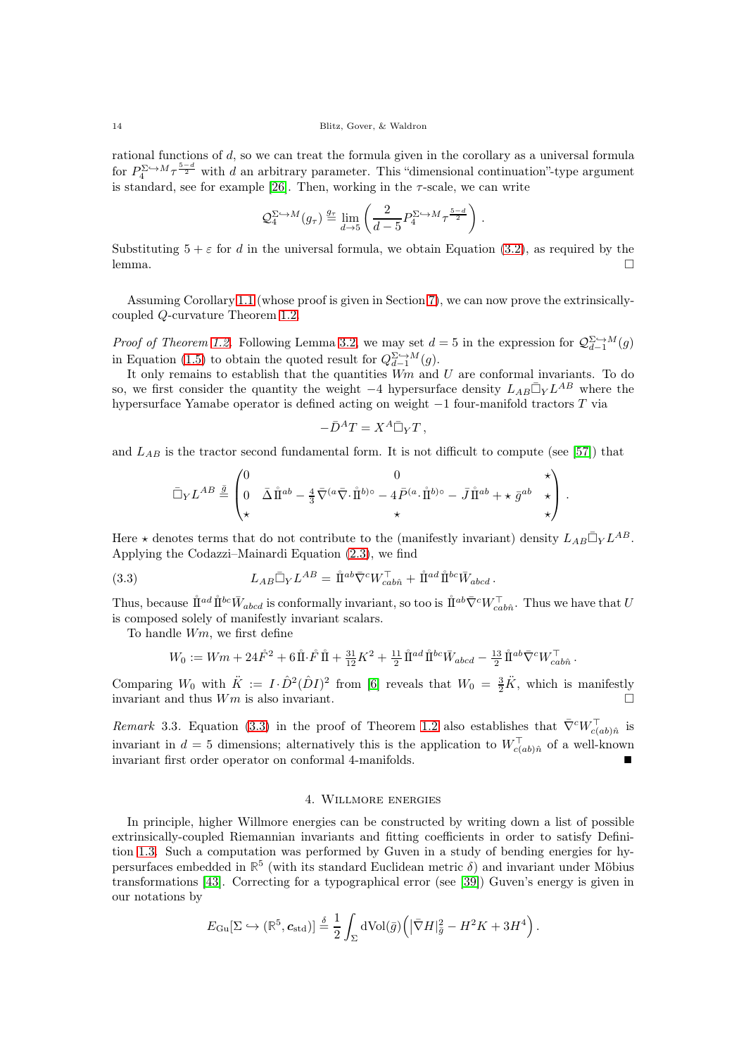rational functions of $d$, so we can treat the formula given in the corollary as a universal formula for $P_4^{\Sigma\hookrightarrow M}\tau^{\frac{5-d}{2}}$ with $d$ an arbitrary parameter. This "dimensional continuation"-type argument is standard, see for example [26]. Then, working in the $\tau$-scale, we can write

$$\mathcal{Q}_4^{\Sigma\hookrightarrow M}(g_\tau) \stackrel{g_\tau}{=} \lim_{d\to 5}\left(\frac{2}{d-5}P_4^{\Sigma\hookrightarrow M}\tau^{\frac{5-d}{2}}\right).$$

Substituting $5+\varepsilon$ for $d$ in the universal formula, we obtain Equation (3.2), as required by the lemma. $\square$

Assuming Corollary 1.1 (whose proof is given in Section 7), we can now prove the extrinsically-coupled $Q$-curvature Theorem 1.2.

*Proof of Theorem 1.2.* Following Lemma 3.2, we may set $d=5$ in the expression for $\mathcal{Q}_{d-1}^{\Sigma\hookrightarrow M}(g)$ in Equation (1.5) to obtain the quoted result for $Q_{d-1}^{\Sigma\hookrightarrow M}(g)$.

It only remains to establish that the quantities $Wm$ and $U$ are conformal invariants. To do so, we first consider the quantity the weight $-4$ hypersurface density $L_{AB}\bar{\square}_Y L^{AB}$ where the hypersurface Yamabe operator is defined acting on weight $-1$ four-manifold tractors $T$ via

$$-\bar{D}^A T = X^A\bar{\square}_Y T\,,$$

and $L_{AB}$ is the tractor second fundamental form. It is not difficult to compute (see [57]) that

$$\bar{\square}_Y L^{AB} \stackrel{\bar{g}}{=} \begin{pmatrix} 0 & 0 & \star \\ 0 & \bar{\Delta}\mathring{\rm I\!I}^{ab} - \frac{4}{3}\bar{\nabla}^{(a}\bar{\nabla}\cdot\mathring{\rm I\!I}^{b)\circ} - 4\bar{P}^{(a}\cdot\mathring{\rm I\!I}^{b)\circ} - \bar{J}\,\mathring{\rm I\!I}^{ab} + \star\,\bar{g}^{ab} & \star \\ \star & \star & \star \end{pmatrix}.$$

Here $\star$ denotes terms that do not contribute to the (manifestly invariant) density $L_{AB}\bar{\square}_Y L^{AB}$. Applying the Codazzi–Mainardi Equation (2.3), we find

$$L_{AB}\bar{\square}_Y L^{AB} = \mathring{\rm I\!I}^{ab}\bar{\nabla}^c W^\top_{cab\hat{n}} + \mathring{\rm I\!I}^{ad}\mathring{\rm I\!I}^{bc}\bar{W}_{abcd}\,. \tag{3.3}$$

Thus, because $\mathring{\rm I\!I}^{ad}\mathring{\rm I\!I}^{bc}\bar{W}_{abcd}$ is conformally invariant, so too is $\mathring{\rm I\!I}^{ab}\bar{\nabla}^c W^\top_{cab\hat{n}}$. Thus we have that $U$ is composed solely of manifestly invariant scalars.

To handle $Wm$, we first define

$$W_0 := Wm + 24\mathring{F}^2 + 6\,\mathring{\rm I\!I}\cdot\mathring{F}\,\mathring{\rm I\!I} + \tfrac{31}{12}K^2 + \tfrac{11}{2}\,\mathring{\rm I\!I}^{ad}\mathring{\rm I\!I}^{bc}\bar{W}_{abcd} - \tfrac{13}{2}\,\mathring{\rm I\!I}^{ab}\bar{\nabla}^c W^\top_{cab\hat{n}}\,.$$

Comparing $W_0$ with $\ddot{K} := I\cdot\hat{D}^2(\hat{D}I)^2$ from [6] reveals that $W_0 = \frac{3}{2}\ddot{K}$, which is manifestly invariant and thus $Wm$ is also invariant. $\square$

*Remark* 3.3. Equation (3.3) in the proof of Theorem 1.2 also establishes that $\bar{\nabla}^c W^\top_{c(ab)\hat{n}}$ is invariant in $d=5$ dimensions; alternatively this is the application to $W^\top_{c(ab)\hat{n}}$ of a well-known invariant first order operator on conformal 4-manifolds. ■

## 4. Willmore energies

In principle, higher Willmore energies can be constructed by writing down a list of possible extrinsically-coupled Riemannian invariants and fitting coefficients in order to satisfy Definition 1.3. Such a computation was performed by Guven in a study of bending energies for hypersurfaces embedded in $\mathbb{R}^5$ (with its standard Euclidean metric $\delta$) and invariant under Möbius transformations [43]. Correcting for a typographical error (see [39]) Guven's energy is given in our notations by

$$E_{\rm Gu}[\Sigma\hookrightarrow(\mathbb{R}^5,\boldsymbol{c}_{\rm std})] \stackrel{\delta}{=} \frac{1}{2}\int_\Sigma {\rm dVol}(\bar{g})\Big(|\bar{\nabla}H|^2_{\bar{g}} - H^2K + 3H^4\Big)\,.$$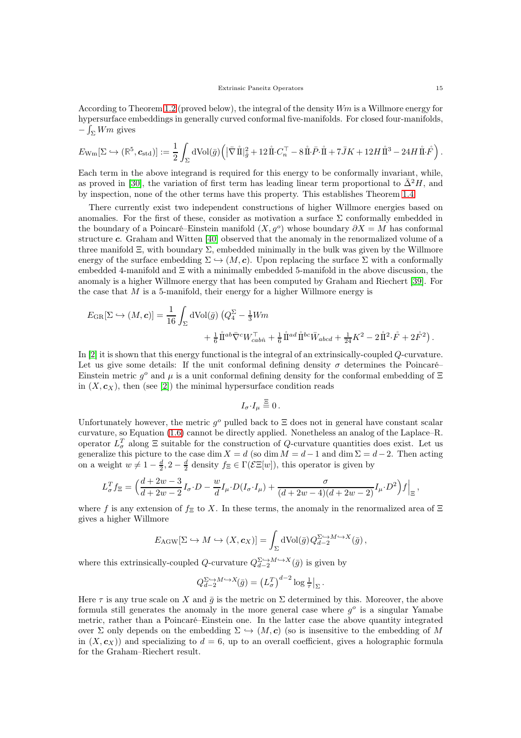According to Theorem 1.2 (proved below), the integral of the density $Wm$ is a Willmore energy for hypersurface embeddings in generally curved conformal five-manifolds. For closed four-manifolds, $-\int_\Sigma Wm$ gives

$$E_{\rm Wm}[\Sigma \hookrightarrow (\mathbb{R}^5, \boldsymbol{c}_{\rm std})] := \frac{1}{2}\int_\Sigma {\rm dVol}(\bar g)\Big(|\bar\nabla \mathring{\rm I\!I}|^2_{\bar g} + 12\,\mathring{\rm I\!I}{\cdot}C_n^\top - 8\,\mathring{\rm I\!I}{\cdot}\bar P{\cdot}\mathring{\rm I\!I} + 7\bar J K + 12 H\,\mathring{\rm I\!I}^3 - 24 H\,\mathring{\rm I\!I}{\cdot}\mathring{F}\Big)\,.$$

Each term in the above integrand is required for this energy to be conformally invariant, while, as proved in [30], the variation of first term has leading linear term proportional to $\bar\Delta^2 H$, and by inspection, none of the other terms have this property. This establishes Theorem 1.4.

There currently exist two independent constructions of higher Willmore energies based on anomalies. For the first of these, consider as motivation a surface $\Sigma$ conformally embedded in the boundary of a Poincaré–Einstein manifold $(X, g^o)$ whose boundary $\partial X = M$ has conformal structure $\boldsymbol{c}$. Graham and Witten [40] observed that the anomaly in the renormalized volume of a three manifold $\Xi$, with boundary $\Sigma$, embedded minimally in the bulk was given by the Willmore energy of the surface embedding $\Sigma \hookrightarrow (M, \boldsymbol{c})$. Upon replacing the surface $\Sigma$ with a conformally embedded 4-manifold and $\Xi$ with a minimally embedded 5-manifold in the above discussion, the anomaly is a higher Willmore energy that has been computed by Graham and Riechert [39]. For the case that $M$ is a 5-manifold, their energy for a higher Willmore energy is

$$\begin{aligned}E_{\rm GR}[\Sigma \hookrightarrow (M, \boldsymbol{c})] = \frac{1}{16}\int_\Sigma {\rm dVol}(\bar g)\,\big(&Q_4^\Sigma - \tfrac{1}{3}Wm \\ &+ \tfrac{1}{6}\,\mathring{\rm I\!I}^{ab}\bar\nabla^c W^\top_{cab\hat n} + \tfrac{1}{6}\,\mathring{\rm I\!I}^{ad}\,\mathring{\rm I\!I}^{bc}\bar W_{abcd} + \tfrac{1}{24}K^2 - 2\,\mathring{\rm I\!I}^2{\cdot}\mathring{F} + 2\mathring{F}^2\big)\,.\end{aligned}$$

In [2] it is shown that this energy functional is the integral of an extrinsically-coupled $Q$-curvature. Let us give some details: If the unit conformal defining density $\sigma$ determines the Poincaré–Einstein metric $g^o$ and $\mu$ is a unit conformal defining density for the conformal embedding of $\Xi$ in $(X, \boldsymbol{c}_X)$, then (see [2]) the minimal hypersurface condition reads

$$I_\sigma{\cdot}I_\mu \stackrel{\Xi}{=} 0\,.$$

Unfortunately however, the metric $g^o$ pulled back to $\Xi$ does not in general have constant scalar curvature, so Equation (1.6) cannot be directly applied. Nonetheless an analog of the Laplace–R. operator $L^T_\sigma$ along $\Xi$ suitable for the construction of $Q$-curvature quantities does exist. Let us generalize this picture to the case $\dim X = d$ (so $\dim M = d-1$ and $\dim \Sigma = d-2$. Then acting on a weight $w \neq 1 - \frac{d}{2}, 2 - \frac{d}{2}$ density $f_\Xi \in \Gamma(\mathcal{E}\Xi[w])$, this operator is given by

$$L^T_\sigma f_\Xi = \Big(\frac{d+2w-3}{d+2w-2}I_\sigma{\cdot}D - \frac{w}{d}I_\mu{\cdot}D(I_\sigma{\cdot}I_\mu) + \frac{\sigma}{(d+2w-4)(d+2w-2)}I_\mu{\cdot}D^2\Big)f\Big|_\Xi\,,$$

where $f$ is any extension of $f_\Xi$ to $X$. In these terms, the anomaly in the renormalized area of $\Xi$ gives a higher Willmore

$$E_{\rm AGW}[\Sigma \hookrightarrow M \hookrightarrow (X, \boldsymbol{c}_X)] = \int_\Sigma {\rm dVol}(\bar g)\, Q_{d-2}^{\Sigma\hookrightarrow M\hookrightarrow X}(\bar g)\,,$$

where this extrinsically-coupled $Q$-curvature $Q_{d-2}^{\Sigma\hookrightarrow M\hookrightarrow X}(\bar g)$ is given by

$$Q_{d-2}^{\Sigma\hookrightarrow M\hookrightarrow X}(\bar g) = \big(L^T_\sigma\big)^{d-2}\log\tfrac{1}{\tau}\big|_\Sigma\,.$$

Here $\tau$ is any true scale on $X$ and $\bar g$ is the metric on $\Sigma$ determined by this. Moreover, the above formula still generates the anomaly in the more general case where $g^o$ is a singular Yamabe metric, rather than a Poincaré–Einstein one. In the latter case the above quantity integrated over $\Sigma$ only depends on the embedding $\Sigma \hookrightarrow (M, \boldsymbol{c})$ (so is insensitive to the embedding of $M$ in $(X, \boldsymbol{c}_X)$) and specializing to $d = 6$, up to an overall coefficient, gives a holographic formula for the Graham–Riechert result.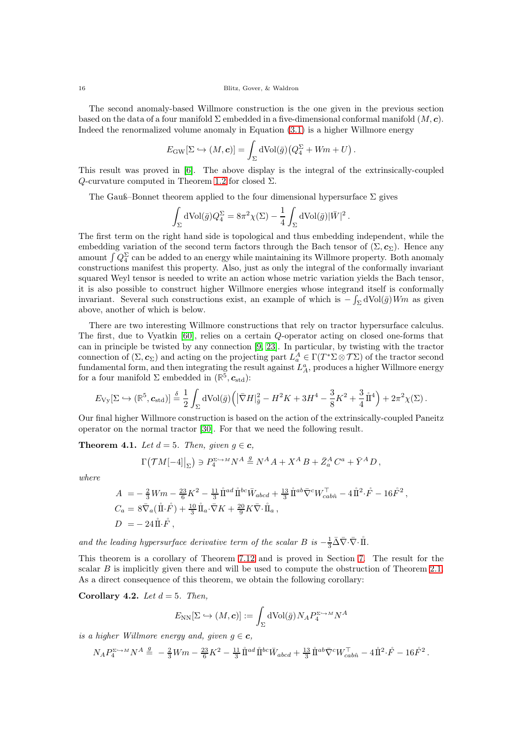The second anomaly-based Willmore construction is the one given in the previous section based on the data of a four manifold $\Sigma$ embedded in a five-dimensional conformal manifold $(M, \boldsymbol{c})$. Indeed the renormalized volume anomaly in Equation (3.1) is a higher Willmore energy

$$E_{\rm GW}[\Sigma \hookrightarrow (M, \boldsymbol{c})] = \int_\Sigma {\rm dVol}(\bar g)\big(Q_4^\Sigma + Wm + U\big)\,.$$

This result was proved in [6]. The above display is the integral of the extrinsically-coupled $Q$-curvature computed in Theorem 1.2 for closed $\Sigma$.

The Gauß–Bonnet theorem applied to the four dimensional hypersurface $\Sigma$ gives

$$\int_\Sigma {\rm dVol}(\bar g) Q_4^\Sigma = 8\pi^2\chi(\Sigma) - \frac{1}{4}\int_\Sigma {\rm dVol}(\bar g)|\bar W|^2\,.$$

The first term on the right hand side is topological and thus embedding independent, while the embedding variation of the second term factors through the Bach tensor of $(\Sigma, \boldsymbol{c}_\Sigma)$. Hence any amount $\int Q_4^\Sigma$ can be added to an energy while maintaining its Willmore property. Both anomaly constructions manifest this property. Also, just as only the integral of the conformally invariant squared Weyl tensor is needed to write an action whose metric variation yields the Bach tensor, it is also possible to construct higher Willmore energies whose integrand itself is conformally invariant. Several such constructions exist, an example of which is $-\int_\Sigma {\rm dVol}(\bar g) Wm$ as given above, another of which is below.

There are two interesting Willmore constructions that rely on tractor hypersurface calculus. The first, due to Vyatkin [60], relies on a certain $Q$-operator acting on closed one-forms that can in principle be twisted by any connection [9, 23]. In particular, by twisting with the tractor connection of $(\Sigma, \boldsymbol{c}_\Sigma)$ and acting on the projecting part $L_a^A \in \Gamma(T^*\Sigma \otimes \mathcal{T}\Sigma)$ of the tractor second fundamental form, and then integrating the result against $L_A^a$, produces a higher Willmore energy for a four manifold $\Sigma$ embedded in $(\mathbb{R}^5, \boldsymbol{c}_{\rm std})$:

$$E_{\rm Vy}[\Sigma \hookrightarrow (\mathbb{R}^5, \boldsymbol{c}_{\rm std})] \stackrel{\delta}{=} \frac{1}{2}\int_\Sigma {\rm dVol}(\bar g)\Big(\big|\bar\nabla H\big|^2_{\bar g} - H^2 K + 3H^4 - \frac{3}{8}K^2 + \frac{3}{4}\mathring{\rm I\!I}^4\Big) + 2\pi^2\chi(\Sigma)\,.$$

Our final higher Willmore construction is based on the action of the extrinsically-coupled Paneitz operator on the normal tractor [30]. For that we need the following result.

**Theorem 4.1.** *Let $d = 5$. Then, given $g \in \boldsymbol{c}$,*

$$\Gamma\big(\mathcal{T}M[-4]\big|_\Sigma\big) \ni P_4^{\Sigma\hookrightarrow M} N^A \stackrel{g}{=} N^A A + X^A B + \bar Z_a^A C^a + \bar Y^A D\,,$$

*where*

$$\begin{aligned}
A \;&= -\tfrac{2}{3}Wm - \tfrac{23}{6}K^2 - \tfrac{11}{3}\mathring{\rm I\!I}^{ad}\mathring{\rm I\!I}^{bc}\bar W_{abcd} + \tfrac{13}{3}\mathring{\rm I\!I}^{ab}\bar\nabla^c W^\top_{cab\hat n} - 4\mathring{\rm I\!I}^2\cdot\mathring{F} - 16\mathring{F}^2\,,\\
C_a &= 8\bar\nabla_a(\mathring{\rm I\!I}\cdot\mathring{F}) + \tfrac{10}{3}\mathring{\rm I\!I}_a\cdot\bar\nabla K + \tfrac{20}{9}K\bar\nabla\cdot\mathring{\rm I\!I}_a\,,\\
D \;&= -24\mathring{\rm I\!I}\cdot\mathring{F}\,,
\end{aligned}$$

*and the leading hypersurface derivative term of the scalar $B$ is $-\frac{1}{3}\bar\Delta\bar\nabla\cdot\bar\nabla\cdot\mathring{\rm I\!I}$.*

This theorem is a corollary of Theorem 7.12 and is proved in Section 7. The result for the scalar $B$ is implicitly given there and will be used to compute the obstruction of Theorem 2.1. As a direct consequence of this theorem, we obtain the following corollary:

**Corollary 4.2.** *Let $d = 5$. Then,*

$$E_{\rm NN}[\Sigma \hookrightarrow (M, \boldsymbol{c})] := \int_\Sigma {\rm dVol}(\bar g) N_A P_4^{\Sigma\hookrightarrow M} N^A$$

*is a higher Willmore energy and, given $g \in \boldsymbol{c}$,*

$$N_A P_4^{\Sigma\hookrightarrow M} N^A \stackrel{g}{=} -\tfrac{2}{3}Wm - \tfrac{23}{6}K^2 - \tfrac{11}{3}\mathring{\rm I\!I}^{ad}\mathring{\rm I\!I}^{bc}\bar W_{abcd} + \tfrac{13}{3}\mathring{\rm I\!I}^{ab}\bar\nabla^c W^\top_{cab\hat n} - 4\mathring{\rm I\!I}^2\cdot\mathring{F} - 16\mathring{F}^2\,.$$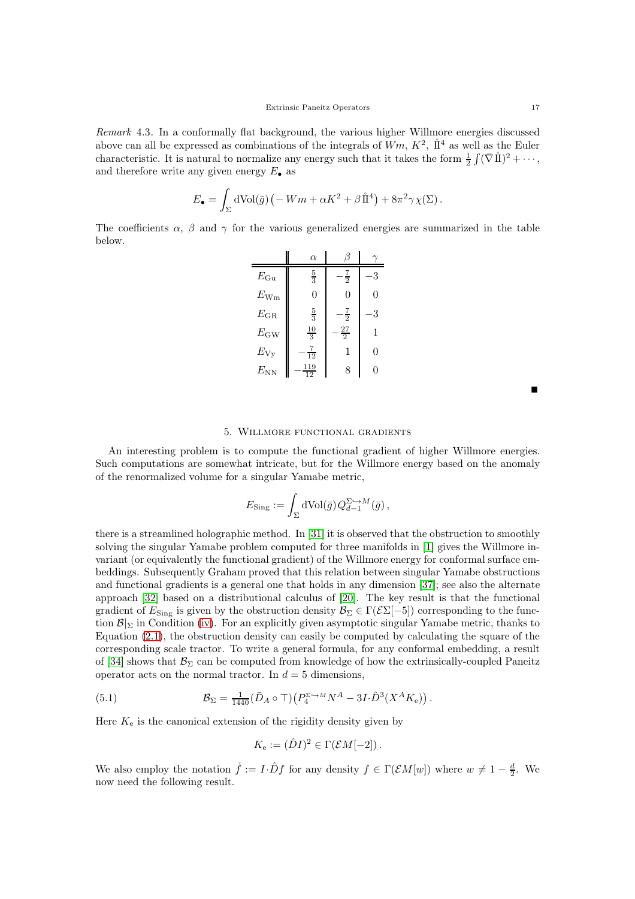*Remark* 4.3. In a conformally flat background, the various higher Willmore energies discussed above can all be expressed as combinations of the integrals of $Wm$, $K^2$, $\mathring{\rm I\!I}^4$ as well as the Euler characteristic. It is natural to normalize any energy such that it takes the form $\frac{1}{2}\int(\bar\nabla\mathring{\rm I\!I})^2+\cdots$, and therefore write any given energy $E_\bullet$ as

$$E_\bullet = \int_\Sigma \mathrm{dVol}(\bar g)\big(-Wm+\alpha K^2+\beta\,\mathring{\rm I\!I}^4\big)+8\pi^2\gamma\,\chi(\Sigma)\,.$$

The coefficients $\alpha$, $\beta$ and $\gamma$ for the various generalized energies are summarized in the table below.

| | $\alpha$ | $\beta$ | $\gamma$ |
|---|---|---|---|
| $E_{\rm Gu}$ | $\frac{5}{3}$ | $-\frac{7}{2}$ | $-3$ |
| $E_{\rm Wm}$ | $0$ | $0$ | $0$ |
| $E_{\rm GR}$ | $\frac{5}{3}$ | $-\frac{7}{2}$ | $-3$ |
| $E_{\rm GW}$ | $\frac{10}{3}$ | $-\frac{27}{2}$ | $1$ |
| $E_{\rm Vy}$ | $-\frac{7}{12}$ | $1$ | $0$ |
| $E_{\rm NN}$ | $-\frac{119}{12}$ | $8$ | $0$ |

■

## 5. Willmore functional gradients

An interesting problem is to compute the functional gradient of higher Willmore energies. Such computations are somewhat intricate, but for the Willmore energy based on the anomaly of the renormalized volume for a singular Yamabe metric,

$$E_{\rm Sing} := \int_\Sigma \mathrm{dVol}(\bar g)\,Q_{d-1}^{\Sigma\hookrightarrow M}(\bar g)\,,$$

there is a streamlined holographic method. In [31] it is observed that the obstruction to smoothly solving the singular Yamabe problem computed for three manifolds in [1] gives the Willmore invariant (or equivalently the functional gradient) of the Willmore energy for conformal surface embeddings. Subsequently Graham proved that this relation between singular Yamabe obstructions and functional gradients is a general one that holds in any dimension [37]; see also the alternate approach [32] based on a distributional calculus of [20]. The key result is that the functional gradient of $E_{\rm Sing}$ is given by the obstruction density $\mathcal{B}_\Sigma \in \Gamma(\mathcal{E}\Sigma[-5])$ corresponding to the function $\mathcal{B}|_\Sigma$ in Condition (iv). For an explicitly given asymptotic singular Yamabe metric, thanks to Equation (2.1), the obstruction density can easily be computed by calculating the square of the corresponding scale tractor. To write a general formula, for any conformal embedding, a result of [34] shows that $\mathcal{B}_\Sigma$ can be computed from knowledge of how the extrinsically-coupled Paneitz operator acts on the normal tractor. In $d=5$ dimensions,

$$\mathcal{B}_\Sigma = \tfrac{1}{1440}(\bar D_A\circ\top)\big(P_4^{\Sigma\hookrightarrow M}N^A - 3I\cdot\hat D^3(X^AK_{\rm e})\big)\,. \tag{5.1}$$

Here $K_{\rm e}$ is the canonical extension of the rigidity density given by

$$K_{\rm e} := (\hat D I)^2 \in \Gamma(\mathcal{E}M[-2])\,.$$

We also employ the notation $\dot f := I\cdot\hat D f$ for any density $f\in\Gamma(\mathcal{E}M[w])$ where $w\neq 1-\frac{d}{2}$. We now need the following result.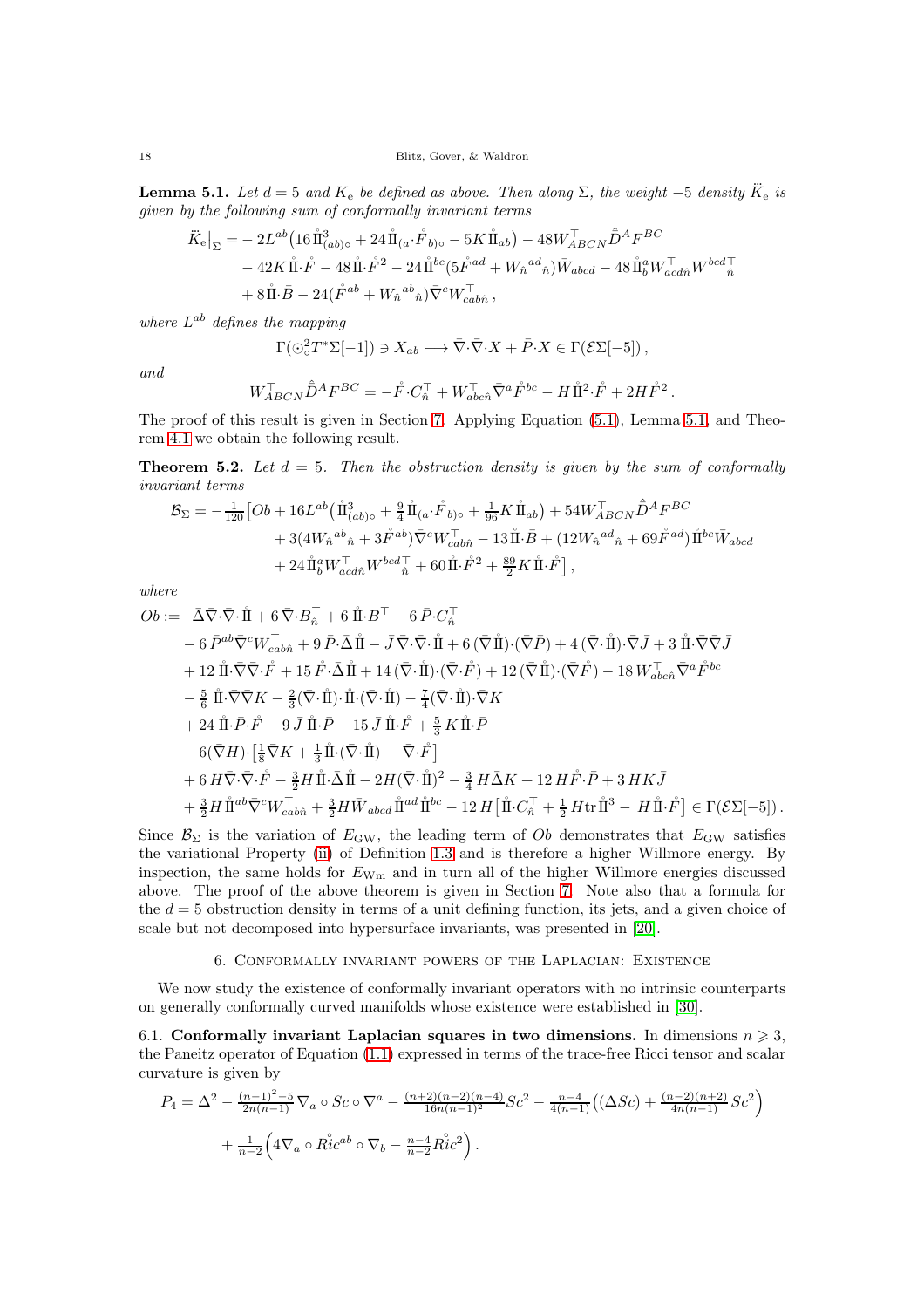**Lemma 5.1.** *Let $d=5$ and $K_{\rm e}$ be defined as above. Then along $\Sigma$, the weight $-5$ density $\ddot{K}_{\rm e}$ is given by the following sum of conformally invariant terms*

$$
\begin{aligned}
\ddot{K}_{\rm e}\big|_\Sigma = &-2L^{ab}\big(16\,\mathring{\rm II}^3_{(ab)\circ} + 24\,\mathring{\rm II}_{(a}\cdot\mathring{F}_{b)\circ} - 5K\,\mathring{\rm II}_{ab}\big) - 48W^\top_{ABCN}\hat{\bar{D}}^A F^{BC} \\
&- 42K\,\mathring{\rm II}\cdot\mathring{F} - 48\,\mathring{\rm II}\cdot\mathring{F}^2 - 24\,\mathring{\rm II}^{bc}(5\mathring{F}^{ad} + W_{\hat n}{}^{ad}{}_{\hat n})\bar{W}_{abcd} - 48\,\mathring{\rm II}^a_b W^\top_{acd\hat n}W^{bcd\top}{}_{\hat n} \\
&+ 8\,\mathring{\rm II}\cdot\bar{B} - 24(\mathring{F}^{ab} + W_{\hat n}{}^{ab}{}_{\hat n})\bar{\nabla}^c W^\top_{cab\hat n}\,,
\end{aligned}
$$

*where $L^{ab}$ defines the mapping*

$$
\Gamma(\odot^2_\circ T^*\Sigma[-1]) \ni X_{ab} \longmapsto \bar{\nabla}\cdot\bar{\nabla}\cdot X + \bar{P}\cdot X \in \Gamma(\mathcal{E}\Sigma[-5])\,,
$$

*and*

$$
W^\top_{ABCN}\hat{\bar{D}}^A F^{BC} = -\mathring{F}\cdot C^\top_{\hat n} + W^\top_{abc\hat n}\bar{\nabla}^a\mathring{F}^{bc} - H\,\mathring{\rm II}^2\cdot\mathring{F} + 2H\mathring{F}^2\,.
$$

The proof of this result is given in Section 7. Applying Equation (5.1), Lemma 5.1, and Theorem 4.1 we obtain the following result.

**Theorem 5.2.** *Let $d=5$. Then the obstruction density is given by the sum of conformally invariant terms*

$$
\begin{aligned}
\mathcal{B}_\Sigma = -\tfrac{1}{120}\big[&Ob + 16L^{ab}\big(\mathring{\rm II}^3_{(ab)\circ} + \tfrac{9}{4}\mathring{\rm II}_{(a}\cdot\mathring{F}_{b)\circ} + \tfrac{1}{96}K\,\mathring{\rm II}_{ab}\big) + 54W^\top_{ABCN}\hat{\bar{D}}^A F^{BC} \\
&+ 3(4W_{\hat n}{}^{ab}{}_{\hat n} + 3\mathring{F}^{ab})\bar{\nabla}^c W^\top_{cab\hat n} - 13\,\mathring{\rm II}\cdot\bar{B} + (12W_{\hat n}{}^{ad}{}_{\hat n} + 69\mathring{F}^{ad})\,\mathring{\rm II}^{bc}\bar{W}_{abcd} \\
&+ 24\,\mathring{\rm II}^a_b W^\top_{acd\hat n}W^{bcd\top}{}_{\hat n} + 60\,\mathring{\rm II}\cdot\mathring{F}^2 + \tfrac{89}{2}K\,\mathring{\rm II}\cdot\mathring{F}\big]\,,
\end{aligned}
$$

*where*

$$
\begin{aligned}
Ob := \;&\bar{\Delta}\bar{\nabla}\cdot\bar{\nabla}\cdot\mathring{\rm II} + 6\,\bar{\nabla}\cdot B^\top_{\hat n} + 6\,\mathring{\rm II}\cdot B^\top - 6\,\bar{P}\cdot C^\top_{\hat n} \\
&- 6\,\bar{P}^{ab}\bar{\nabla}^c W^\top_{cab\hat n} + 9\,\bar{P}\cdot\bar{\Delta}\,\mathring{\rm II} - \bar{J}\,\bar{\nabla}\cdot\bar{\nabla}\cdot\mathring{\rm II} + 6\,(\bar{\nabla}\,\mathring{\rm II})\cdot(\bar{\nabla}\bar{P}) + 4\,(\bar{\nabla}\cdot\mathring{\rm II})\cdot\bar{\nabla}\bar{J} + 3\,\mathring{\rm II}\cdot\bar{\nabla}\bar{\nabla}\bar{J} \\
&+ 12\,\mathring{\rm II}\cdot\bar{\nabla}\bar{\nabla}\cdot\mathring{F} + 15\,\mathring{F}\cdot\bar{\Delta}\,\mathring{\rm II} + 14\,(\bar{\nabla}\cdot\mathring{\rm II})\cdot(\bar{\nabla}\cdot\mathring{F}) + 12\,(\bar{\nabla}\,\mathring{\rm II})\cdot(\bar{\nabla}\mathring{F}) - 18\,W^\top_{abc\hat n}\bar{\nabla}^a\mathring{F}^{bc} \\
&- \tfrac{5}{6}\,\mathring{\rm II}\cdot\bar{\nabla}\bar{\nabla}K - \tfrac{2}{3}(\bar{\nabla}\cdot\mathring{\rm II})\cdot\mathring{\rm II}\cdot(\bar{\nabla}\cdot\mathring{\rm II}) - \tfrac{7}{4}(\bar{\nabla}\cdot\mathring{\rm II})\cdot\bar{\nabla}K \\
&+ 24\,\mathring{\rm II}\cdot\bar{P}\cdot\mathring{F} - 9\,\bar{J}\,\mathring{\rm II}\cdot\bar{P} - 15\,\bar{J}\,\mathring{\rm II}\cdot\mathring{F} + \tfrac{5}{3}\,K\,\mathring{\rm II}\cdot\bar{P} \\
&- 6(\bar{\nabla}H)\cdot\big[\tfrac{1}{8}\bar{\nabla}K + \tfrac{1}{3}\,\mathring{\rm II}\cdot(\bar{\nabla}\cdot\mathring{\rm II}) - \bar{\nabla}\cdot\mathring{F}\big] \\
&+ 6\,H\bar{\nabla}\cdot\bar{\nabla}\cdot\mathring{F} - \tfrac{3}{2}H\,\mathring{\rm II}\cdot\bar{\Delta}\,\mathring{\rm II} - 2H(\bar{\nabla}\cdot\mathring{\rm II})^2 - \tfrac{3}{4}\,H\bar{\Delta}K + 12\,H\mathring{F}\cdot\bar{P} + 3\,HK\bar{J} \\
&+ \tfrac{3}{2}H\,\mathring{\rm II}^{ab}\bar{\nabla}^c W^\top_{cab\hat n} + \tfrac{3}{2}H\bar{W}_{abcd}\,\mathring{\rm II}^{ad}\,\mathring{\rm II}^{bc} - 12\,H\big[\mathring{\rm II}\cdot C^\top_{\hat n} + \tfrac{1}{2}\,H{\rm tr}\,\mathring{\rm II}^3 - H\,\mathring{\rm II}\cdot\mathring{F}\big] \in \Gamma(\mathcal{E}\Sigma[-5])\,.
\end{aligned}
$$

Since $\mathcal{B}_\Sigma$ is the variation of $E_{\rm GW}$, the leading term of $Ob$ demonstrates that $E_{\rm GW}$ satisfies the variational Property (ii) of Definition 1.3 and is therefore a higher Willmore energy. By inspection, the same holds for $E_{\rm Wm}$ and in turn all of the higher Willmore energies discussed above. The proof of the above theorem is given in Section 7. Note also that a formula for the $d=5$ obstruction density in terms of a unit defining function, its jets, and a given choice of scale but not decomposed into hypersurface invariants, was presented in [20].

## 6. Conformally invariant powers of the Laplacian: Existence

We now study the existence of conformally invariant operators with no intrinsic counterparts on generally conformally curved manifolds whose existence were established in [30].

**6.1. Conformally invariant Laplacian squares in two dimensions.** In dimensions $n \geqslant 3$, the Paneitz operator of Equation (1.1) expressed in terms of the trace-free Ricci tensor and scalar curvature is given by

$$
\begin{aligned}
P_4 = \;&\Delta^2 - \tfrac{(n-1)^2-5}{2n(n-1)}\nabla_a \circ Sc \circ \nabla^a - \tfrac{(n+2)(n-2)(n-4)}{16n(n-1)^2}Sc^2 - \tfrac{n-4}{4(n-1)}\Big((\Delta Sc) + \tfrac{(n-2)(n+2)}{4n(n-1)}Sc^2\Big) \\
&+ \tfrac{1}{n-2}\Big(4\nabla_a \circ \mathring{Ric}^{ab} \circ \nabla_b - \tfrac{n-4}{n-2}\mathring{Ric}^2\Big)\,.
\end{aligned}
$$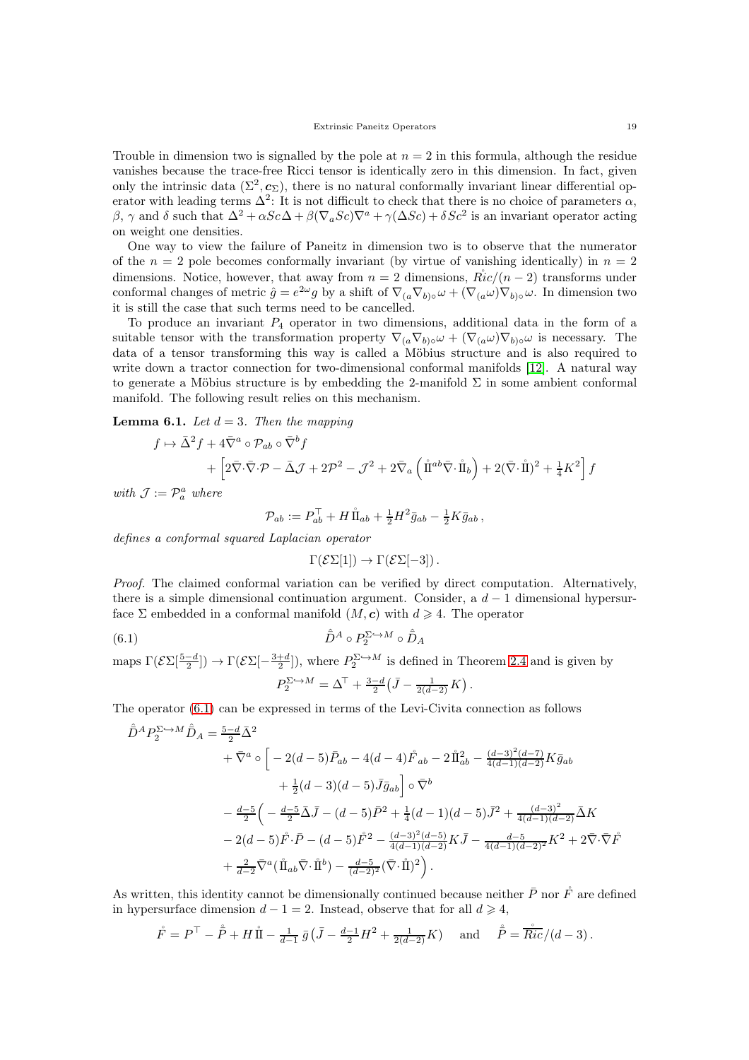Trouble in dimension two is signalled by the pole at $n = 2$ in this formula, although the residue vanishes because the trace-free Ricci tensor is identically zero in this dimension. In fact, given only the intrinsic data $(\Sigma^2, \boldsymbol{c}_\Sigma)$, there is no natural conformally invariant linear differential operator with leading terms $\Delta^2$: It is not difficult to check that there is no choice of parameters $\alpha$, $\beta$, $\gamma$ and $\delta$ such that $\Delta^2 + \alpha Sc\Delta + \beta(\nabla_a Sc)\nabla^a + \gamma(\Delta Sc) + \delta Sc^2$ is an invariant operator acting on weight one densities.

One way to view the failure of Paneitz in dimension two is to observe that the numerator of the $n = 2$ pole becomes conformally invariant (by virtue of vanishing identically) in $n = 2$ dimensions. Notice, however, that away from $n = 2$ dimensions, $\mathring{Ric}/(n-2)$ transforms under conformal changes of metric $\hat{g} = e^{2\omega}g$ by a shift of $\nabla_{(a}\nabla_{b)\circ}\omega + (\nabla_{(a}\omega)\nabla_{b)\circ}\omega$. In dimension two it is still the case that such terms need to be cancelled.

To produce an invariant $P_4$ operator in two dimensions, additional data in the form of a suitable tensor with the transformation property $\nabla_{(a}\nabla_{b)\circ}\omega + (\nabla_{(a}\omega)\nabla_{b)\circ}\omega$ is necessary. The data of a tensor transforming this way is called a Möbius structure and is also required to write down a tractor connection for two-dimensional conformal manifolds [12]. A natural way to generate a Möbius structure is by embedding the 2-manifold $\Sigma$ in some ambient conformal manifold. The following result relies on this mechanism.

**Lemma 6.1.** *Let $d = 3$. Then the mapping*

$$
\begin{aligned}
f \mapsto \bar{\Delta}^2 f &+ 4\bar{\nabla}^a \circ \mathcal{P}_{ab} \circ \bar{\nabla}^b f \\
&+ \Big[2\bar{\nabla}\cdot\bar{\nabla}\cdot\mathcal{P} - \bar{\Delta}\mathcal{J} + 2\mathcal{P}^2 - \mathcal{J}^2 + 2\bar{\nabla}_a\Big(\mathring{\mathrm{I\!I}}^{ab}\bar{\nabla}\cdot\mathring{\mathrm{I\!I}}_b\Big) + 2(\bar{\nabla}\cdot\mathring{\mathrm{I\!I}})^2 + \tfrac{1}{4}K^2\Big] f
\end{aligned}
$$

*with $\mathcal{J} := \mathcal{P}_a^a$ where*

$$
\mathcal{P}_{ab} := P_{ab}^\top + H\,\mathring{\mathrm{I\!I}}_{ab} + \tfrac{1}{2}H^2\bar{g}_{ab} - \tfrac{1}{2}K\bar{g}_{ab}\,,
$$

*defines a conformal squared Laplacian operator*

$$
\Gamma(\mathcal{E}\Sigma[1]) \to \Gamma(\mathcal{E}\Sigma[-3])\,.
$$

*Proof.* The claimed conformal variation can be verified by direct computation. Alternatively, there is a simple dimensional continuation argument. Consider, a $d-1$ dimensional hypersurface $\Sigma$ embedded in a conformal manifold $(M, \boldsymbol{c})$ with $d \geqslant 4$. The operator

$$
\hat{\bar{D}}^A \circ P_2^{\Sigma\hookrightarrow M} \circ \hat{\bar{D}}_A \tag{6.1}
$$

maps $\Gamma(\mathcal{E}\Sigma[\frac{5-d}{2}]) \to \Gamma(\mathcal{E}\Sigma[-\frac{3+d}{2}])$, where $P_2^{\Sigma\hookrightarrow M}$ is defined in Theorem 2.4 and is given by

$$
P_2^{\Sigma\hookrightarrow M} = \Delta^\top + \tfrac{3-d}{2}\big(\bar{J} - \tfrac{1}{2(d-2)}K\big)\,.
$$

The operator (6.1) can be expressed in terms of the Levi-Civita connection as follows

$$
\begin{aligned}
\hat{\bar{D}}^A P_2^{\Sigma\hookrightarrow M}\hat{\bar{D}}_A = \tfrac{5-d}{2}\bar{\Delta}^2
&+ \bar{\nabla}^a \circ \Big[ -2(d-5)\bar{P}_{ab} - 4(d-4)\mathring{F}_{ab} - 2\mathring{\mathrm{I\!I}}^2_{ab} - \tfrac{(d-3)^2(d-7)}{4(d-1)(d-2)}K\bar{g}_{ab} \\
&\qquad + \tfrac{1}{2}(d-3)(d-5)\bar{J}\bar{g}_{ab}\Big] \circ \bar{\nabla}^b \\
&- \tfrac{d-5}{2}\Big( -\tfrac{d-5}{2}\bar{\Delta}\bar{J} - (d-5)\bar{P}^2 + \tfrac{1}{4}(d-1)(d-5)\bar{J}^2 + \tfrac{(d-3)^2}{4(d-1)(d-2)}\bar{\Delta}K \\
&- 2(d-5)\mathring{F}\cdot\bar{P} - (d-5)\mathring{F}^2 - \tfrac{(d-3)^2(d-5)}{4(d-1)(d-2)}K\bar{J} - \tfrac{d-5}{4(d-1)(d-2)^2}K^2 + 2\bar{\nabla}\cdot\bar{\nabla}\mathring{F} \\
&+ \tfrac{2}{d-2}\bar{\nabla}^a(\mathring{\mathrm{I\!I}}_{ab}\bar{\nabla}\cdot\mathring{\mathrm{I\!I}}^b) - \tfrac{d-5}{(d-2)^2}(\bar{\nabla}\cdot\mathring{\mathrm{I\!I}})^2\Big)\,.
\end{aligned}
$$

As written, this identity cannot be dimensionally continued because neither $\bar{P}$ nor $\mathring{F}$ are defined in hypersurface dimension $d-1 = 2$. Instead, observe that for all $d \geqslant 4$,

$$
\mathring{F} = P^\top - \mathring{\bar{P}} + H\,\mathring{\mathrm{I\!I}} - \tfrac{1}{d-1}\,\bar{g}\,\big(\bar{J} - \tfrac{d-1}{2}H^2 + \tfrac{1}{2(d-2)}K\big) \quad \text{and} \quad \mathring{\bar{P}} = \overline{\mathring{Ric}}/(d-3)\,.
$$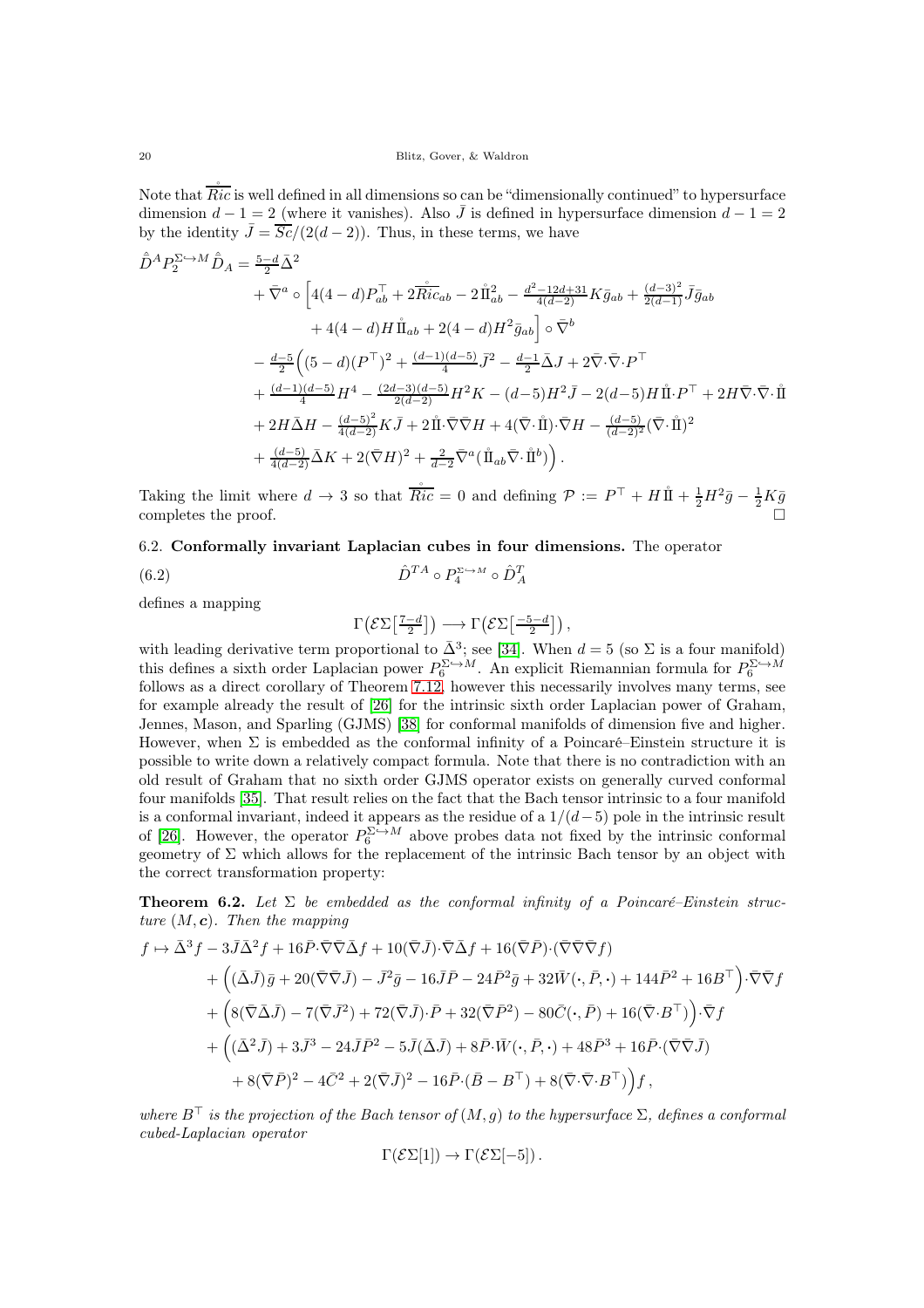Note that $\overline{\mathring{Ric}}$ is well defined in all dimensions so can be "dimensionally continued" to hypersurface dimension $d-1=2$ (where it vanishes). Also $\bar{J}$ is defined in hypersurface dimension $d-1=2$ by the identity $\bar{J}=\overline{Sc}/(2(d-2))$. Thus, in these terms, we have

$$
\begin{aligned}
\hat{\bar{D}}^A P_2^{\Sigma\hookrightarrow M}\hat{\bar{D}}_A &= \tfrac{5-d}{2}\bar{\Delta}^2 \\
&+ \bar{\nabla}^a\circ\Big[4(4-d)P^\top_{ab}+2\overline{\mathring{Ric}}_{ab}-2\,\mathring{\rm I\!I}^2_{ab}-\tfrac{d^2-12d+31}{4(d-2)}K\bar{g}_{ab}+\tfrac{(d-3)^2}{2(d-1)}\bar{J}\bar{g}_{ab} \\
&\qquad + 4(4-d)H\,\mathring{\rm I\!I}_{ab}+2(4-d)H^2\bar{g}_{ab}\Big]\circ\bar{\nabla}^b \\
&- \tfrac{d-5}{2}\Big((5-d)(P^\top)^2+\tfrac{(d-1)(d-5)}{4}\bar{J}^2-\tfrac{d-1}{2}\bar{\Delta}J+2\bar{\nabla}\cdot\bar{\nabla}\cdot P^\top \\
&+ \tfrac{(d-1)(d-5)}{4}H^4-\tfrac{(2d-3)(d-5)}{2(d-2)}H^2K-(d-5)H^2\bar{J}-2(d-5)H\,\mathring{\rm I\!I}\cdot P^\top+2H\bar{\nabla}\cdot\bar{\nabla}\cdot\mathring{\rm I\!I} \\
&+ 2H\bar{\Delta}H-\tfrac{(d-5)^2}{4(d-2)}K\bar{J}+2\mathring{\rm I\!I}\cdot\bar{\nabla}\bar{\nabla}H+4(\bar{\nabla}\cdot\mathring{\rm I\!I})\cdot\bar{\nabla}H-\tfrac{(d-5)}{(d-2)^2}(\bar{\nabla}\cdot\mathring{\rm I\!I})^2 \\
&+ \tfrac{(d-5)}{4(d-2)}\bar{\Delta}K+2(\bar{\nabla}H)^2+\tfrac{2}{d-2}\bar{\nabla}^a(\mathring{\rm I\!I}_{ab}\bar{\nabla}\cdot\mathring{\rm I\!I}^b)\Big)\,.
\end{aligned}
$$

Taking the limit where $d\to 3$ so that $\overline{\mathring{Ric}}=0$ and defining $\mathcal{P}:=P^\top+H\,\mathring{\rm I\!I}+\frac12 H^2\bar{g}-\frac12 K\bar{g}$ completes the proof. $\square$

### 6.2. Conformally invariant Laplacian cubes in four dimensions.

The operator

$$
\hat{D}^{TA}\circ P_4^{\Sigma\hookrightarrow M}\circ\hat{D}^T_A \tag{6.2}
$$

defines a mapping

$$
\Gamma\big(\mathcal{E}\Sigma\big[\tfrac{7-d}{2}\big]\big)\longrightarrow\Gamma\big(\mathcal{E}\Sigma\big[\tfrac{-5-d}{2}\big]\big)\,,
$$

with leading derivative term proportional to $\bar{\Delta}^3$; see [34]. When $d=5$ (so $\Sigma$ is a four manifold) this defines a sixth order Laplacian power $P_6^{\Sigma\hookrightarrow M}$. An explicit Riemannian formula for $P_6^{\Sigma\hookrightarrow M}$ follows as a direct corollary of Theorem 7.12, however this necessarily involves many terms, see for example already the result of [26] for the intrinsic sixth order Laplacian power of Graham, Jennes, Mason, and Sparling (GJMS) [38] for conformal manifolds of dimension five and higher. However, when $\Sigma$ is embedded as the conformal infinity of a Poincaré–Einstein structure it is possible to write down a relatively compact formula. Note that there is no contradiction with an old result of Graham that no sixth order GJMS operator exists on generally curved conformal four manifolds [35]. That result relies on the fact that the Bach tensor intrinsic to a four manifold is a conformal invariant, indeed it appears as the residue of a $1/(d-5)$ pole in the intrinsic result of [26]. However, the operator $P_6^{\Sigma\hookrightarrow M}$ above probes data not fixed by the intrinsic conformal geometry of $\Sigma$ which allows for the replacement of the intrinsic Bach tensor by an object with the correct transformation property:

**Theorem 6.2.** *Let $\Sigma$ be embedded as the conformal infinity of a Poincaré–Einstein structure $(M,\boldsymbol{c})$. Then the mapping*

$$
\begin{aligned}
f\mapsto\ &\bar{\Delta}^3 f-3\bar{J}\bar{\Delta}^2 f+16\bar{P}\cdot\bar{\nabla}\bar{\nabla}\bar{\Delta}f+10(\bar{\nabla}\bar{J})\cdot\bar{\nabla}\bar{\Delta}f+16(\bar{\nabla}\bar{P})\cdot(\bar{\nabla}\bar{\nabla}\bar{\nabla}f) \\
&+\Big((\bar{\Delta}\bar{J})\bar{g}+20(\bar{\nabla}\bar{\nabla}\bar{J})-\bar{J}^2\bar{g}-16\bar{J}\bar{P}-24\bar{P}^2\bar{g}+32\bar{W}(\cdot,\bar{P},\cdot)+144\bar{P}^2+16B^\top\Big)\cdot\bar{\nabla}\bar{\nabla}f \\
&+\Big(8(\bar{\nabla}\bar{\Delta}\bar{J})-7(\bar{\nabla}\bar{J}^2)+72(\bar{\nabla}\bar{J})\cdot\bar{P}+32(\bar{\nabla}\bar{P}^2)-80\bar{C}(\cdot,\bar{P})+16(\bar{\nabla}\cdot B^\top)\Big)\cdot\bar{\nabla}f \\
&+\Big((\bar{\Delta}^2\bar{J})+3\bar{J}^3-24\bar{J}\bar{P}^2-5\bar{J}(\bar{\Delta}\bar{J})+8\bar{P}\cdot\bar{W}(\cdot,\bar{P},\cdot)+48\bar{P}^3+16\bar{P}\cdot(\bar{\nabla}\bar{\nabla}\bar{J}) \\
&\qquad+8(\bar{\nabla}\bar{P})^2-4\bar{C}^2+2(\bar{\nabla}\bar{J})^2-16\bar{P}\cdot(\bar{B}-B^\top)+8(\bar{\nabla}\cdot\bar{\nabla}\cdot B^\top)\Big)f\,,
\end{aligned}
$$

*where $B^\top$ is the projection of the Bach tensor of $(M,g)$ to the hypersurface $\Sigma$, defines a conformal cubed-Laplacian operator*

$$
\Gamma(\mathcal{E}\Sigma[1])\to\Gamma(\mathcal{E}\Sigma[-5])\,.
$$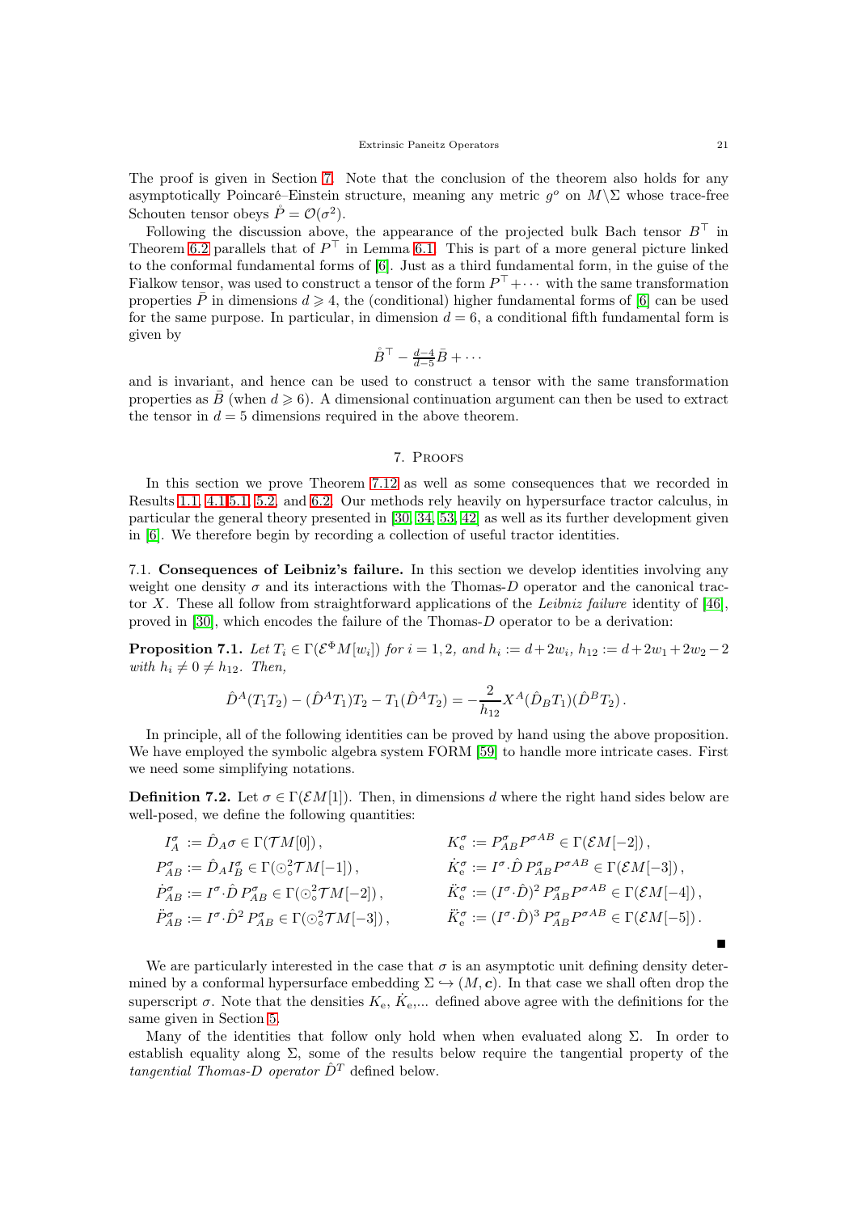The proof is given in Section 7. Note that the conclusion of the theorem also holds for any asymptotically Poincaré–Einstein structure, meaning any metric $g^o$ on $M\backslash\Sigma$ whose trace-free Schouten tensor obeys $\mathring{P} = \mathcal{O}(\sigma^2)$.

Following the discussion above, the appearance of the projected bulk Bach tensor $B^\top$ in Theorem 6.2 parallels that of $P^\top$ in Lemma 6.1. This is part of a more general picture linked to the conformal fundamental forms of [6]. Just as a third fundamental form, in the guise of the Fialkow tensor, was used to construct a tensor of the form $P^\top + \cdots$ with the same transformation properties $\bar{P}$ in dimensions $d \geqslant 4$, the (conditional) higher fundamental forms of [6] can be used for the same purpose. In particular, in dimension $d = 6$, a conditional fifth fundamental form is given by

$$\mathring{B}^\top - \tfrac{d-4}{d-5}\bar{B} + \cdots$$

and is invariant, and hence can be used to construct a tensor with the same transformation properties as $\bar{B}$ (when $d \geqslant 6$). A dimensional continuation argument can then be used to extract the tensor in $d = 5$ dimensions required in the above theorem.

## 7. Proofs

In this section we prove Theorem 7.12 as well as some consequences that we recorded in Results 1.1, 4.1,5.1, 5.2, and 6.2. Our methods rely heavily on hypersurface tractor calculus, in particular the general theory presented in [30, 34, 53, 42] as well as its further development given in [6]. We therefore begin by recording a collection of useful tractor identities.

### 7.1. Consequences of Leibniz's failure.

In this section we develop identities involving any weight one density $\sigma$ and its interactions with the Thomas-$D$ operator and the canonical tractor $X$. These all follow from straightforward applications of the *Leibniz failure* identity of [46], proved in [30], which encodes the failure of the Thomas-$D$ operator to be a derivation:

**Proposition 7.1.** *Let $T_i \in \Gamma(\mathcal{E}^\Phi M[w_i])$ for $i = 1, 2$, and $h_i := d + 2w_i$, $h_{12} := d + 2w_1 + 2w_2 - 2$ with $h_i \neq 0 \neq h_{12}$. Then,*

$$\hat{D}^A(T_1T_2) - (\hat{D}^AT_1)T_2 - T_1(\hat{D}^AT_2) = -\frac{2}{h_{12}}X^A(\hat{D}_BT_1)(\hat{D}^BT_2)\,.$$

In principle, all of the following identities can be proved by hand using the above proposition. We have employed the symbolic algebra system FORM [59] to handle more intricate cases. First we need some simplifying notations.

**Definition 7.2.** Let $\sigma \in \Gamma(\mathcal{E}M[1])$. Then, in dimensions $d$ where the right hand sides below are well-posed, we define the following quantities:

$$\begin{aligned}
I^\sigma_A &:= \hat{D}_A\sigma \in \Gamma(\mathcal{T}M[0])\,, & K^\sigma_{\rm e} &:= P^\sigma_{AB}P^{\sigma AB} \in \Gamma(\mathcal{E}M[-2])\,,\\
P^\sigma_{AB} &:= \hat{D}_AI^\sigma_B \in \Gamma(\odot^2_\circ\mathcal{T}M[-1])\,, & \dot{K}^\sigma_{\rm e} &:= I^\sigma\cdot\hat{D}\,P^\sigma_{AB}P^{\sigma AB} \in \Gamma(\mathcal{E}M[-3])\,,\\
\dot{P}^\sigma_{AB} &:= I^\sigma\cdot\hat{D}\,P^\sigma_{AB} \in \Gamma(\odot^2_\circ\mathcal{T}M[-2])\,, & \ddot{K}^\sigma_{\rm e} &:= (I^\sigma\cdot\hat{D})^2\,P^\sigma_{AB}P^{\sigma AB} \in \Gamma(\mathcal{E}M[-4])\,,\\
\ddot{P}^\sigma_{AB} &:= I^\sigma\cdot\hat{D}^2\,P^\sigma_{AB} \in \Gamma(\odot^2_\circ\mathcal{T}M[-3])\,, & \dddot{K}^\sigma_{\rm e} &:= (I^\sigma\cdot\hat{D})^3\,P^\sigma_{AB}P^{\sigma AB} \in \Gamma(\mathcal{E}M[-5])\,.
\end{aligned}$$

■

We are particularly interested in the case that $\sigma$ is an asymptotic unit defining density determined by a conformal hypersurface embedding $\Sigma \hookrightarrow (M, \boldsymbol{c})$. In that case we shall often drop the superscript $\sigma$. Note that the densities $K_{\rm e}$, $\dot{K}_{\rm e}$,... defined above agree with the definitions for the same given in Section 5.

Many of the identities that follow only hold when when evaluated along $\Sigma$. In order to establish equality along $\Sigma$, some of the results below require the tangential property of the *tangential Thomas-D operator* $\hat{D}^T$ defined below.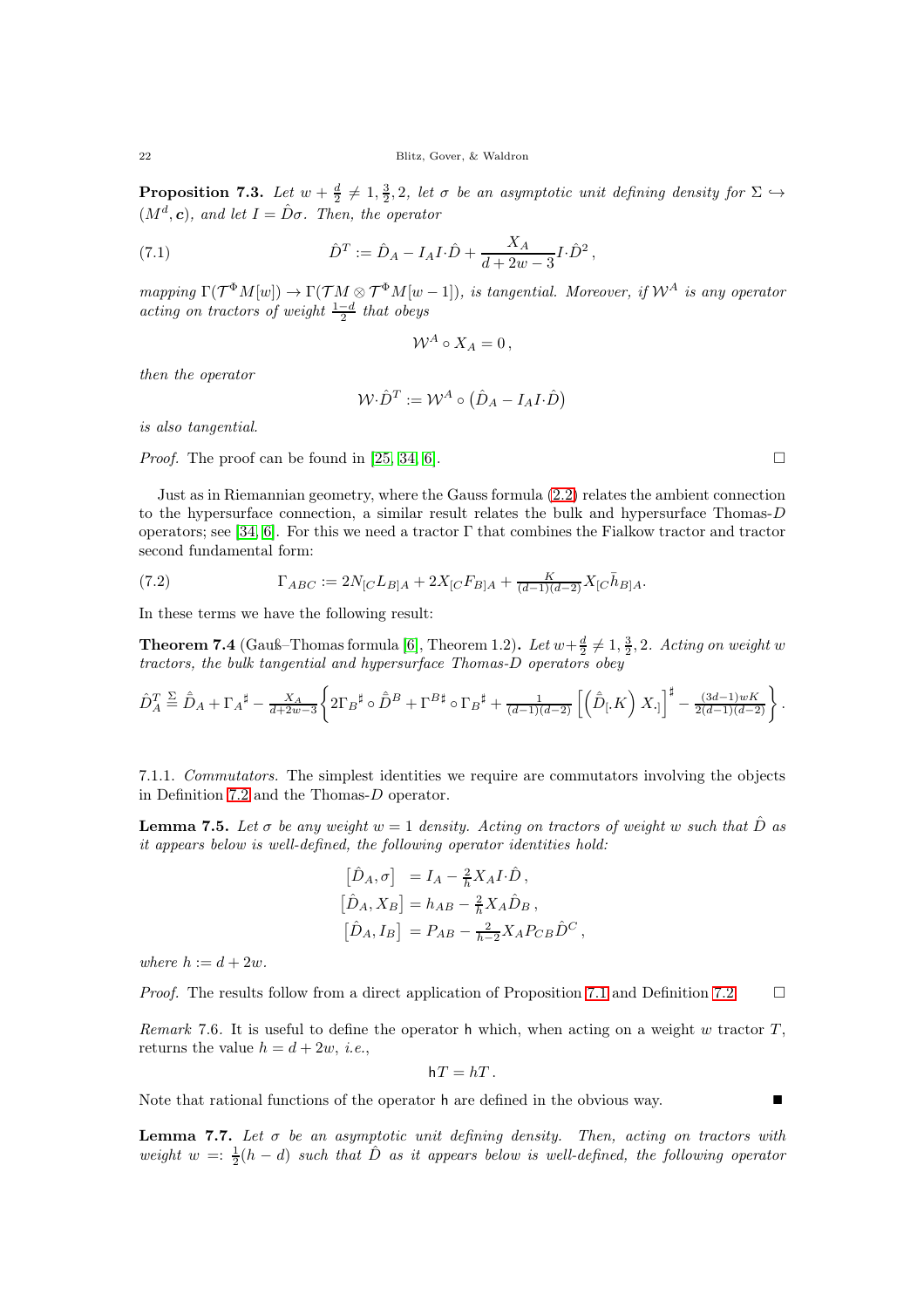**Proposition 7.3.** *Let $w + \frac{d}{2} \neq 1, \frac{3}{2}, 2$, let $\sigma$ be an asymptotic unit defining density for $\Sigma \hookrightarrow (M^d, \boldsymbol{c})$, and let $I = \hat{D}\sigma$. Then, the operator*

$$\hat{D}^T := \hat{D}_A - I_A I{\cdot}\hat{D} + \frac{X_A}{d+2w-3} I{\cdot}\hat{D}^2 \,, \tag{7.1}$$

*mapping $\Gamma(\mathcal{T}^\Phi M[w]) \to \Gamma(\mathcal{T}M \otimes \mathcal{T}^\Phi M[w-1])$, is tangential. Moreover, if $\mathcal{W}^A$ is any operator acting on tractors of weight $\frac{1-d}{2}$ that obeys*

$$\mathcal{W}^A \circ X_A = 0 \,,$$

*then the operator*

$$\mathcal{W}{\cdot}\hat{D}^T := \mathcal{W}^A \circ \big(\hat{D}_A - I_A I{\cdot}\hat{D}\big)$$

*is also tangential.*

*Proof.* The proof can be found in [25, 34, 6]. □

Just as in Riemannian geometry, where the Gauss formula (2.2) relates the ambient connection to the hypersurface connection, a similar result relates the bulk and hypersurface Thomas-$D$ operators; see [34, 6]. For this we need a tractor $\Gamma$ that combines the Fialkow tractor and tractor second fundamental form:

$$\Gamma_{ABC} := 2N_{[C}L_{B]A} + 2X_{[C}F_{B]A} + \tfrac{K}{(d-1)(d-2)} X_{[C}\bar{h}_{B]A}. \tag{7.2}$$

In these terms we have the following result:

**Theorem 7.4** (Gauß–Thomas formula [6], Theorem 1.2)**.** *Let $w+\frac{d}{2} \neq 1, \frac{3}{2}, 2$. Acting on weight $w$ tractors, the bulk tangential and hypersurface Thomas-D operators obey*

$$\hat{D}^T_A \overset{\Sigma}{=} \hat{\bar{D}}_A + \Gamma_A{}^\sharp - \tfrac{X_A}{d+2w-3}\left\{ 2\Gamma_B{}^\sharp \circ \hat{\bar{D}}^B + \Gamma^{B\sharp} \circ \Gamma_B{}^\sharp + \tfrac{1}{(d-1)(d-2)} \left[ \Big(\hat{\bar{D}}_{[\cdot}K\Big)\, X_{\cdot]} \right]^\sharp - \tfrac{(3d-1)wK}{2(d-1)(d-2)} \right\}.$$

7.1.1. *Commutators.* The simplest identities we require are commutators involving the objects in Definition 7.2 and the Thomas-$D$ operator.

**Lemma 7.5.** *Let $\sigma$ be any weight $w = 1$ density. Acting on tractors of weight $w$ such that $\hat{D}$ as it appears below is well-defined, the following operator identities hold:*

$$\begin{aligned}
\big[\hat{D}_A, \sigma\big] \;\; &= I_A - \tfrac{2}{h} X_A I{\cdot}\hat{D} \,, \\
\big[\hat{D}_A, X_B\big] &= h_{AB} - \tfrac{2}{h} X_A \hat{D}_B \,, \\
\big[\hat{D}_A, I_B\big] \;&= P_{AB} - \tfrac{2}{h-2} X_A P_{CB} \hat{D}^C \,,
\end{aligned}$$

*where $h := d + 2w$.*

*Proof.* The results follow from a direct application of Proposition 7.1 and Definition 7.2. □

*Remark* 7.6. It is useful to define the operator $\mathsf{h}$ which, when acting on a weight $w$ tractor $T$, returns the value $h = d + 2w$, *i.e.*,

$$\mathsf{h}T = hT \,.$$

Note that rational functions of the operator $\mathsf{h}$ are defined in the obvious way. ■

**Lemma 7.7.** *Let $\sigma$ be an asymptotic unit defining density. Then, acting on tractors with weight $w =: \frac{1}{2}(h - d)$ such that $\hat{D}$ as it appears below is well-defined, the following operator*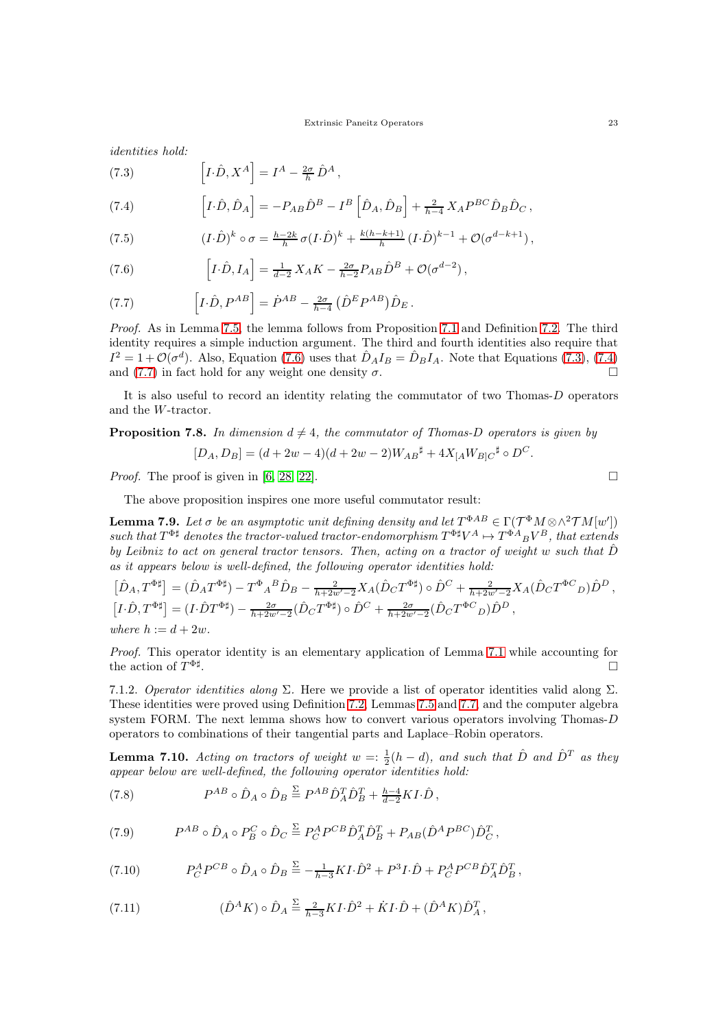*identities hold:*

$$\left[I\cdot\hat{D}, X^A\right] = I^A - \tfrac{2\sigma}{h}\,\hat{D}^A\,, \tag{7.3}$$

$$\left[I\cdot\hat{D}, \hat{D}_A\right] = -P_{AB}\hat{D}^B - I^B\left[\hat{D}_A, \hat{D}_B\right] + \tfrac{2}{h-4}\,X_A P^{BC}\hat{D}_B\hat{D}_C\,, \tag{7.4}$$

$$(I\cdot\hat{D})^k \circ \sigma = \tfrac{h-2k}{h}\,\sigma(I\cdot\hat{D})^k + \tfrac{k(h-k+1)}{h}\,(I\cdot\hat{D})^{k-1} + \mathcal{O}(\sigma^{d-k+1})\,, \tag{7.5}$$

$$\left[I\cdot\hat{D}, I_A\right] = \tfrac{1}{d-2}\,X_A K - \tfrac{2\sigma}{h-2}P_{AB}\hat{D}^B + \mathcal{O}(\sigma^{d-2})\,, \tag{7.6}$$

$$\left[I\cdot\hat{D}, P^{AB}\right] = \dot{P}^{AB} - \tfrac{2\sigma}{h-4}\,(\hat{D}^E P^{AB})\hat{D}_E\,. \tag{7.7}$$

*Proof.* As in Lemma 7.5, the lemma follows from Proposition 7.1 and Definition 7.2. The third identity requires a simple induction argument. The third and fourth identities also require that $I^2 = 1 + \mathcal{O}(\sigma^d)$. Also, Equation (7.6) uses that $\hat{D}_A I_B = \hat{D}_B I_A$. Note that Equations (7.3), (7.4) and (7.7) in fact hold for any weight one density $\sigma$. □

It is also useful to record an identity relating the commutator of two Thomas-$D$ operators and the $W$-tractor.

**Proposition 7.8.** *In dimension $d \neq 4$, the commutator of Thomas-D operators is given by*

$$[D_A, D_B] = (d+2w-4)(d+2w-2)W_{AB}{}^\sharp + 4X_{[A}W_{B]C}{}^\sharp \circ D^C.$$

*Proof.* The proof is given in [6, 28, 22]. □

The above proposition inspires one more useful commutator result:

**Lemma 7.9.** *Let $\sigma$ be an asymptotic unit defining density and let $T^{\Phi AB} \in \Gamma(\mathcal{T}^\Phi M \otimes \wedge^2\mathcal{T}M[w'])$ such that $T^{\Phi\sharp}$ denotes the tractor-valued tractor-endomorphism $T^{\Phi\sharp}V^A \mapsto T^{\Phi A}{}_B V^B$, that extends by Leibniz to act on general tractor tensors. Then, acting on a tractor of weight $w$ such that $\hat{D}$ as it appears below is well-defined, the following operator identities hold:*

$$\left[\hat{D}_A, T^{\Phi\sharp}\right] = (\hat{D}_A T^{\Phi\sharp}) - T^{\Phi}{}_A{}^B\hat{D}_B - \tfrac{2}{h+2w'-2}X_A(\hat{D}_C T^{\Phi\sharp})\circ\hat{D}^C + \tfrac{2}{h+2w'-2}X_A(\hat{D}_C T^{\Phi C}{}_D)\hat{D}^D\,,$$

$$\left[I\cdot\hat{D}, T^{\Phi\sharp}\right] = (I\cdot\hat{D}T^{\Phi\sharp}) - \tfrac{2\sigma}{h+2w'-2}(\hat{D}_C T^{\Phi\sharp})\circ\hat{D}^C + \tfrac{2\sigma}{h+2w'-2}(\hat{D}_C T^{\Phi C}{}_D)\hat{D}^D\,,$$

*where $h := d + 2w$.*

*Proof.* This operator identity is an elementary application of Lemma 7.1 while accounting for the action of $T^{\Phi\sharp}$. □

7.1.2. *Operator identities along $\Sigma$.* Here we provide a list of operator identities valid along $\Sigma$. These identities were proved using Definition 7.2, Lemmas 7.5 and 7.7, and the computer algebra system FORM. The next lemma shows how to convert various operators involving Thomas-$D$ operators to combinations of their tangential parts and Laplace–Robin operators.

**Lemma 7.10.** *Acting on tractors of weight $w =: \frac{1}{2}(h-d)$, and such that $\hat{D}$ and $\hat{D}^T$ as they appear below are well-defined, the following operator identities hold:*

$$P^{AB} \circ \hat{D}_A \circ \hat{D}_B \stackrel{\Sigma}{=} P^{AB}\hat{D}^T_A\hat{D}^T_B + \tfrac{h-4}{d-2}KI\cdot\hat{D}\,, \tag{7.8}$$

$$P^{AB} \circ \hat{D}_A \circ P^C_B \circ \hat{D}_C \stackrel{\Sigma}{=} P^A_C P^{CB}\hat{D}^T_A\hat{D}^T_B + P_{AB}(\hat{D}^A P^{BC})\hat{D}^T_C\,, \tag{7.9}$$

$$P^A_C P^{CB} \circ \hat{D}_A \circ \hat{D}_B \stackrel{\Sigma}{=} -\tfrac{1}{h-3}KI\cdot\hat{D}^2 + P^3 I\cdot\hat{D} + P^A_C P^{CB}\hat{D}^T_A\hat{D}^T_B\,, \tag{7.10}$$

$$(\hat{D}^A K) \circ \hat{D}_A \stackrel{\Sigma}{=} \tfrac{2}{h-3}KI\cdot\hat{D}^2 + \dot{K}I\cdot\hat{D} + (\hat{D}^A K)\hat{D}^T_A\,, \tag{7.11}$$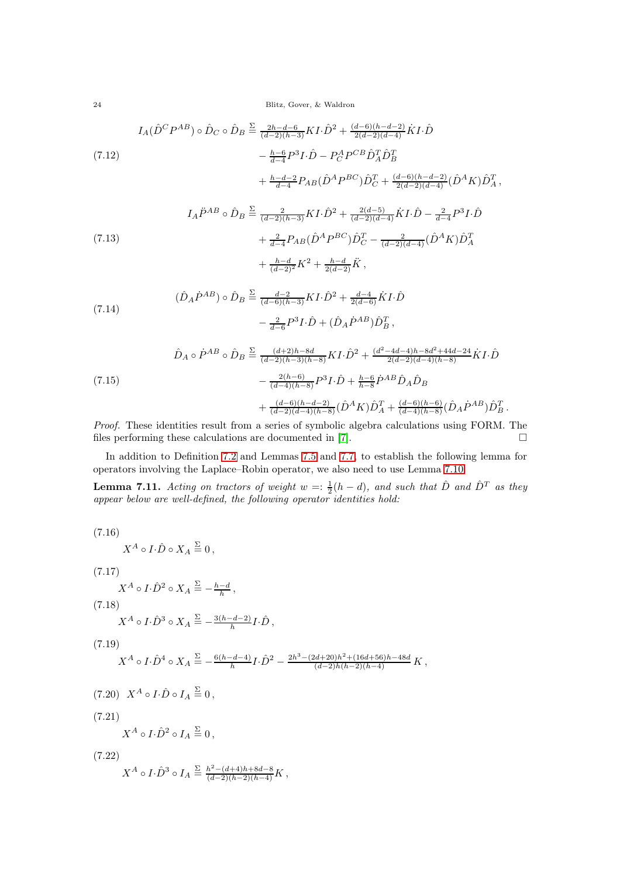$$I_A(\hat{D}^C P^{AB}) \circ \hat{D}_C \circ \hat{D}_B \stackrel{\Sigma}{=} \tfrac{2h-d-6}{(d-2)(h-3)} K I{\cdot}\hat{D}^2 + \tfrac{(d-6)(h-d-2)}{2(d-2)(d-4)} \dot{K} I{\cdot}\hat{D}$$
$$\quad - \tfrac{h-6}{d-4} P^3 I{\cdot}\hat{D} - P^A_C P^{CB} \hat{D}^T_A \hat{D}^T_B \tag{7.12}$$
$$\quad + \tfrac{h-d-2}{d-4} P_{AB}(\hat{D}^A P^{BC})\hat{D}^T_C + \tfrac{(d-6)(h-d-2)}{2(d-2)(d-4)}(\hat{D}^A K)\hat{D}^T_A\,,$$

$$I_A \ddot{P}^{AB} \circ \hat{D}_B \stackrel{\Sigma}{=} \tfrac{2}{(d-2)(h-3)} K I{\cdot}\hat{D}^2 + \tfrac{2(d-5)}{(d-2)(d-4)} \dot{K} I{\cdot}\hat{D} - \tfrac{2}{d-4} P^3 I{\cdot}\hat{D}$$
$$\quad + \tfrac{2}{d-4} P_{AB}(\hat{D}^A P^{BC})\hat{D}^T_C - \tfrac{2}{(d-2)(d-4)}(\hat{D}^A K)\hat{D}^T_A \tag{7.13}$$
$$\quad + \tfrac{h-d}{(d-2)^2} K^2 + \tfrac{h-d}{2(d-2)} \ddot{K}\,,$$

$$(\hat{D}_A \dot{P}^{AB}) \circ \hat{D}_B \stackrel{\Sigma}{=} \tfrac{d-2}{(d-6)(h-3)} K I{\cdot}\hat{D}^2 + \tfrac{d-4}{2(d-6)} \dot{K} I{\cdot}\hat{D}$$
$$\quad - \tfrac{2}{d-6} P^3 I{\cdot}\hat{D} + (\hat{D}_A \dot{P}^{AB})\hat{D}^T_B\,, \tag{7.14}$$

$$\hat{D}_A \circ \dot{P}^{AB} \circ \hat{D}_B \stackrel{\Sigma}{=} \tfrac{(d+2)h-8d}{(d-2)(h-3)(h-8)} K I{\cdot}\hat{D}^2 + \tfrac{(d^2-4d-4)h-8d^2+44d-24}{2(d-2)(d-4)(h-8)} \dot{K} I{\cdot}\hat{D}$$
$$\quad - \tfrac{2(h-6)}{(d-4)(h-8)} P^3 I{\cdot}\hat{D} + \tfrac{h-6}{h-8} \dot{P}^{AB} \hat{D}_A \hat{D}_B \tag{7.15}$$
$$\quad + \tfrac{(d-6)(h-d-2)}{(d-2)(d-4)(h-8)}(\hat{D}^A K)\hat{D}^T_A + \tfrac{(d-6)(h-6)}{(d-4)(h-8)}(\hat{D}_A \dot{P}^{AB})\hat{D}^T_B\,.$$

*Proof.* These identities result from a series of symbolic algebra calculations using FORM. The files performing these calculations are documented in [7]. □

In addition to Definition 7.2 and Lemmas 7.5 and 7.7, to establish the following lemma for operators involving the Laplace–Robin operator, we also need to use Lemma 7.10.

**Lemma 7.11.** *Acting on tractors of weight $w =: \frac{1}{2}(h-d)$, and such that $\hat{D}$ and $\hat{D}^T$ as they appear below are well-defined, the following operator identities hold:*

$$X^A \circ I{\cdot}\hat{D} \circ X_A \stackrel{\Sigma}{=} 0\,, \tag{7.16}$$

$$X^A \circ I{\cdot}\hat{D}^2 \circ X_A \stackrel{\Sigma}{=} -\tfrac{h-d}{h}\,, \tag{7.17}$$

$$X^A \circ I{\cdot}\hat{D}^3 \circ X_A \stackrel{\Sigma}{=} -\tfrac{3(h-d-2)}{h} I{\cdot}\hat{D}\,, \tag{7.18}$$

$$X^A \circ I{\cdot}\hat{D}^4 \circ X_A \stackrel{\Sigma}{=} -\tfrac{6(h-d-4)}{h} I{\cdot}\hat{D}^2 - \tfrac{2h^3-(2d+20)h^2+(16d+56)h-48d}{(d-2)h(h-2)(h-4)}\, K\,, \tag{7.19}$$

$$X^A \circ I{\cdot}\hat{D} \circ I_A \stackrel{\Sigma}{=} 0\,, \tag{7.20}$$

$$X^A \circ I{\cdot}\hat{D}^2 \circ I_A \stackrel{\Sigma}{=} 0\,, \tag{7.21}$$

$$X^A \circ I{\cdot}\hat{D}^3 \circ I_A \stackrel{\Sigma}{=} \tfrac{h^2-(d+4)h+8d-8}{(d-2)(h-2)(h-4)} K\,, \tag{7.22}$$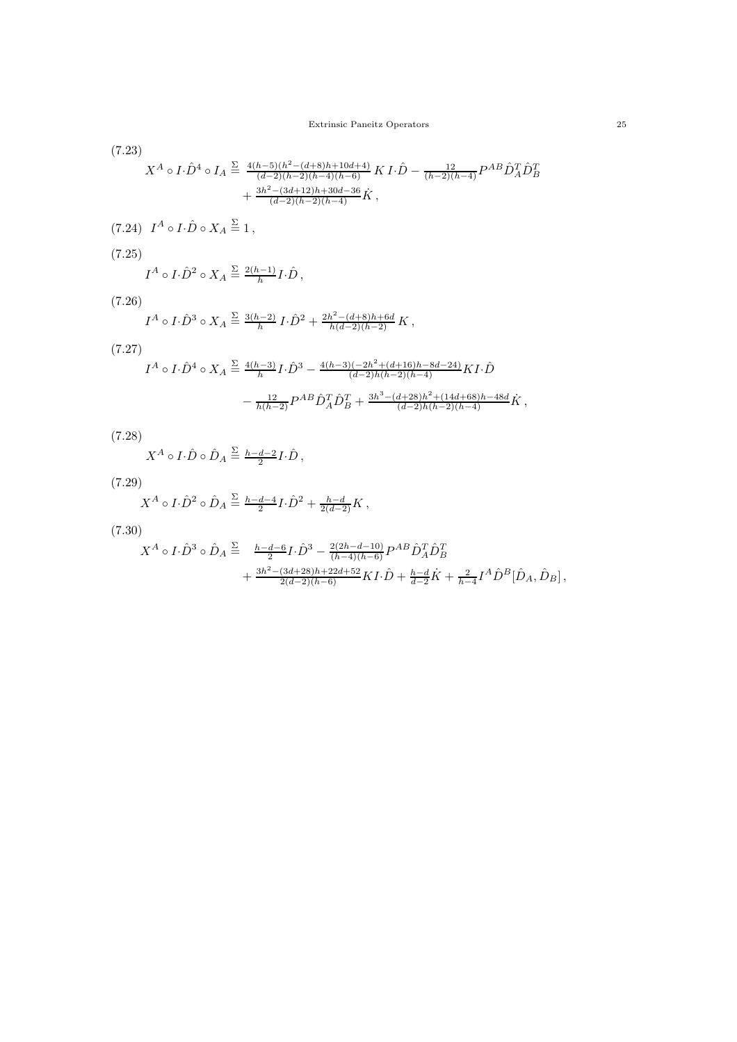(7.23)

$$X^A \circ I{\cdot}\hat{D}^4 \circ I_A \stackrel{\Sigma}{=} \tfrac{4(h-5)(h^2-(d+8)h+10d+4)}{(d-2)(h-2)(h-4)(h-6)}\, K\, I{\cdot}\hat{D} - \tfrac{12}{(h-2)(h-4)} P^{AB}\hat{D}^T_A\hat{D}^T_B + \tfrac{3h^2-(3d+12)h+30d-36}{(d-2)(h-2)(h-4)}\dot{K}\,,$$

(7.24) $I^A \circ I{\cdot}\hat{D} \circ X_A \stackrel{\Sigma}{=} 1\,,$

(7.25)

$$I^A \circ I{\cdot}\hat{D}^2 \circ X_A \stackrel{\Sigma}{=} \tfrac{2(h-1)}{h} I{\cdot}\hat{D}\,,$$

(7.26)

$$I^A \circ I{\cdot}\hat{D}^3 \circ X_A \stackrel{\Sigma}{=} \tfrac{3(h-2)}{h}\, I{\cdot}\hat{D}^2 + \tfrac{2h^2-(d+8)h+6d}{h(d-2)(h-2)}\, K\,,$$

(7.27)

$$I^A \circ I{\cdot}\hat{D}^4 \circ X_A \stackrel{\Sigma}{=} \tfrac{4(h-3)}{h} I{\cdot}\hat{D}^3 - \tfrac{4(h-3)(-2h^2+(d+16)h-8d-24)}{(d-2)h(h-2)(h-4)} K I{\cdot}\hat{D} - \tfrac{12}{h(h-2)} P^{AB}\hat{D}^T_A\hat{D}^T_B + \tfrac{3h^3-(d+28)h^2+(14d+68)h-48d}{(d-2)h(h-2)(h-4)}\dot{K}\,,$$

(7.28)

$$X^A \circ I{\cdot}\hat{D} \circ \hat{D}_A \stackrel{\Sigma}{=} \tfrac{h-d-2}{2} I{\cdot}\hat{D}\,,$$

(7.29)

$$X^A \circ I{\cdot}\hat{D}^2 \circ \hat{D}_A \stackrel{\Sigma}{=} \tfrac{h-d-4}{2} I{\cdot}\hat{D}^2 + \tfrac{h-d}{2(d-2)} K\,,$$

(7.30)

$$X^A \circ I{\cdot}\hat{D}^3 \circ \hat{D}_A \stackrel{\Sigma}{=} \tfrac{h-d-6}{2} I{\cdot}\hat{D}^3 - \tfrac{2(2h-d-10)}{(h-4)(h-6)} P^{AB}\hat{D}^T_A\hat{D}^T_B + \tfrac{3h^2-(3d+28)h+22d+52}{2(d-2)(h-6)} K I{\cdot}\hat{D} + \tfrac{h-d}{d-2}\dot{K} + \tfrac{2}{h-4} I^A\hat{D}^B[\hat{D}_A,\hat{D}_B]\,,$$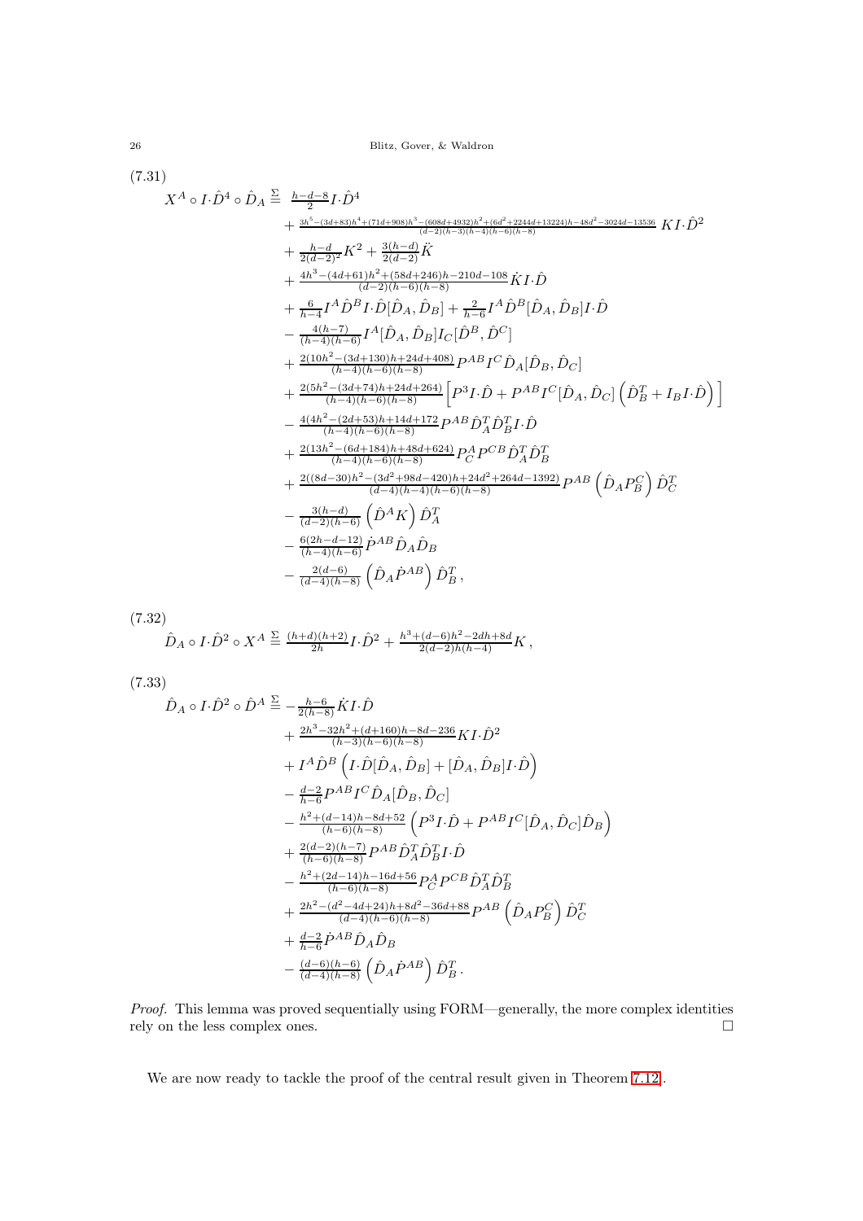(7.31)

$$
\begin{aligned}
X^A \circ I\cdot\hat{D}^4 \circ \hat{D}_A \overset{\Sigma}{=}\ & \tfrac{h-d-8}{2} I\cdot\hat{D}^4 \\
&+ \tfrac{3h^5-(3d+83)h^4+(71d+908)h^3-(608d+4932)h^2+(6d^2+2244d+13224)h-48d^2-3024d-13536}{(d-2)(h-3)(h-4)(h-6)(h-8)}\, K I\cdot\hat{D}^2 \\
&+ \tfrac{h-d}{2(d-2)^2} K^2 + \tfrac{3(h-d)}{2(d-2)} \ddot{K} \\
&+ \tfrac{4h^3-(4d+61)h^2+(58d+246)h-210d-108}{(d-2)(h-6)(h-8)} \dot{K} I\cdot\hat{D} \\
&+ \tfrac{6}{h-4} I^A \hat{D}^B I\cdot\hat{D}[\hat{D}_A,\hat{D}_B] + \tfrac{2}{h-6} I^A\hat{D}^B[\hat{D}_A,\hat{D}_B] I\cdot\hat{D} \\
&- \tfrac{4(h-7)}{(h-4)(h-6)} I^A[\hat{D}_A,\hat{D}_B] I_C[\hat{D}^B,\hat{D}^C] \\
&+ \tfrac{2(10h^2-(3d+130)h+24d+408)}{(h-4)(h-6)(h-8)} P^{AB} I^C \hat{D}_A[\hat{D}_B,\hat{D}_C] \\
&+ \tfrac{2(5h^2-(3d+74)h+24d+264)}{(h-4)(h-6)(h-8)} \Big[ P^3 I\cdot\hat{D} + P^{AB} I^C [\hat{D}_A,\hat{D}_C] \Big(\hat{D}^T_B + I_B I\cdot\hat{D}\Big) \Big] \\
&- \tfrac{4(4h^2-(2d+53)h+14d+172}{(h-4)(h-6)(h-8)} P^{AB} \hat{D}^T_A \hat{D}^T_B I\cdot\hat{D} \\
&+ \tfrac{2(13h^2-(6d+184)h+48d+624)}{(h-4)(h-6)(h-8)} P^A_C P^{CB} \hat{D}^T_A \hat{D}^T_B \\
&+ \tfrac{2((8d-30)h^2-(3d^2+98d-420)h+24d^2+264d-1392)}{(d-4)(h-4)(h-6)(h-8)} P^{AB} \Big(\hat{D}_A P^C_B\Big)\hat{D}^T_C \\
&- \tfrac{3(h-d)}{(d-2)(h-6)} \Big(\hat{D}^A K\Big)\hat{D}^T_A \\
&- \tfrac{6(2h-d-12)}{(h-4)(h-6)} \dot{P}^{AB} \hat{D}_A \hat{D}_B \\
&- \tfrac{2(d-6)}{(d-4)(h-8)} \Big(\hat{D}_A \dot{P}^{AB}\Big)\hat{D}^T_B \,,
\end{aligned}
$$

(7.32)

$$
\hat{D}_A \circ I\cdot\hat{D}^2 \circ X^A \overset{\Sigma}{=} \tfrac{(h+d)(h+2)}{2h} I\cdot\hat{D}^2 + \tfrac{h^3+(d-6)h^2-2dh+8d}{2(d-2)h(h-4)} K \,,
$$

(7.33)

$$
\begin{aligned}
\hat{D}_A \circ I\cdot\hat{D}^2 \circ \hat{D}^A \overset{\Sigma}{=}\ & -\tfrac{h-6}{2(h-8)} \dot{K} I\cdot\hat{D} \\
&+ \tfrac{2h^3-32h^2+(d+160)h-8d-236}{(h-3)(h-6)(h-8)} K I\cdot\hat{D}^2 \\
&+ I^A\hat{D}^B \Big( I\cdot\hat{D}[\hat{D}_A,\hat{D}_B] + [\hat{D}_A,\hat{D}_B] I\cdot\hat{D}\Big) \\
&- \tfrac{d-2}{h-6} P^{AB} I^C \hat{D}_A [\hat{D}_B,\hat{D}_C] \\
&- \tfrac{h^2+(d-14)h-8d+52}{(h-6)(h-8)} \Big( P^3 I\cdot\hat{D} + P^{AB} I^C [\hat{D}_A,\hat{D}_C]\hat{D}_B \Big) \\
&+ \tfrac{2(d-2)(h-7)}{(h-6)(h-8)} P^{AB}\hat{D}^T_A\hat{D}^T_B I\cdot\hat{D} \\
&- \tfrac{h^2+(2d-14)h-16d+56}{(h-6)(h-8)} P^A_C P^{CB} \hat{D}^T_A \hat{D}^T_B \\
&+ \tfrac{2h^2-(d^2-4d+24)h+8d^2-36d+88}{(d-4)(h-6)(h-8)} P^{AB}\Big(\hat{D}_A P^C_B\Big)\hat{D}^T_C \\
&+ \tfrac{d-2}{h-6} \dot{P}^{AB}\hat{D}_A\hat{D}_B \\
&- \tfrac{(d-6)(h-6)}{(d-4)(h-8)} \Big(\hat{D}_A \dot{P}^{AB}\Big)\hat{D}^T_B \,.
\end{aligned}
$$

*Proof.* This lemma was proved sequentially using FORM—generally, the more complex identities rely on the less complex ones. □

We are now ready to tackle the proof of the central result given in Theorem 7.12.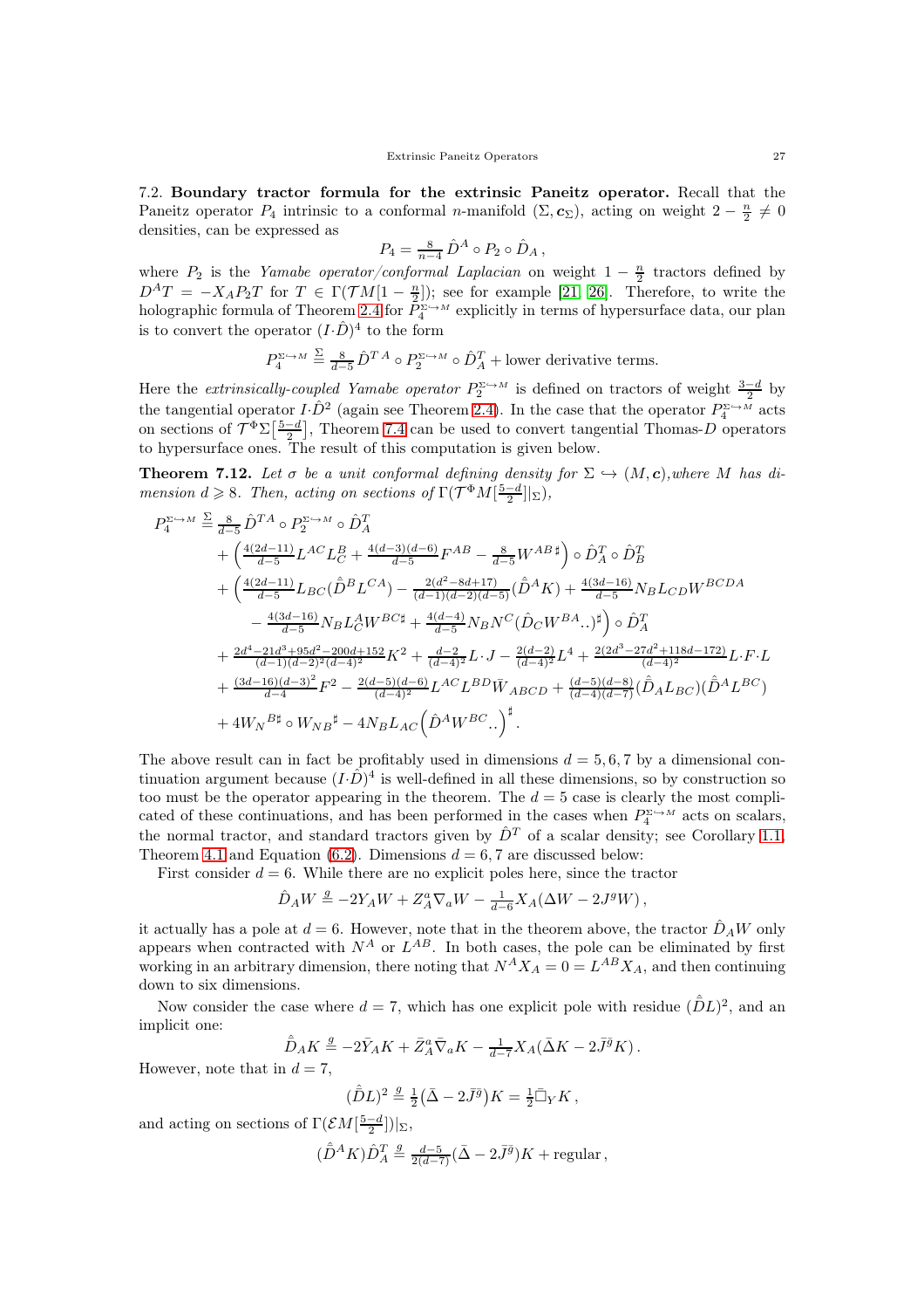7.2. **Boundary tractor formula for the extrinsic Paneitz operator.** Recall that the Paneitz operator $P_4$ intrinsic to a conformal $n$-manifold $(\Sigma, \boldsymbol{c}_\Sigma)$, acting on weight $2 - \frac{n}{2} \neq 0$ densities, can be expressed as

$$P_4 = \tfrac{8}{n-4}\, \hat{D}^A \circ P_2 \circ \hat{D}_A\,,$$

where $P_2$ is the *Yamabe operator/conformal Laplacian* on weight $1 - \frac{n}{2}$ tractors defined by $D^A T = -X_A P_2 T$ for $T \in \Gamma(\mathcal{T}M[1-\frac{n}{2}])$; see for example [21, 26]. Therefore, to write the holographic formula of Theorem 2.4 for $P_4^{\Sigma\hookrightarrow M}$ explicitly in terms of hypersurface data, our plan is to convert the operator $(I\cdot\hat{D})^4$ to the form

$$P_4^{\Sigma\hookrightarrow M} \stackrel{\Sigma}{=} \tfrac{8}{d-5}\, \hat{D}^{T\,A} \circ P_2^{\Sigma\hookrightarrow M} \circ \hat{D}^T_A + \text{lower derivative terms}.$$

Here the *extrinsically-coupled Yamabe operator* $P_2^{\Sigma\hookrightarrow M}$ is defined on tractors of weight $\frac{3-d}{2}$ by the tangential operator $I\cdot\hat{D}^2$ (again see Theorem 2.4). In the case that the operator $P_4^{\Sigma\hookrightarrow M}$ acts on sections of $\mathcal{T}^\Phi\Sigma\big[\frac{5-d}{2}\big]$, Theorem 7.4 can be used to convert tangential Thomas-$D$ operators to hypersurface ones. The result of this computation is given below.

**Theorem 7.12.** *Let $\sigma$ be a unit conformal defining density for $\Sigma \hookrightarrow (M, \boldsymbol{c})$, where $M$ has dimension $d \geqslant 8$. Then, acting on sections of $\Gamma(\mathcal{T}^\Phi M[\frac{5-d}{2}]|_\Sigma)$,*

$$\begin{aligned}
P_4^{\Sigma\hookrightarrow M} \stackrel{\Sigma}{=}\; & \tfrac{8}{d-5}\, \hat{D}^{TA} \circ P_2^{\Sigma\hookrightarrow M} \circ \hat{D}^T_A \\
&+ \Big(\tfrac{4(2d-11)}{d-5} L^{AC} L_C^B + \tfrac{4(d-3)(d-6)}{d-5} F^{AB} - \tfrac{8}{d-5} W^{AB\,\sharp}\Big) \circ \hat{D}^T_A \circ \hat{D}^T_B \\
&+ \Big(\tfrac{4(2d-11)}{d-5} L_{BC} (\hat{\bar{D}}^B L^{CA}) - \tfrac{2(d^2-8d+17)}{(d-1)(d-2)(d-5)} (\hat{\bar{D}}^A K) + \tfrac{4(3d-16)}{d-5} N_B L_{CD} W^{BCDA} \\
&\quad - \tfrac{4(3d-16)}{d-5} N_B L^A_C W^{BC\sharp} + \tfrac{4(d-4)}{d-5} N_B N^C (\hat{D}_C W^{BA}{}_{\cdot\cdot})^\sharp \Big) \circ \hat{D}^T_A \\
&+ \tfrac{2d^4 - 21d^3 + 95d^2 - 200d + 152}{(d-1)(d-2)^2(d-4)^2} K^2 + \tfrac{d-2}{(d-4)^2} L\cdot J - \tfrac{2(d-2)}{(d-4)^2} L^4 + \tfrac{2(2d^3 - 27d^2 + 118d - 172)}{(d-4)^2} L\cdot F\cdot L \\
&+ \tfrac{(3d-16)(d-3)^2}{d-4} F^2 - \tfrac{2(d-5)(d-6)}{(d-4)^2} L^{AC} L^{BD} \bar{W}_{ABCD} + \tfrac{(d-5)(d-8)}{(d-4)(d-7)} (\hat{\bar{D}}_A L_{BC})(\hat{\bar{D}}^A L^{BC}) \\
&+ 4 W_N{}^{B\sharp} \circ W_{NB}{}^\sharp - 4 N_B L_{AC} \Big(\hat{D}^A W^{BC}{}_{\cdot\cdot}\Big)^\sharp .
\end{aligned}$$

The above result can in fact be profitably used in dimensions $d = 5, 6, 7$ by a dimensional continuation argument because $(I\cdot\hat{D})^4$ is well-defined in all these dimensions, so by construction so too must be the operator appearing in the theorem. The $d = 5$ case is clearly the most complicated of these continuations, and has been performed in the cases when $P_4^{\Sigma\hookrightarrow M}$ acts on scalars, the normal tractor, and standard tractors given by $\hat{D}^T$ of a scalar density; see Corollary 1.1, Theorem 4.1 and Equation (6.2). Dimensions $d = 6, 7$ are discussed below:

First consider $d = 6$. While there are no explicit poles here, since the tractor

$$\hat{D}_A W \stackrel{g}{=} -2Y_A W + Z_A^a \nabla_a W - \tfrac{1}{d-6} X_A (\Delta W - 2J^g W)\,,$$

it actually has a pole at $d = 6$. However, note that in the theorem above, the tractor $\hat{D}_A W$ only appears when contracted with $N^A$ or $L^{AB}$. In both cases, the pole can be eliminated by first working in an arbitrary dimension, there noting that $N^A X_A = 0 = L^{AB} X_A$, and then continuing down to six dimensions.

Now consider the case where $d = 7$, which has one explicit pole with residue $(\hat{\bar{D}} L)^2$, and an implicit one:

$$\hat{\bar{D}}_A K \stackrel{g}{=} -2\bar{Y}_A K + \bar{Z}_A^a \bar{\nabla}_a K - \tfrac{1}{d-7} X_A (\bar{\Delta} K - 2\bar{J}^{\bar{g}} K)\,.$$

However, note that in $d = 7$,

$$(\hat{\bar{D}} L)^2 \stackrel{g}{=} \tfrac{1}{2}\big(\bar{\Delta} - 2\bar{J}^{\bar{g}}\big) K = \tfrac{1}{2} \bar{\Box}_Y K\,,$$

and acting on sections of $\Gamma(\mathcal{E}M[\frac{5-d}{2}])|_\Sigma$,

$$(\hat{\bar{D}}^A K) \hat{D}^T_A \stackrel{g}{=} \tfrac{d-5}{2(d-7)} (\bar{\Delta} - 2\bar{J}^{\bar{g}}) K + \text{regular}\,,$$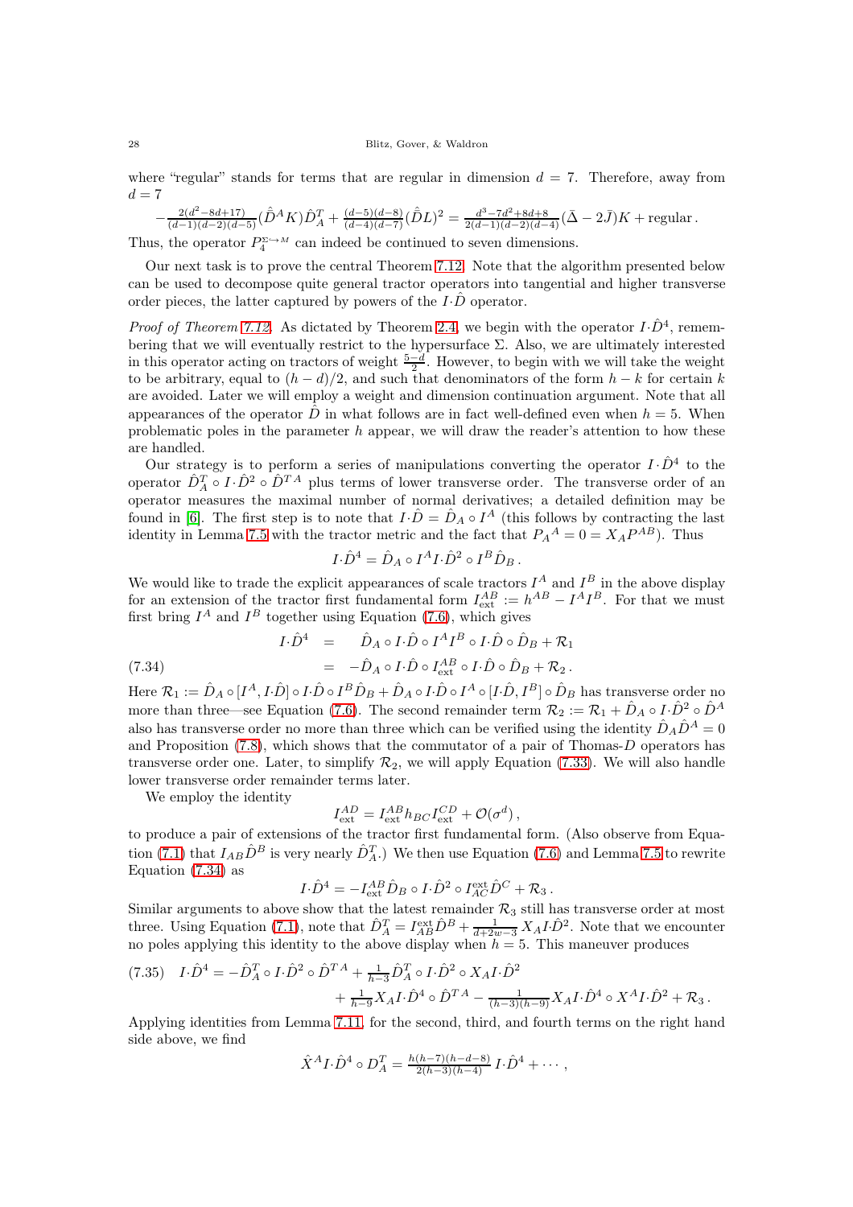where "regular" stands for terms that are regular in dimension $d = 7$. Therefore, away from $d = 7$

$$-\tfrac{2(d^2-8d+17)}{(d-1)(d-2)(d-5)}(\hat{D}^A K)\hat{D}^T_A + \tfrac{(d-5)(d-8)}{(d-4)(d-7)}(\hat{D}L)^2 = \tfrac{d^3-7d^2+8d+8}{2(d-1)(d-2)(d-4)}(\bar{\Delta} - 2\bar{J})K + \text{regular}\,.$$

Thus, the operator $P_4^{\Sigma\hookrightarrow M}$ can indeed be continued to seven dimensions.

Our next task is to prove the central Theorem 7.12. Note that the algorithm presented below can be used to decompose quite general tractor operators into tangential and higher transverse order pieces, the latter captured by powers of the $I{\cdot}\hat{D}$ operator.

*Proof of Theorem 7.12.* As dictated by Theorem 2.4, we begin with the operator $I{\cdot}\hat{D}^4$, remembering that we will eventually restrict to the hypersurface $\Sigma$. Also, we are ultimately interested in this operator acting on tractors of weight $\frac{5-d}{2}$. However, to begin with we will take the weight to be arbitrary, equal to $(h-d)/2$, and such that denominators of the form $h-k$ for certain $k$ are avoided. Later we will employ a weight and dimension continuation argument. Note that all appearances of the operator $\hat{D}$ in what follows are in fact well-defined even when $h = 5$. When problematic poles in the parameter $h$ appear, we will draw the reader's attention to how these are handled.

Our strategy is to perform a series of manipulations converting the operator $I{\cdot}\hat{D}^4$ to the operator $\hat{D}^T_A \circ I{\cdot}\hat{D}^2 \circ \hat{D}^{T\,A}$ plus terms of lower transverse order. The transverse order of an operator measures the maximal number of normal derivatives; a detailed definition may be found in [6]. The first step is to note that $I{\cdot}\hat{D} = \hat{D}_A \circ I^A$ (this follows by contracting the last identity in Lemma 7.5 with the tractor metric and the fact that $P_A{}^A = 0 = X_A P^{AB}$). Thus

$$I{\cdot}\hat{D}^4 = \hat{D}_A \circ I^A I{\cdot}\hat{D}^2 \circ I^B \hat{D}_B\,.$$

We would like to trade the explicit appearances of scale tractors $I^A$ and $I^B$ in the above display for an extension of the tractor first fundamental form $I^{AB}_{\rm ext} := h^{AB} - I^A I^B$. For that we must first bring $I^A$ and $I^B$ together using Equation (7.6), which gives

$$\begin{aligned}
I{\cdot}\hat{D}^4 &= \quad \hat{D}_A \circ I{\cdot}\hat{D} \circ I^A I^B \circ I{\cdot}\hat{D} \circ \hat{D}_B + \mathcal{R}_1 \\
&= -\hat{D}_A \circ I{\cdot}\hat{D} \circ I^{AB}_{\rm ext} \circ I{\cdot}\hat{D} \circ \hat{D}_B + \mathcal{R}_2\,.
\end{aligned} \tag{7.34}$$

Here $\mathcal{R}_1 := \hat{D}_A \circ [I^A, I{\cdot}\hat{D}] \circ I{\cdot}\hat{D} \circ I^B \hat{D}_B + \hat{D}_A \circ I{\cdot}\hat{D} \circ I^A \circ [I{\cdot}\hat{D}, I^B] \circ \hat{D}_B$ has transverse order no more than three—see Equation (7.6). The second remainder term $\mathcal{R}_2 := \mathcal{R}_1 + \hat{D}_A \circ I{\cdot}\hat{D}^2 \circ \hat{D}^A$ also has transverse order no more than three which can be verified using the identity $\hat{D}_A \hat{D}^A = 0$ and Proposition (7.8), which shows that the commutator of a pair of Thomas-$D$ operators has transverse order one. Later, to simplify $\mathcal{R}_2$, we will apply Equation (7.33). We will also handle lower transverse order remainder terms later.

We employ the identity

$$I^{AD}_{\rm ext} = I^{AB}_{\rm ext} h_{BC} I^{CD}_{\rm ext} + \mathcal{O}(\sigma^d)\,,$$

to produce a pair of extensions of the tractor first fundamental form. (Also observe from Equation (7.1) that $I_{AB}\hat{D}^B$ is very nearly $\hat{D}^T_A$.) We then use Equation (7.6) and Lemma 7.5 to rewrite Equation (7.34) as

$$I{\cdot}\hat{D}^4 = -I^{AB}_{\rm ext}\hat{D}_B \circ I{\cdot}\hat{D}^2 \circ I^{\rm ext}_{AC}\hat{D}^C + \mathcal{R}_3\,.$$

Similar arguments to above show that the latest remainder $\mathcal{R}_3$ still has transverse order at most three. Using Equation (7.1), note that $\hat{D}^T_A = I^{\rm ext}_{AB}\hat{D}^B + \frac{1}{d+2w-3} X_A I{\cdot}\hat{D}^2$. Note that we encounter no poles applying this identity to the above display when $h = 5$. This maneuver produces

$$\begin{aligned}
I{\cdot}\hat{D}^4 = &-\hat{D}^T_A \circ I{\cdot}\hat{D}^2 \circ \hat{D}^{T\,A} + \tfrac{1}{h-3}\hat{D}^T_A \circ I{\cdot}\hat{D}^2 \circ X_A I{\cdot}\hat{D}^2 \\
&+ \tfrac{1}{h-9} X_A I{\cdot}\hat{D}^4 \circ \hat{D}^{T\,A} - \tfrac{1}{(h-3)(h-9)} X_A I{\cdot}\hat{D}^4 \circ X^A I{\cdot}\hat{D}^2 + \mathcal{R}_3\,.
\end{aligned} \tag{7.35}$$

Applying identities from Lemma 7.11 for the second, third, and fourth terms on the right hand side above, we find

$$\hat{X}^A I{\cdot}\hat{D}^4 \circ D^T_A = \tfrac{h(h-7)(h-d-8)}{2(h-3)(h-4)}\, I{\cdot}\hat{D}^4 + \cdots\,,$$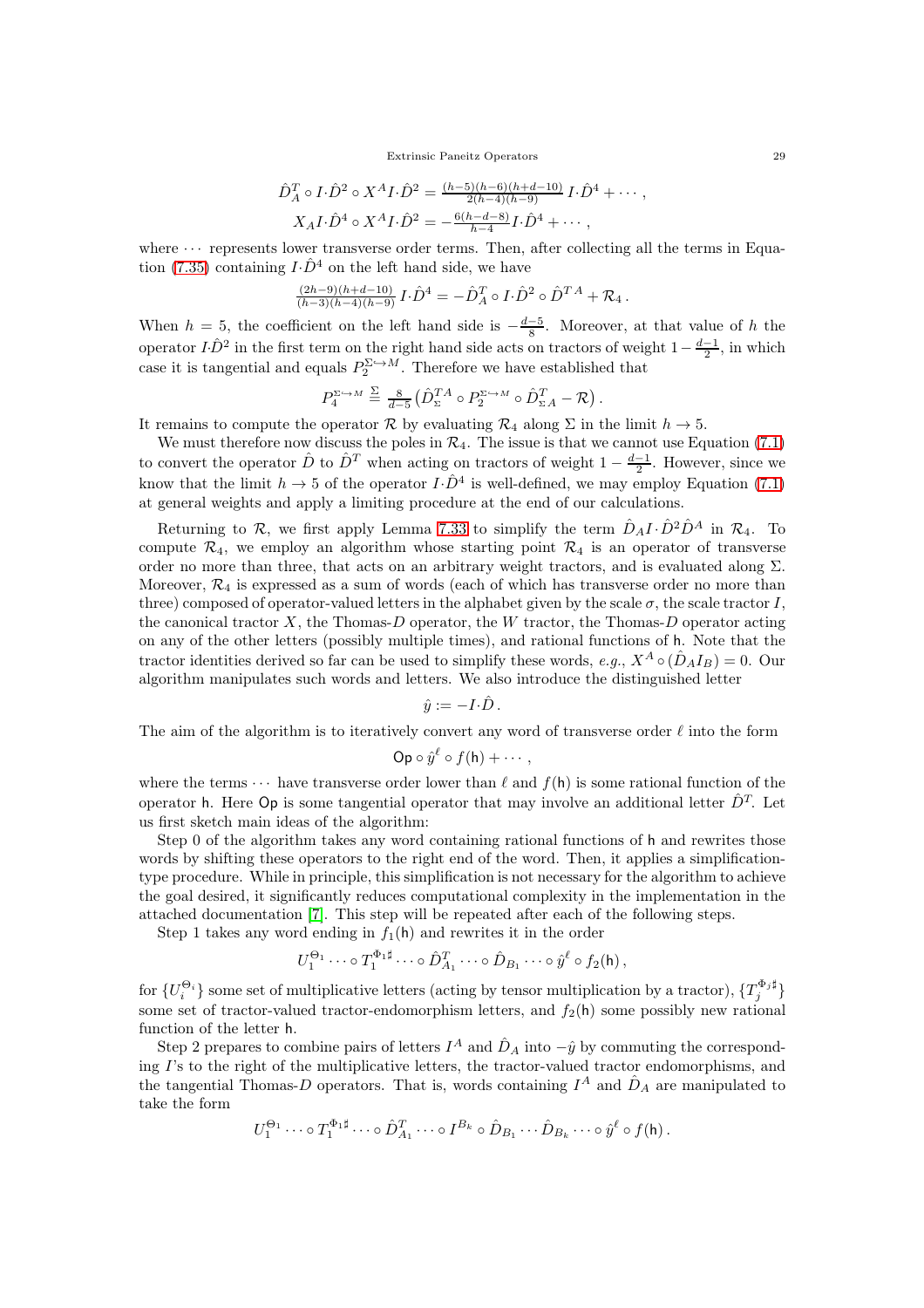$$\hat{D}^T_A \circ I{\cdot}\hat{D}^2 \circ X^A I{\cdot}\hat{D}^2 = \tfrac{(h-5)(h-6)(h+d-10)}{2(h-4)(h-9)}\, I{\cdot}\hat{D}^4 + \cdots\,,$$
$$X_A I{\cdot}\hat{D}^4 \circ X^A I{\cdot}\hat{D}^2 = -\tfrac{6(h-d-8)}{h-4} I{\cdot}\hat{D}^4 + \cdots\,,$$

where $\cdots$ represents lower transverse order terms. Then, after collecting all the terms in Equation (7.35) containing $I{\cdot}\hat{D}^4$ on the left hand side, we have

$$\tfrac{(2h-9)(h+d-10)}{(h-3)(h-4)(h-9)}\, I{\cdot}\hat{D}^4 = -\hat{D}^T_A \circ I{\cdot}\hat{D}^2 \circ \hat{D}^{T\,A} + \mathcal{R}_4\,.$$

When $h = 5$, the coefficient on the left hand side is $-\frac{d-5}{8}$. Moreover, at that value of $h$ the operator $I{\cdot}\hat{D}^2$ in the first term on the right hand side acts on tractors of weight $1 - \frac{d-1}{2}$, in which case it is tangential and equals $P_2^{\Sigma\hookrightarrow M}$. Therefore we have established that

$$P_4^{\Sigma\hookrightarrow M} \stackrel{\Sigma}{=} \tfrac{8}{d-5}\left(\hat{D}^{T\,A}_{\Sigma} \circ P_2^{\Sigma\hookrightarrow M} \circ \hat{D}^T_{\Sigma\,A} - \mathcal{R}\right).$$

It remains to compute the operator $\mathcal{R}$ by evaluating $\mathcal{R}_4$ along $\Sigma$ in the limit $h \to 5$.

We must therefore now discuss the poles in $\mathcal{R}_4$. The issue is that we cannot use Equation (7.1) to convert the operator $\hat{D}$ to $\hat{D}^T$ when acting on tractors of weight $1 - \frac{d-1}{2}$. However, since we know that the limit $h \to 5$ of the operator $I{\cdot}\hat{D}^4$ is well-defined, we may employ Equation (7.1) at general weights and apply a limiting procedure at the end of our calculations.

Returning to $\mathcal{R}$, we first apply Lemma 7.33 to simplify the term $\hat{D}_A I{\cdot}\hat{D}^2\hat{D}^A$ in $\mathcal{R}_4$. To compute $\mathcal{R}_4$, we employ an algorithm whose starting point $\mathcal{R}_4$ is an operator of transverse order no more than three, that acts on an arbitrary weight tractors, and is evaluated along $\Sigma$. Moreover, $\mathcal{R}_4$ is expressed as a sum of words (each of which has transverse order no more than three) composed of operator-valued letters in the alphabet given by the scale $\sigma$, the scale tractor $I$, the canonical tractor $X$, the Thomas-$D$ operator, the $W$ tractor, the Thomas-$D$ operator acting on any of the other letters (possibly multiple times), and rational functions of $\mathsf{h}$. Note that the tractor identities derived so far can be used to simplify these words, *e.g.*, $X^A \circ (\hat{D}_A I_B) = 0$. Our algorithm manipulates such words and letters. We also introduce the distinguished letter

$$\hat{y} := -I{\cdot}\hat{D}\,.$$

The aim of the algorithm is to iteratively convert any word of transverse order $\ell$ into the form

$$\mathsf{Op} \circ \hat{y}^\ell \circ f(\mathsf{h}) + \cdots\,,$$

where the terms $\cdots$ have transverse order lower than $\ell$ and $f(\mathsf{h})$ is some rational function of the operator $\mathsf{h}$. Here $\mathsf{Op}$ is some tangential operator that may involve an additional letter $\hat{D}^T$. Let us first sketch main ideas of the algorithm:

Step 0 of the algorithm takes any word containing rational functions of $\mathsf{h}$ and rewrites those words by shifting these operators to the right end of the word. Then, it applies a simplification-type procedure. While in principle, this simplification is not necessary for the algorithm to achieve the goal desired, it significantly reduces computational complexity in the implementation in the attached documentation [7]. This step will be repeated after each of the following steps.

Step 1 takes any word ending in $f_1(\mathsf{h})$ and rewrites it in the order

$$U_1^{\Theta_1} \cdots \circ T_1^{\Phi_1\sharp} \cdots \circ \hat{D}^T_{A_1} \cdots \circ \hat{D}_{B_1} \cdots \circ \hat{y}^\ell \circ f_2(\mathsf{h})\,,$$

for $\{U_i^{\Theta_i}\}$ some set of multiplicative letters (acting by tensor multiplication by a tractor), $\{T_j^{\Phi_j\sharp}\}$ some set of tractor-valued tractor-endomorphism letters, and $f_2(\mathsf{h})$ some possibly new rational function of the letter $\mathsf{h}$.

Step 2 prepares to combine pairs of letters $I^A$ and $\hat{D}_A$ into $-\hat{y}$ by commuting the corresponding $I$'s to the right of the multiplicative letters, the tractor-valued tractor endomorphisms, and the tangential Thomas-$D$ operators. That is, words containing $I^A$ and $\hat{D}_A$ are manipulated to take the form

$$U_1^{\Theta_1} \cdots \circ T_1^{\Phi_1\sharp} \cdots \circ \hat{D}^T_{A_1} \cdots \circ I^{B_k} \circ \hat{D}_{B_1} \cdots \hat{D}_{B_k} \cdots \circ \hat{y}^\ell \circ f(\mathsf{h})\,.$$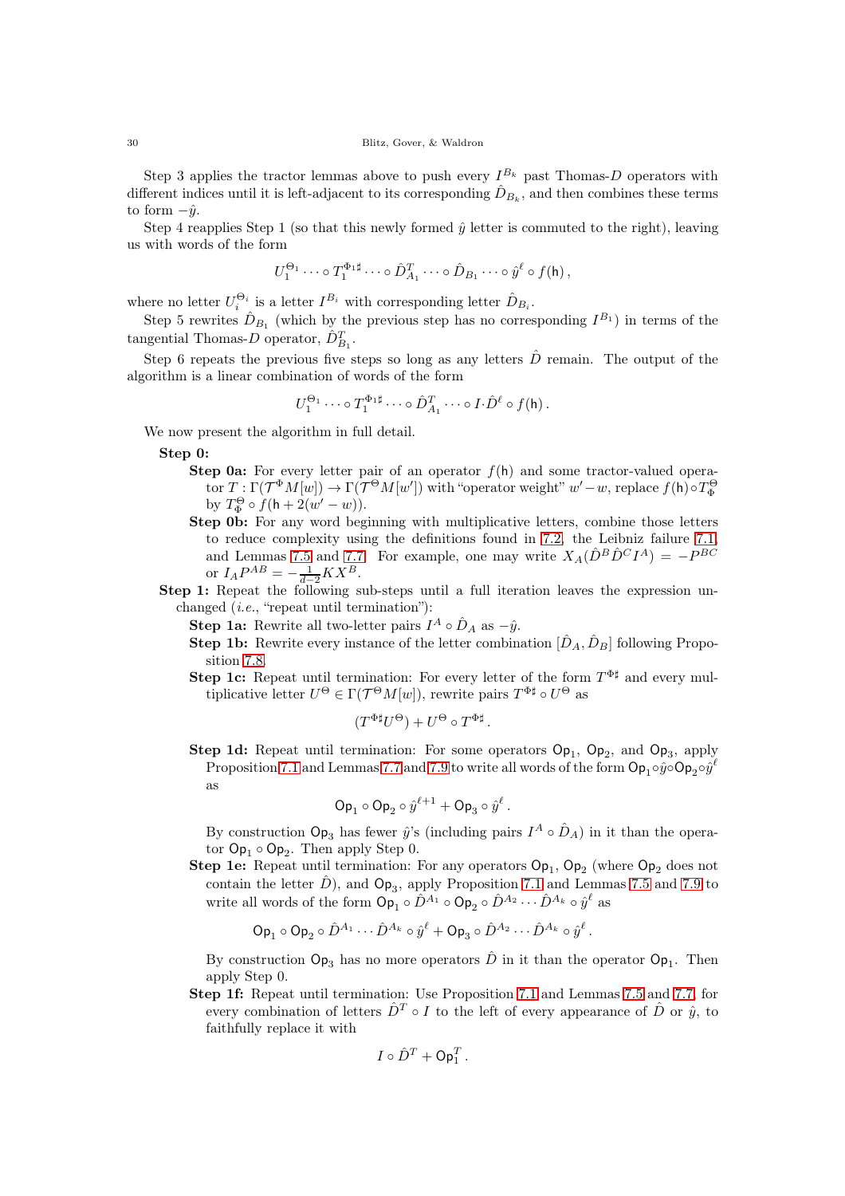Step 3 applies the tractor lemmas above to push every $I^{B_k}$ past Thomas-$D$ operators with different indices until it is left-adjacent to its corresponding $\hat{D}_{B_k}$, and then combines these terms to form $-\hat{y}$.

Step 4 reapplies Step 1 (so that this newly formed $\hat{y}$ letter is commuted to the right), leaving us with words of the form

$$U_1^{\Theta_1} \cdots \circ T_1^{\Phi_1 \sharp} \cdots \circ \hat{D}^T_{A_1} \cdots \circ \hat{D}_{B_1} \cdots \circ \hat{y}^\ell \circ f(\mathsf{h}) \,,$$

where no letter $U_i^{\Theta_i}$ is a letter $I^{B_i}$ with corresponding letter $\hat{D}_{B_i}$.

Step 5 rewrites $\hat{D}_{B_1}$ (which by the previous step has no corresponding $I^{B_1}$) in terms of the tangential Thomas-$D$ operator, $\hat{D}^T_{B_1}$.

Step 6 repeats the previous five steps so long as any letters $\hat{D}$ remain. The output of the algorithm is a linear combination of words of the form

$$U_1^{\Theta_1} \cdots \circ T_1^{\Phi_1 \sharp} \cdots \circ \hat{D}^T_{A_1} \cdots \circ I \cdot \hat{D}^\ell \circ f(\mathsf{h}) \,.$$

We now present the algorithm in full detail.

**Step 0:**

- **Step 0a:** For every letter pair of an operator $f(\mathsf{h})$ and some tractor-valued operator $T : \Gamma(\mathcal{T}^\Phi M[w]) \to \Gamma(\mathcal{T}^\Theta M[w'])$ with "operator weight" $w' - w$, replace $f(\mathsf{h}) \circ T^\Theta_\Phi$ by $T^\Theta_\Phi \circ f(\mathsf{h} + 2(w' - w))$.
- **Step 0b:** For any word beginning with multiplicative letters, combine those letters to reduce complexity using the definitions found in 7.2, the Leibniz failure 7.1, and Lemmas 7.5 and 7.7. For example, one may write $X_A(\hat{D}^B \hat{D}^C I^A) = -P^{BC}$ or $I_A P^{AB} = -\frac{1}{d-2} K X^B$.

**Step 1:** Repeat the following sub-steps until a full iteration leaves the expression unchanged (*i.e.*, "repeat until termination"):

- **Step 1a:** Rewrite all two-letter pairs $I^A \circ \hat{D}_A$ as $-\hat{y}$.
- **Step 1b:** Rewrite every instance of the letter combination $[\hat{D}_A, \hat{D}_B]$ following Proposition 7.8.
- **Step 1c:** Repeat until termination: For every letter of the form $T^{\Phi\sharp}$ and every multiplicative letter $U^\Theta \in \Gamma(\mathcal{T}^\Theta M[w])$, rewrite pairs $T^{\Phi\sharp} \circ U^\Theta$ as

  $$(T^{\Phi\sharp} U^\Theta) + U^\Theta \circ T^{\Phi\sharp} \,.$$

- **Step 1d:** Repeat until termination: For some operators $\mathsf{Op}_1$, $\mathsf{Op}_2$, and $\mathsf{Op}_3$, apply Proposition 7.1 and Lemmas 7.7 and 7.9 to write all words of the form $\mathsf{Op}_1 \circ \hat{y} \circ \mathsf{Op}_2 \circ \hat{y}^\ell$ as

  $$\mathsf{Op}_1 \circ \mathsf{Op}_2 \circ \hat{y}^{\ell+1} + \mathsf{Op}_3 \circ \hat{y}^\ell \,.$$

  By construction $\mathsf{Op}_3$ has fewer $\hat{y}$'s (including pairs $I^A \circ \hat{D}_A$) in it than the operator $\mathsf{Op}_1 \circ \mathsf{Op}_2$. Then apply Step 0.
- **Step 1e:** Repeat until termination: For any operators $\mathsf{Op}_1$, $\mathsf{Op}_2$ (where $\mathsf{Op}_2$ does not contain the letter $\hat{D}$), and $\mathsf{Op}_3$, apply Proposition 7.1 and Lemmas 7.5 and 7.9 to write all words of the form $\mathsf{Op}_1 \circ \hat{D}^{A_1} \circ \mathsf{Op}_2 \circ \hat{D}^{A_2} \cdots \hat{D}^{A_k} \circ \hat{y}^\ell$ as

  $$\mathsf{Op}_1 \circ \mathsf{Op}_2 \circ \hat{D}^{A_1} \cdots \hat{D}^{A_k} \circ \hat{y}^\ell + \mathsf{Op}_3 \circ \hat{D}^{A_2} \cdots \hat{D}^{A_k} \circ \hat{y}^\ell \,.$$

  By construction $\mathsf{Op}_3$ has no more operators $\hat{D}$ in it than the operator $\mathsf{Op}_1$. Then apply Step 0.
- **Step 1f:** Repeat until termination: Use Proposition 7.1 and Lemmas 7.5 and 7.7, for every combination of letters $\hat{D}^T \circ I$ to the left of every appearance of $\hat{D}$ or $\hat{y}$, to faithfully replace it with

  $$I \circ \hat{D}^T + \mathsf{Op}_1^T \,.$$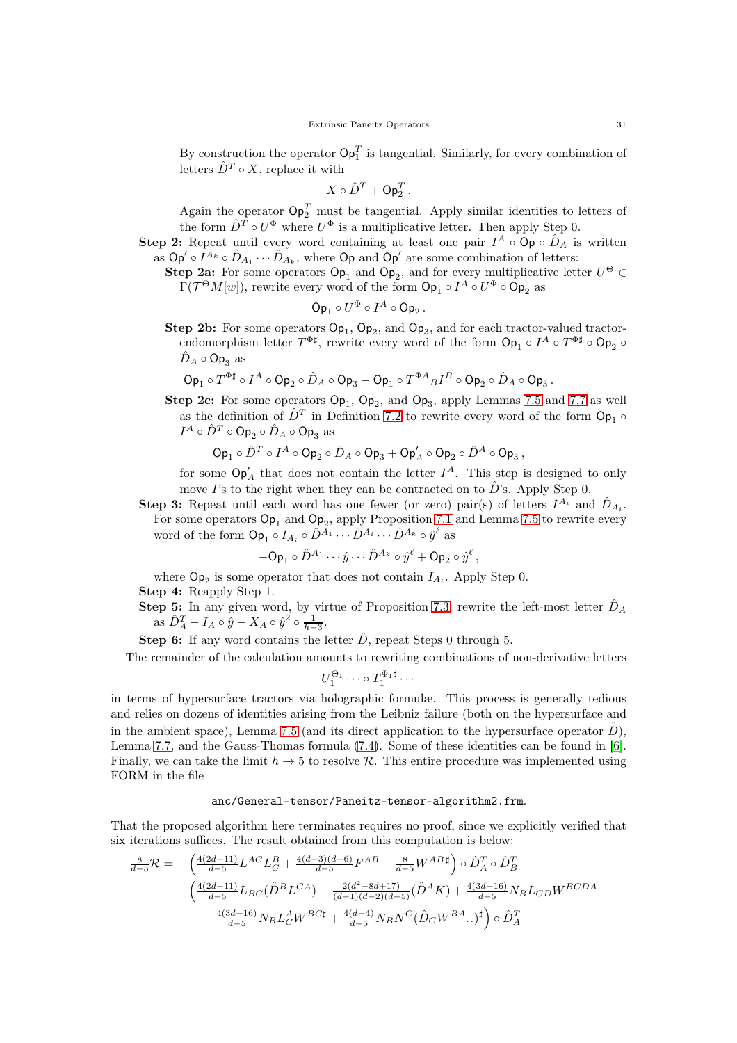By construction the operator $\mathsf{Op}_1^T$ is tangential. Similarly, for every combination of letters $\hat{D}^T \circ X$, replace it with

$$X \circ \hat{D}^T + \mathsf{Op}_2^T\,.$$

Again the operator $\mathsf{Op}_2^T$ must be tangential. Apply similar identities to letters of the form $\hat{D}^T \circ U^\Phi$ where $U^\Phi$ is a multiplicative letter. Then apply Step 0.

**Step 2:** Repeat until every word containing at least one pair $I^A \circ \mathsf{Op} \circ \hat{D}_A$ is written as $\mathsf{Op}' \circ I^{A_k} \circ \hat{D}_{A_1} \cdots \hat{D}_{A_k}$, where $\mathsf{Op}$ and $\mathsf{Op}'$ are some combination of letters:

**Step 2a:** For some operators $\mathsf{Op}_1$ and $\mathsf{Op}_2$, and for every multiplicative letter $U^\Theta \in \Gamma(\mathcal{T}^\Theta M[w])$, rewrite every word of the form $\mathsf{Op}_1 \circ I^A \circ U^\Phi \circ \mathsf{Op}_2$ as

$$\mathsf{Op}_1 \circ U^\Phi \circ I^A \circ \mathsf{Op}_2\,.$$

**Step 2b:** For some operators $\mathsf{Op}_1$, $\mathsf{Op}_2$, and $\mathsf{Op}_3$, and for each tractor-valued tractor-endomorphism letter $T^{\Phi\sharp}$, rewrite every word of the form $\mathsf{Op}_1 \circ I^A \circ T^{\Phi\sharp} \circ \mathsf{Op}_2 \circ \hat{D}_A \circ \mathsf{Op}_3$ as

$$\mathsf{Op}_1 \circ T^{\Phi\sharp} \circ I^A \circ \mathsf{Op}_2 \circ \hat{D}_A \circ \mathsf{Op}_3 - \mathsf{Op}_1 \circ T^{\Phi A}{}_B I^B \circ \mathsf{Op}_2 \circ \hat{D}_A \circ \mathsf{Op}_3\,.$$

**Step 2c:** For some operators $\mathsf{Op}_1$, $\mathsf{Op}_2$, and $\mathsf{Op}_3$, apply Lemmas 7.5 and 7.7 as well as the definition of $\hat{D}^T$ in Definition 7.2 to rewrite every word of the form $\mathsf{Op}_1 \circ I^A \circ \hat{D}^T \circ \mathsf{Op}_2 \circ \hat{D}_A \circ \mathsf{Op}_3$ as

$$\mathsf{Op}_1 \circ \hat{D}^T \circ I^A \circ \mathsf{Op}_2 \circ \hat{D}_A \circ \mathsf{Op}_3 + \mathsf{Op}'_A \circ \mathsf{Op}_2 \circ \hat{D}^A \circ \mathsf{Op}_3\,,$$

for some $\mathsf{Op}'_A$ that does not contain the letter $I^A$. This step is designed to only move $I$'s to the right when they can be contracted on to $\hat{D}$'s. Apply Step 0.

**Step 3:** Repeat until each word has one fewer (or zero) pair(s) of letters $I^{A_i}$ and $\hat{D}_{A_i}$. For some operators $\mathsf{Op}_1$ and $\mathsf{Op}_2$, apply Proposition 7.1 and Lemma 7.5 to rewrite every word of the form $\mathsf{Op}_1 \circ I_{A_i} \circ \hat{D}^{A_1} \cdots \hat{D}^{A_i} \cdots \hat{D}^{A_k} \circ \hat{y}^\ell$ as

$$-\mathsf{Op}_1 \circ \hat{D}^{A_1} \cdots \hat{y} \cdots \hat{D}^{A_k} \circ \hat{y}^\ell + \mathsf{Op}_2 \circ \hat{y}^\ell\,,$$

where $\mathsf{Op}_2$ is some operator that does not contain $I_{A_i}$. Apply Step 0.

**Step 4:** Reapply Step 1.

**Step 5:** In any given word, by virtue of Proposition 7.3, rewrite the left-most letter $\hat{D}_A$ as $\hat{D}^T_A - I_A \circ \hat{y} - X_A \circ \hat{y}^2 \circ \frac{1}{h-3}$.

**Step 6:** If any word contains the letter $\hat{D}$, repeat Steps 0 through 5.

The remainder of the calculation amounts to rewriting combinations of non-derivative letters

$$U_1^{\Theta_1} \cdots \circ T_1^{\Phi_1\sharp} \cdots$$

in terms of hypersurface tractors via holographic formulæ. This process is generally tedious and relies on dozens of identities arising from the Leibniz failure (both on the hypersurface and in the ambient space), Lemma 7.5 (and its direct application to the hypersurface operator $\hat{\bar{D}}$), Lemma 7.7, and the Gauss-Thomas formula (7.4). Some of these identities can be found in [6]. Finally, we can take the limit $h \to 5$ to resolve $\mathcal{R}$. This entire procedure was implemented using FORM in the file

`anc/General-tensor/Paneitz-tensor-algorithm2.frm`.

That the proposed algorithm here terminates requires no proof, since we explicitly verified that six iterations suffices. The result obtained from this computation is below:

$$\begin{aligned}
-\tfrac{8}{d-5}\mathcal{R} = &+ \Big(\tfrac{4(2d-11)}{d-5} L^{AC} L_C^B + \tfrac{4(d-3)(d-6)}{d-5} F^{AB} - \tfrac{8}{d-5} W^{AB\,\sharp}\Big) \circ \hat{D}^T_A \circ \hat{D}^T_B \\
&+ \Big(\tfrac{4(2d-11)}{d-5} L_{BC} (\hat{\bar{D}}^B L^{CA}) - \tfrac{2(d^2-8d+17)}{(d-1)(d-2)(d-5)} (\hat{\bar{D}}^A K) + \tfrac{4(3d-16)}{d-5} N_B L_{CD} W^{BCDA} \\
&- \tfrac{4(3d-16)}{d-5} N_B L^A_C W^{BC\sharp} + \tfrac{4(d-4)}{d-5} N_B N^C (\hat{D}_C W^{BA}{}_{\cdot\cdot})^\sharp\Big) \circ \hat{D}^T_A
\end{aligned}$$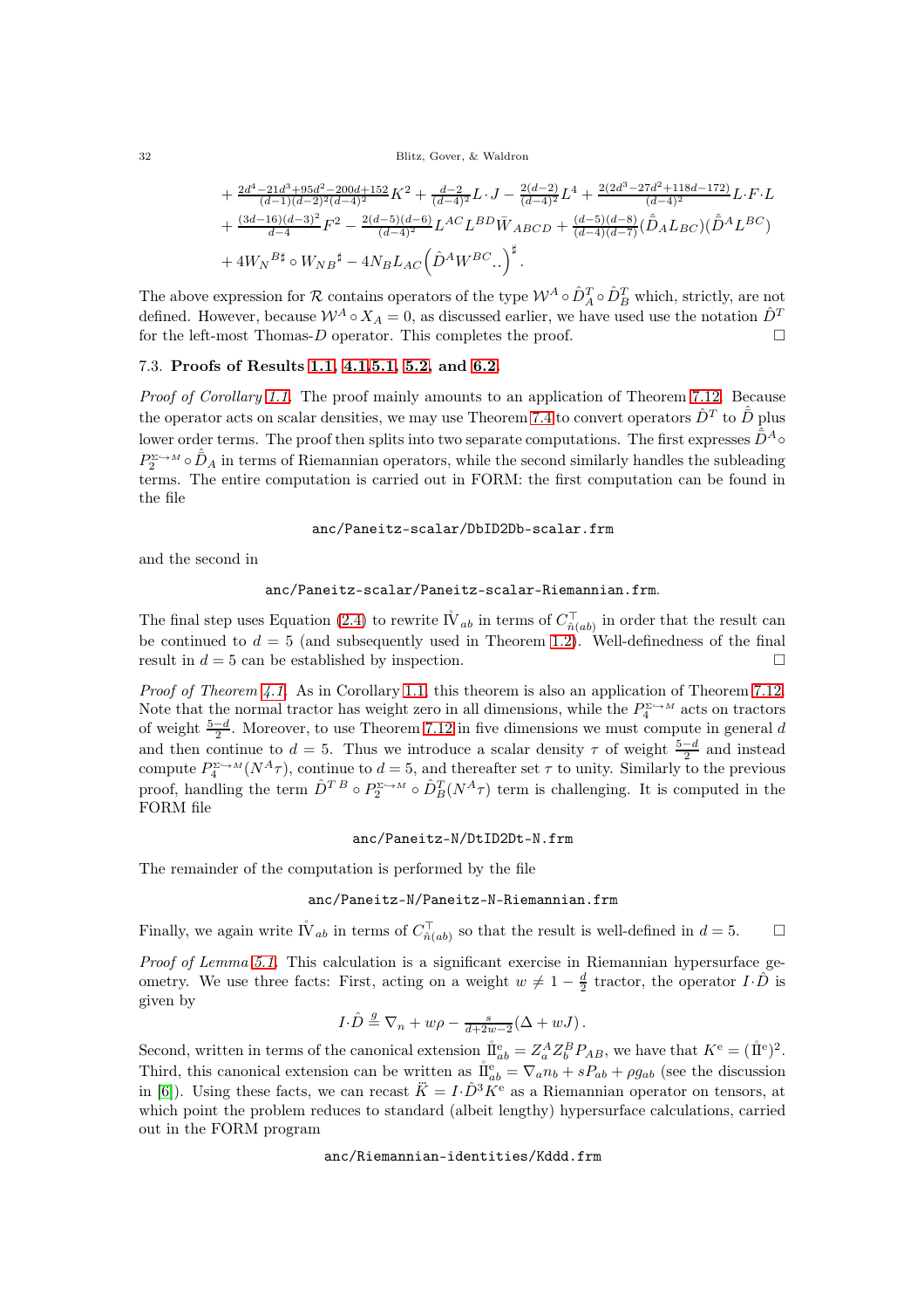$$
\begin{aligned}
&+\tfrac{2d^4-21d^3+95d^2-200d+152}{(d-1)(d-2)^2(d-4)^2}K^2+\tfrac{d-2}{(d-4)^2}L\cdot J-\tfrac{2(d-2)}{(d-4)^2}L^4+\tfrac{2(2d^3-27d^2+118d-172)}{(d-4)^2}L\cdot F\cdot L\\
&+\tfrac{(3d-16)(d-3)^2}{d-4}F^2-\tfrac{2(d-5)(d-6)}{(d-4)^2}L^{AC}L^{BD}\bar{W}_{ABCD}+\tfrac{(d-5)(d-8)}{(d-4)(d-7)}(\hat{\bar{D}}_A L_{BC})(\hat{\bar{D}}^A L^{BC})\\
&+4W_N{}^{B\sharp}\circ W_{NB}{}^{\sharp}-4N_B L_{AC}\Big(\hat{D}^A W^{BC}{}_{\cdot\cdot}\Big)^{\sharp}.
\end{aligned}
$$

The above expression for $\mathcal{R}$ contains operators of the type $\mathcal{W}^A\circ\hat{D}^T_A\circ\hat{D}^T_B$ which, strictly, are not defined. However, because $\mathcal{W}^A\circ X_A=0$, as discussed earlier, we have used use the notation $\hat{D}^T$ for the left-most Thomas-$D$ operator. This completes the proof. □

### 7.3. Proofs of Results 1.1, 4.1, 5.1, 5.2, and 6.2.

*Proof of Corollary 1.1.* The proof mainly amounts to an application of Theorem 7.12. Because the operator acts on scalar densities, we may use Theorem 7.4 to convert operators $\hat{D}^T$ to $\hat{\bar{D}}$ plus lower order terms. The proof then splits into two separate computations. The first expresses $\hat{\bar{D}}^A\circ P_2^{\Sigma\hookrightarrow M}\circ\hat{\bar{D}}_A$ in terms of Riemannian operators, while the second similarly handles the subleading terms. The entire computation is carried out in FORM: the first computation can be found in the file

```
anc/Paneitz-scalar/DbID2Db-scalar.frm
```

and the second in

```
anc/Paneitz-scalar/Paneitz-scalar-Riemannian.frm.
```

The final step uses Equation (2.4) to rewrite $\mathring{\rm IV}_{ab}$ in terms of $C^{\top}_{\hat{n}(ab)}$ in order that the result can be continued to $d=5$ (and subsequently used in Theorem 1.2). Well-definedness of the final result in $d=5$ can be established by inspection. □

*Proof of Theorem 4.1.* As in Corollary 1.1, this theorem is also an application of Theorem 7.12. Note that the normal tractor has weight zero in all dimensions, while the $P_4^{\Sigma\hookrightarrow M}$ acts on tractors of weight $\frac{5-d}{2}$. Moreover, to use Theorem 7.12 in five dimensions we must compute in general $d$ and then continue to $d=5$. Thus we introduce a scalar density $\tau$ of weight $\frac{5-d}{2}$ and instead compute $P_4^{\Sigma\hookrightarrow M}(N^A\tau)$, continue to $d=5$, and thereafter set $\tau$ to unity. Similarly to the previous proof, handling the term $\hat{D}^{T\,B}\circ P_2^{\Sigma\hookrightarrow M}\circ\hat{D}^T_B(N^A\tau)$ term is challenging. It is computed in the FORM file

```
anc/Paneitz-N/DtID2Dt-N.frm
```

The remainder of the computation is performed by the file

```
anc/Paneitz-N/Paneitz-N-Riemannian.frm
```

Finally, we again write $\mathring{\rm IV}_{ab}$ in terms of $C^{\top}_{\hat{n}(ab)}$ so that the result is well-defined in $d=5$. □

*Proof of Lemma 5.1.* This calculation is a significant exercise in Riemannian hypersurface geometry. We use three facts: First, acting on a weight $w\neq 1-\frac{d}{2}$ tractor, the operator $I\cdot\hat{D}$ is given by

$$
I\cdot\hat{D}\stackrel{g}{=}\nabla_n+w\rho-\tfrac{s}{d+2w-2}(\Delta+wJ)\,.
$$

Second, written in terms of the canonical extension $\mathring{\rm II}^{\rm e}_{ab}=Z_a^A Z_b^B P_{AB}$, we have that $K^{\rm e}=(\mathring{\rm II}^{\rm e})^2$. Third, this canonical extension can be written as $\mathring{\rm II}^{\rm e}_{ab}=\nabla_a n_b+sP_{ab}+\rho g_{ab}$ (see the discussion in [6]). Using these facts, we can recast $\dddot{K}=I\cdot\hat{D}^3K^{\rm e}$ as a Riemannian operator on tensors, at which point the problem reduces to standard (albeit lengthy) hypersurface calculations, carried out in the FORM program

```
anc/Riemannian-identities/Kddd.frm
```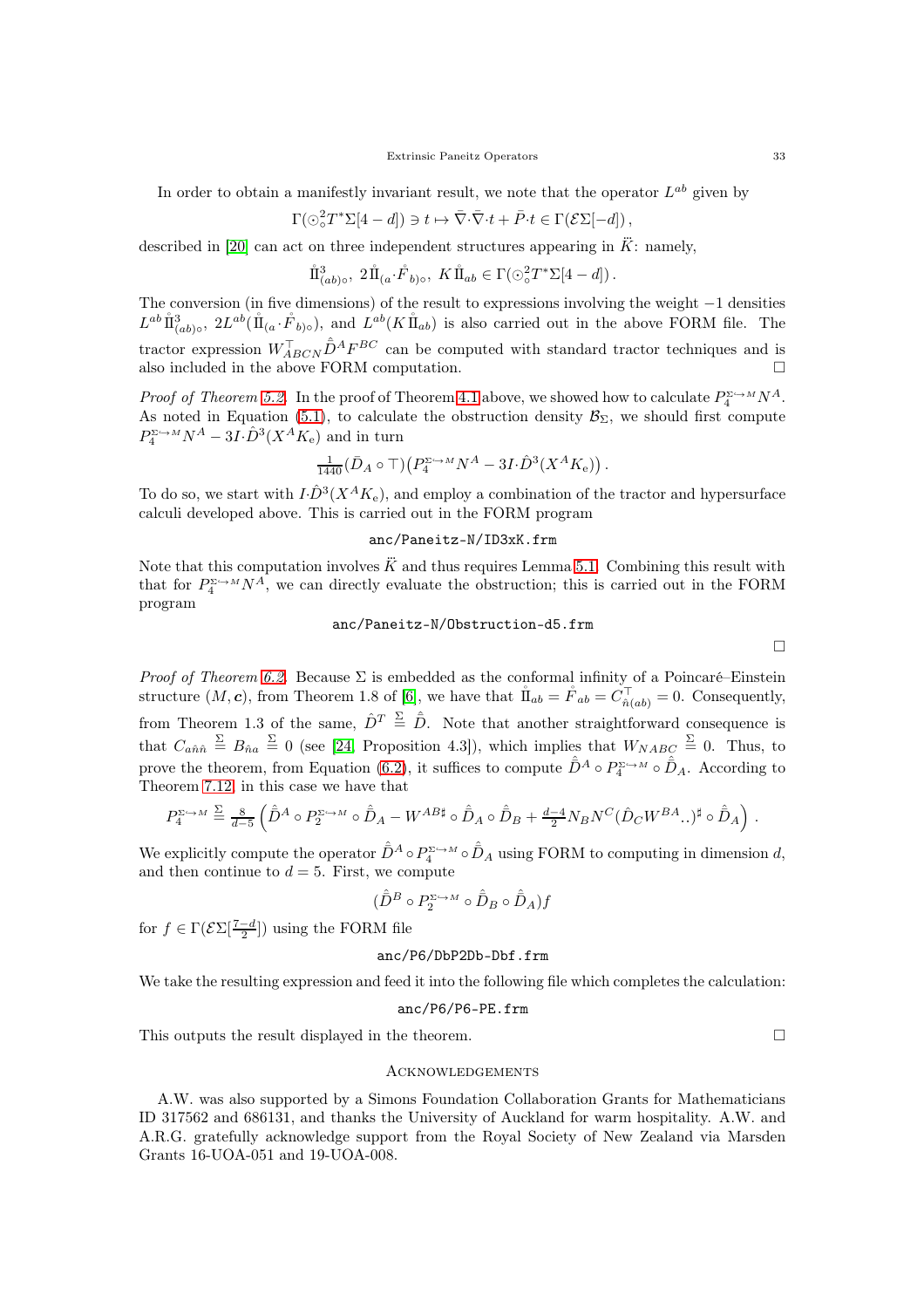In order to obtain a manifestly invariant result, we note that the operator $L^{ab}$ given by

$$\Gamma(\odot^2_\circ T^*\Sigma[4-d]) \ni t \mapsto \bar\nabla\cdot\bar\nabla\cdot t + \bar P\cdot t \in \Gamma(\mathcal{E}\Sigma[-d])\,,$$

described in [20] can act on three independent structures appearing in $\ddot K$: namely,

$$\mathring{\rm I\!I}{}^3_{(ab)\circ},\ 2\mathring{\rm I\!I}_{(a}\cdot\mathring{F}_{b)\circ},\ K\,\mathring{\rm I\!I}_{ab} \in \Gamma(\odot^2_\circ T^*\Sigma[4-d])\,.$$

The conversion (in five dimensions) of the result to expressions involving the weight $-1$ densities $L^{ab}\mathring{\rm I\!I}{}^3_{(ab)\circ}$, $2L^{ab}(\mathring{\rm I\!I}_{(a}\cdot\mathring{F}_{b)\circ})$, and $L^{ab}(K\,\mathring{\rm I\!I}_{ab})$ is also carried out in the above FORM file. The tractor expression $W^\top_{ABCN}\hat{\bar{D}}^A F^{BC}$ can be computed with standard tractor techniques and is also included in the above FORM computation. $\square$

*Proof of Theorem 5.2.* In the proof of Theorem 4.1 above, we showed how to calculate $P_4^{\Sigma\hookrightarrow M}N^A$. As noted in Equation (5.1), to calculate the obstruction density $\mathcal{B}_\Sigma$, we should first compute $P_4^{\Sigma\hookrightarrow M}N^A - 3I\cdot\hat D^3(X^A K_{\rm e})$ and in turn

$$\tfrac{1}{1440}(\bar D_A\circ\top)\big(P_4^{\Sigma\hookrightarrow M}N^A - 3I\cdot\hat D^3(X^A K_{\rm e})\big)\,.$$

To do so, we start with $I\cdot\hat D^3(X^A K_{\rm e})$, and employ a combination of the tractor and hypersurface calculi developed above. This is carried out in the FORM program

```
anc/Paneitz-N/ID3xK.frm
```

Note that this computation involves $\ddot K$ and thus requires Lemma 5.1. Combining this result with that for $P_4^{\Sigma\hookrightarrow M}N^A$, we can directly evaluate the obstruction; this is carried out in the FORM program

```
anc/Paneitz-N/Obstruction-d5.frm
```

$\square$

*Proof of Theorem 6.2.* Because $\Sigma$ is embedded as the conformal infinity of a Poincaré–Einstein structure $(M,\boldsymbol{c})$, from Theorem 1.8 of [6], we have that $\mathring{\rm I\!I}_{ab} = \mathring{F}_{ab} = C^\top_{\hat n(ab)} = 0$. Consequently, from Theorem 1.3 of the same, $\hat D^T \stackrel{\Sigma}{=} \hat{\bar D}$. Note that another straightforward consequence is that $C_{a\hat n\hat n} \stackrel{\Sigma}{=} B_{\hat n a} \stackrel{\Sigma}{=} 0$ (see [24, Proposition 4.3]), which implies that $W_{NABC} \stackrel{\Sigma}{=} 0$. Thus, to prove the theorem, from Equation (6.2), it suffices to compute $\hat{\bar D}^A\circ P_4^{\Sigma\hookrightarrow M}\circ\hat{\bar D}_A$. According to Theorem 7.12, in this case we have that

$$P_4^{\Sigma\hookrightarrow M} \stackrel{\Sigma}{=} \tfrac{8}{d-5}\Big(\hat{\bar D}^A\circ P_2^{\Sigma\hookrightarrow M}\circ\hat{\bar D}_A - W^{AB\sharp}\circ\hat{\bar D}_A\circ\hat{\bar D}_B + \tfrac{d-4}{2}N_B N^C(\hat D_C W^{BA}{}_{\cdot\cdot})^\sharp\circ\hat{\bar D}_A\Big)\,.$$

We explicitly compute the operator $\hat{\bar D}^A\circ P_4^{\Sigma\hookrightarrow M}\circ\hat{\bar D}_A$ using FORM to computing in dimension $d$, and then continue to $d=5$. First, we compute

$$(\hat{\bar D}^B\circ P_2^{\Sigma\hookrightarrow M}\circ\hat{\bar D}_B\circ\hat{\bar D}_A)f$$

for $f\in\Gamma(\mathcal{E}\Sigma[\tfrac{7-d}{2}])$ using the FORM file

```
anc/P6/DbP2Db-Dbf.frm
```

We take the resulting expression and feed it into the following file which completes the calculation:

```
anc/P6/P6-PE.frm
```

This outputs the result displayed in the theorem. $\square$

## Acknowledgements

A.W. was also supported by a Simons Foundation Collaboration Grants for Mathematicians ID 317562 and 686131, and thanks the University of Auckland for warm hospitality. A.W. and A.R.G. gratefully acknowledge support from the Royal Society of New Zealand via Marsden Grants 16-UOA-051 and 19-UOA-008.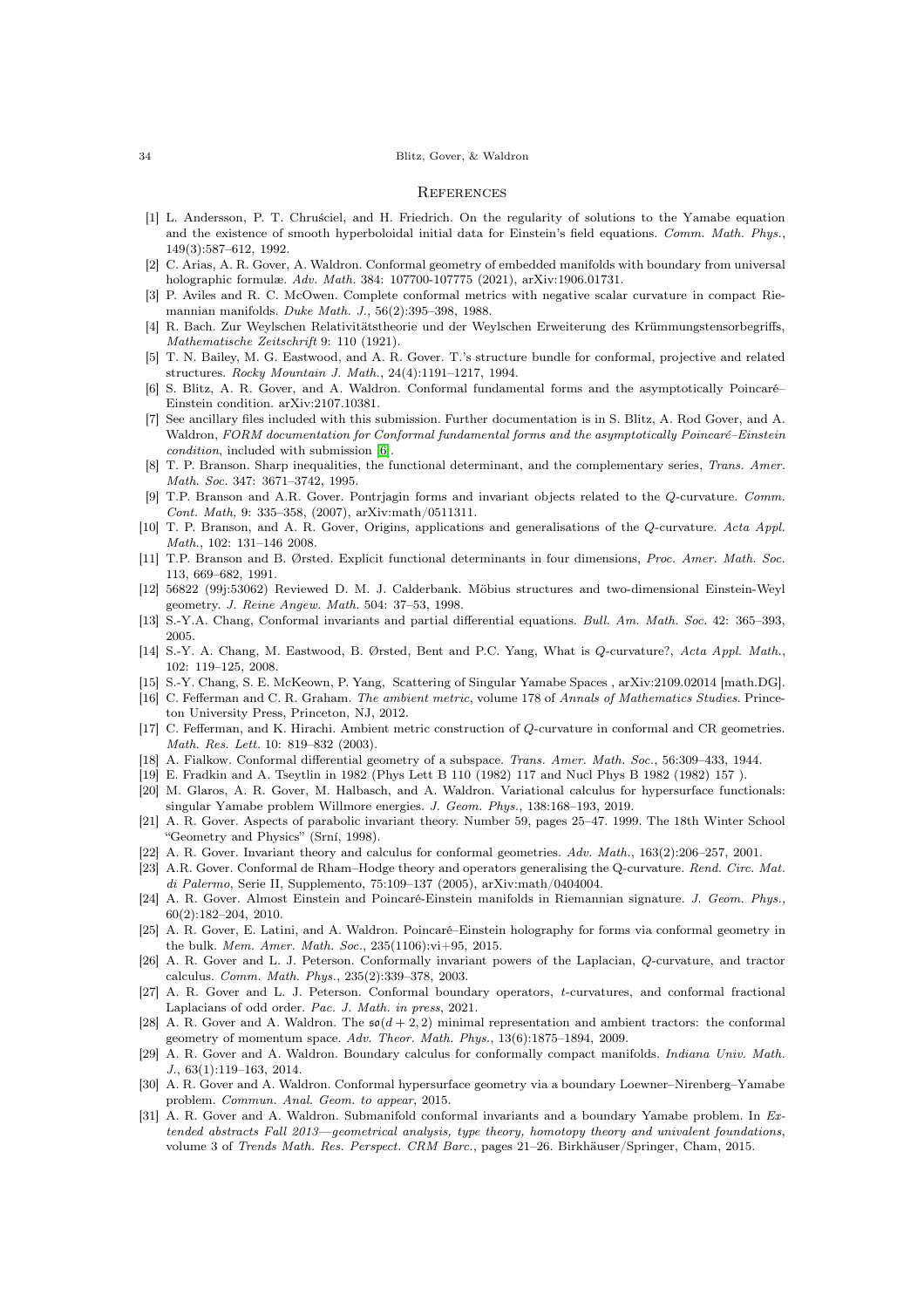## References

[1] L. Andersson, P. T. Chruściel, and H. Friedrich. On the regularity of solutions to the Yamabe equation and the existence of smooth hyperboloidal initial data for Einstein's field equations. *Comm. Math. Phys.*, 149(3):587–612, 1992.

[2] C. Arias, A. R. Gover, A. Waldron. Conformal geometry of embedded manifolds with boundary from universal holographic formulæ. *Adv. Math.* 384: 107700-107775 (2021), arXiv:1906.01731.

[3] P. Aviles and R. C. McOwen. Complete conformal metrics with negative scalar curvature in compact Riemannian manifolds. *Duke Math. J.*, 56(2):395–398, 1988.

[4] R. Bach. Zur Weylschen Relativitätstheorie und der Weylschen Erweiterung des Krümmungstensorbegriffs, *Mathematische Zeitschrift* 9: 110 (1921).

[5] T. N. Bailey, M. G. Eastwood, and A. R. Gover. T.'s structure bundle for conformal, projective and related structures. *Rocky Mountain J. Math.*, 24(4):1191–1217, 1994.

[6] S. Blitz, A. R. Gover, and A. Waldron. Conformal fundamental forms and the asymptotically Poincaré–Einstein condition. arXiv:2107.10381.

[7] See ancillary files included with this submission. Further documentation is in S. Blitz, A. Rod Gover, and A. Waldron, *FORM documentation for Conformal fundamental forms and the asymptotically Poincaré–Einstein condition*, included with submission [6].

[8] T. P. Branson. Sharp inequalities, the functional determinant, and the complementary series, *Trans. Amer. Math. Soc.* 347: 3671–3742, 1995.

[9] T.P. Branson and A.R. Gover. Pontrjagin forms and invariant objects related to the Q-curvature. *Comm. Cont. Math,* 9: 335–358, (2007), arXiv:math/0511311.

[10] T. P. Branson, and A. R. Gover, Origins, applications and generalisations of the Q-curvature. *Acta Appl. Math.*, 102: 131–146 2008.

[11] T.P. Branson and B. Ørsted. Explicit functional determinants in four dimensions, *Proc. Amer. Math. Soc.* 113, 669–682, 1991.

[12] 56822 (99j:53062) Reviewed D. M. J. Calderbank. Möbius structures and two-dimensional Einstein-Weyl geometry. *J. Reine Angew. Math.* 504: 37–53, 1998.

[13] S.-Y.A. Chang, Conformal invariants and partial differential equations. *Bull. Am. Math. Soc.* 42: 365–393, 2005.

[14] S.-Y. A. Chang, M. Eastwood, B. Ørsted, Bent and P.C. Yang, What is Q-curvature?, *Acta Appl. Math.*, 102: 119–125, 2008.

[15] S.-Y. Chang, S. E. McKeown, P. Yang, Scattering of Singular Yamabe Spaces , arXiv:2109.02014 [math.DG].

[16] C. Fefferman and C. R. Graham. *The ambient metric*, volume 178 of *Annals of Mathematics Studies*. Princeton University Press, Princeton, NJ, 2012.

[17] C. Fefferman, and K. Hirachi. Ambient metric construction of Q-curvature in conformal and CR geometries. *Math. Res. Lett.* 10: 819–832 (2003).

[18] A. Fialkow. Conformal differential geometry of a subspace. *Trans. Amer. Math. Soc.*, 56:309–433, 1944.

[19] E. Fradkin and A. Tseytlin in 1982 (Phys Lett B 110 (1982) 117 and Nucl Phys B 1982 (1982) 157 ).

[20] M. Glaros, A. R. Gover, M. Halbasch, and A. Waldron. Variational calculus for hypersurface functionals: singular Yamabe problem Willmore energies. *J. Geom. Phys.*, 138:168–193, 2019.

[21] A. R. Gover. Aspects of parabolic invariant theory. Number 59, pages 25–47. 1999. The 18th Winter School "Geometry and Physics" (Srní, 1998).

[22] A. R. Gover. Invariant theory and calculus for conformal geometries. *Adv. Math.*, 163(2):206–257, 2001.

[23] A.R. Gover. Conformal de Rham–Hodge theory and operators generalising the Q-curvature. *Rend. Circ. Mat. di Palermo*, Serie II, Supplemento, 75:109–137 (2005), arXiv:math/0404004.

[24] A. R. Gover. Almost Einstein and Poincaré-Einstein manifolds in Riemannian signature. *J. Geom. Phys.*, 60(2):182–204, 2010.

[25] A. R. Gover, E. Latini, and A. Waldron. Poincaré–Einstein holography for forms via conformal geometry in the bulk. *Mem. Amer. Math. Soc.*, 235(1106):vi+95, 2015.

[26] A. R. Gover and L. J. Peterson. Conformally invariant powers of the Laplacian, Q-curvature, and tractor calculus. *Comm. Math. Phys.*, 235(2):339–378, 2003.

[27] A. R. Gover and L. J. Peterson. Conformal boundary operators, t-curvatures, and conformal fractional Laplacians of odd order. *Pac. J. Math. in press*, 2021.

[28] A. R. Gover and A. Waldron. The $\mathfrak{so}(d+2,2)$ minimal representation and ambient tractors: the conformal geometry of momentum space. *Adv. Theor. Math. Phys.*, 13(6):1875–1894, 2009.

[29] A. R. Gover and A. Waldron. Boundary calculus for conformally compact manifolds. *Indiana Univ. Math. J.*, 63(1):119–163, 2014.

[30] A. R. Gover and A. Waldron. Conformal hypersurface geometry via a boundary Loewner–Nirenberg–Yamabe problem. *Commun. Anal. Geom. to appear*, 2015.

[31] A. R. Gover and A. Waldron. Submanifold conformal invariants and a boundary Yamabe problem. In *Extended abstracts Fall 2013—geometrical analysis, type theory, homotopy theory and univalent foundations*, volume 3 of *Trends Math. Res. Perspect. CRM Barc.*, pages 21–26. Birkhäuser/Springer, Cham, 2015.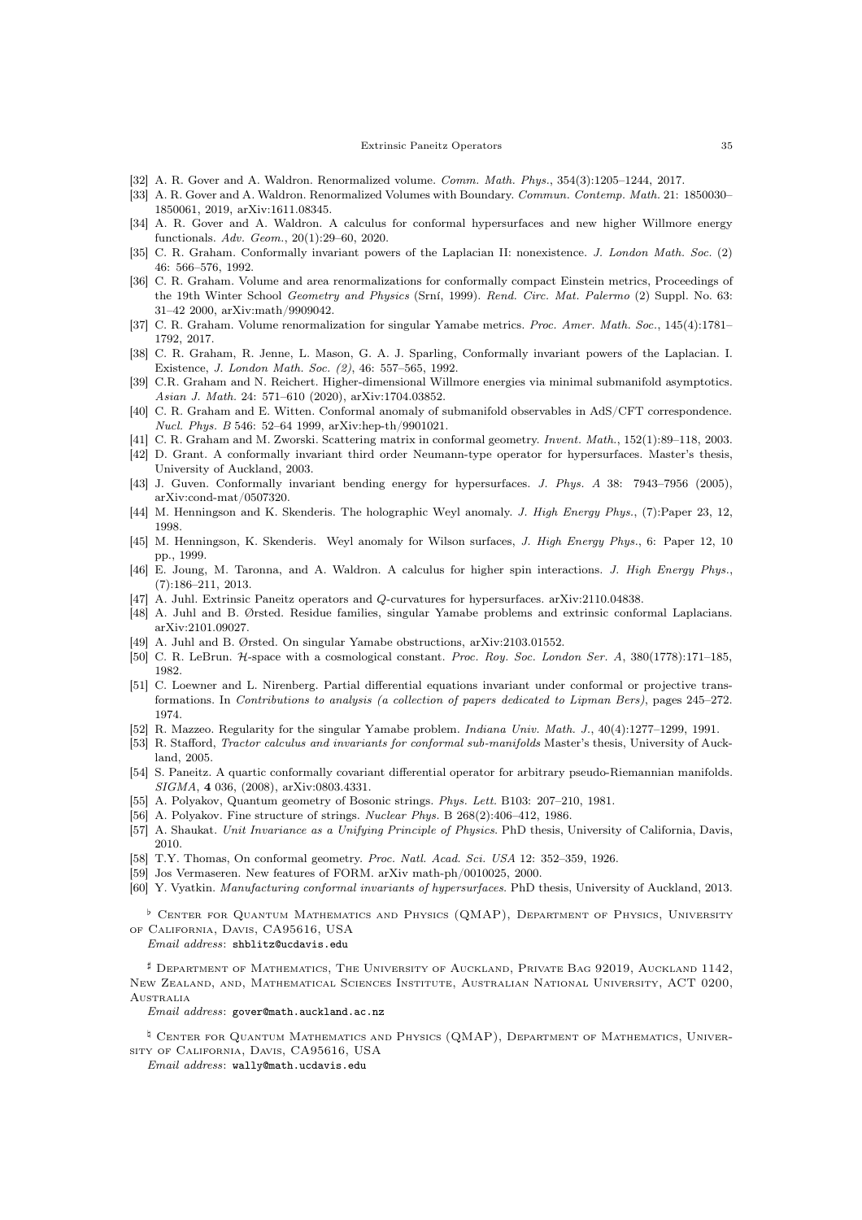[32] A. R. Gover and A. Waldron. Renormalized volume. *Comm. Math. Phys.*, 354(3):1205–1244, 2017.

[33] A. R. Gover and A. Waldron. Renormalized Volumes with Boundary. *Commun. Contemp. Math.* 21: 1850030–1850061, 2019, arXiv:1611.08345.

[34] A. R. Gover and A. Waldron. A calculus for conformal hypersurfaces and new higher Willmore energy functionals. *Adv. Geom.*, 20(1):29–60, 2020.

[35] C. R. Graham. Conformally invariant powers of the Laplacian II: nonexistence. *J. London Math. Soc.* (2) 46: 566–576, 1992.

[36] C. R. Graham. Volume and area renormalizations for conformally compact Einstein metrics, Proceedings of the 19th Winter School *Geometry and Physics* (Srní, 1999). *Rend. Circ. Mat. Palermo* (2) Suppl. No. 63: 31–42 2000, arXiv:math/9909042.

[37] C. R. Graham. Volume renormalization for singular Yamabe metrics. *Proc. Amer. Math. Soc.*, 145(4):1781–1792, 2017.

[38] C. R. Graham, R. Jenne, L. Mason, G. A. J. Sparling, Conformally invariant powers of the Laplacian. I. Existence, *J. London Math. Soc. (2)*, 46: 557–565, 1992.

[39] C.R. Graham and N. Reichert. Higher-dimensional Willmore energies via minimal submanifold asymptotics. *Asian J. Math.* 24: 571–610 (2020), arXiv:1704.03852.

[40] C. R. Graham and E. Witten. Conformal anomaly of submanifold observables in AdS/CFT correspondence. *Nucl. Phys. B* 546: 52–64 1999, arXiv:hep-th/9901021.

[41] C. R. Graham and M. Zworski. Scattering matrix in conformal geometry. *Invent. Math.*, 152(1):89–118, 2003.

[42] D. Grant. A conformally invariant third order Neumann-type operator for hypersurfaces. Master's thesis, University of Auckland, 2003.

[43] J. Guven. Conformally invariant bending energy for hypersurfaces. *J. Phys. A* 38: 7943–7956 (2005), arXiv:cond-mat/0507320.

[44] M. Henningson and K. Skenderis. The holographic Weyl anomaly. *J. High Energy Phys.*, (7):Paper 23, 12, 1998.

[45] M. Henningson, K. Skenderis. Weyl anomaly for Wilson surfaces, *J. High Energy Phys.*, 6: Paper 12, 10 pp., 1999.

[46] E. Joung, M. Taronna, and A. Waldron. A calculus for higher spin interactions. *J. High Energy Phys.*, (7):186–211, 2013.

[47] A. Juhl. Extrinsic Paneitz operators and $Q$-curvatures for hypersurfaces. arXiv:2110.04838.

[48] A. Juhl and B. Ørsted. Residue families, singular Yamabe problems and extrinsic conformal Laplacians. arXiv:2101.09027.

[49] A. Juhl and B. Ørsted. On singular Yamabe obstructions, arXiv:2103.01552.

[50] C. R. LeBrun. $\mathcal{H}$-space with a cosmological constant. *Proc. Roy. Soc. London Ser. A*, 380(1778):171–185, 1982.

[51] C. Loewner and L. Nirenberg. Partial differential equations invariant under conformal or projective transformations. In *Contributions to analysis (a collection of papers dedicated to Lipman Bers)*, pages 245–272. 1974.

[52] R. Mazzeo. Regularity for the singular Yamabe problem. *Indiana Univ. Math. J.*, 40(4):1277–1299, 1991.

[53] R. Stafford, *Tractor calculus and invariants for conformal sub-manifolds* Master's thesis, University of Auckland, 2005.

[54] S. Paneitz. A quartic conformally covariant differential operator for arbitrary pseudo-Riemannian manifolds. *SIGMA*, **4** 036, (2008), arXiv:0803.4331.

[55] A. Polyakov, Quantum geometry of Bosonic strings. *Phys. Lett.* B103: 207–210, 1981.

[56] A. Polyakov. Fine structure of strings. *Nuclear Phys.* B 268(2):406–412, 1986.

[57] A. Shaukat. *Unit Invariance as a Unifying Principle of Physics.* PhD thesis, University of California, Davis, 2010.

[58] T.Y. Thomas, On conformal geometry. *Proc. Natl. Acad. Sci. USA* 12: 352–359, 1926.

[59] Jos Vermaseren. New features of FORM. arXiv math-ph/0010025, 2000.

[60] Y. Vyatkin. *Manufacturing conformal invariants of hypersurfaces.* PhD thesis, University of Auckland, 2013.

$^\flat$ Center for Quantum Mathematics and Physics (QMAP), Department of Physics, University of California, Davis, CA95616, USA

*Email address*: shblitz@ucdavis.edu

$^\sharp$ Department of Mathematics, The University of Auckland, Private Bag 92019, Auckland 1142, New Zealand, and, Mathematical Sciences Institute, Australian National University, ACT 0200, Australia

*Email address*: gover@math.auckland.ac.nz

$^\natural$ Center for Quantum Mathematics and Physics (QMAP), Department of Mathematics, University of California, Davis, CA95616, USA

*Email address*: wally@math.ucdavis.edu